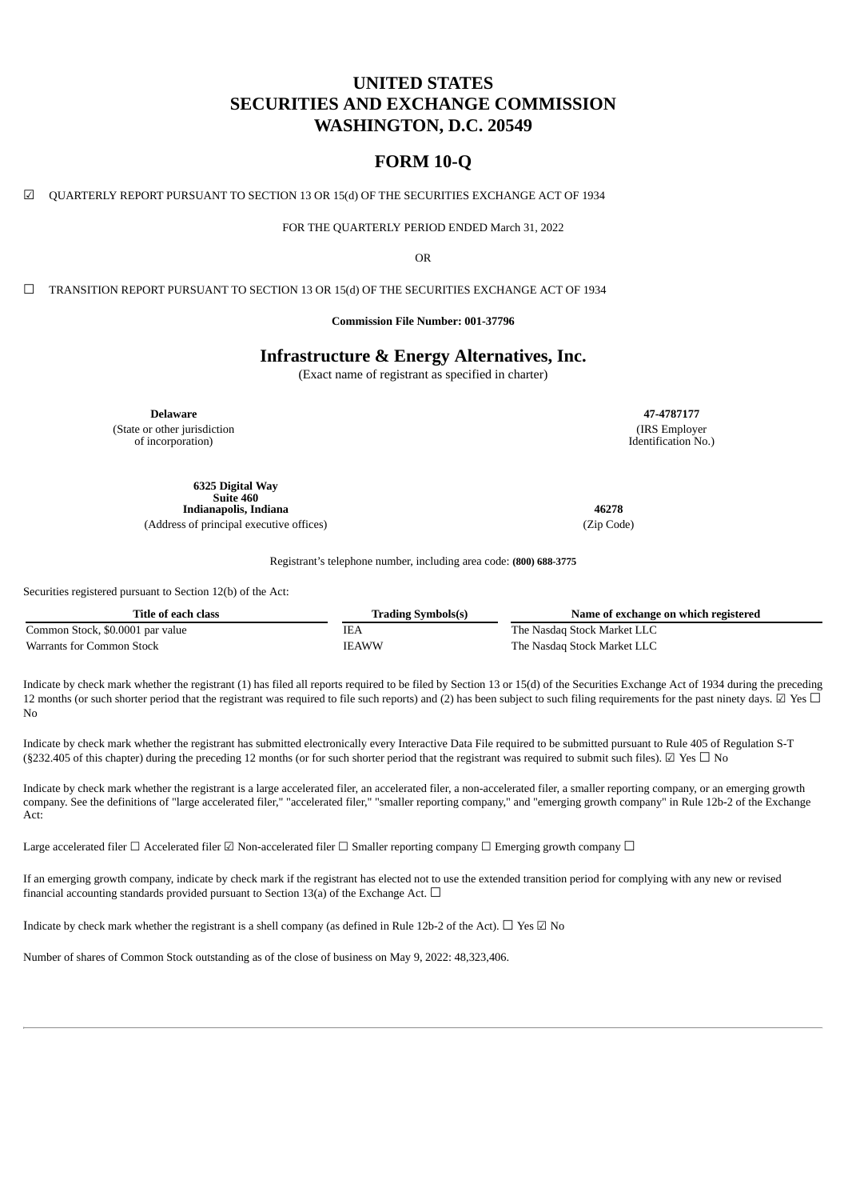# UNITED STATES
# SECURITIES AND EXCHANGE COMMISSION
# WASHINGTON, D.C. 20549

## FORM 10-Q

☑ QUARTERLY REPORT PURSUANT TO SECTION 13 OR 15(d) OF THE SECURITIES EXCHANGE ACT OF 1934

FOR THE QUARTERLY PERIOD ENDED March 31, 2022

OR

☐ TRANSITION REPORT PURSUANT TO SECTION 13 OR 15(d) OF THE SECURITIES EXCHANGE ACT OF 1934

**Commission File Number: 001-37796**

## Infrastructure & Energy Alternatives, Inc.

(Exact name of registrant as specified in charter)

| **Delaware** | **47-4787177** |
|---|---|
| (State or other jurisdiction of incorporation) | (IRS Employer Identification No.) |

| **6325 Digital Way Suite 460 Indianapolis, Indiana** | **46278** |
|---|---|
| (Address of principal executive offices) | (Zip Code) |

Registrant's telephone number, including area code: **(800) 688-3775**

Securities registered pursuant to Section 12(b) of the Act:

| Title of each class | Trading Symbols(s) | Name of exchange on which registered |
|---|---|---|
| Common Stock, $0.0001 par value | IEA | The Nasdaq Stock Market LLC |
| Warrants for Common Stock | IEAWW | The Nasdaq Stock Market LLC |

Indicate by check mark whether the registrant (1) has filed all reports required to be filed by Section 13 or 15(d) of the Securities Exchange Act of 1934 during the preceding 12 months (or such shorter period that the registrant was required to file such reports) and (2) has been subject to such filing requirements for the past ninety days. ☑ Yes ☐ No

Indicate by check mark whether the registrant has submitted electronically every Interactive Data File required to be submitted pursuant to Rule 405 of Regulation S-T (§232.405 of this chapter) during the preceding 12 months (or for such shorter period that the registrant was required to submit such files). ☑ Yes ☐ No

Indicate by check mark whether the registrant is a large accelerated filer, an accelerated filer, a non-accelerated filer, a smaller reporting company, or an emerging growth company. See the definitions of "large accelerated filer," "accelerated filer," "smaller reporting company," and "emerging growth company" in Rule 12b-2 of the Exchange Act:

Large accelerated filer ☐ Accelerated filer ☑ Non-accelerated filer ☐ Smaller reporting company ☐ Emerging growth company ☐

If an emerging growth company, indicate by check mark if the registrant has elected not to use the extended transition period for complying with any new or revised financial accounting standards provided pursuant to Section 13(a) of the Exchange Act. ☐

Indicate by check mark whether the registrant is a shell company (as defined in Rule 12b-2 of the Act). ☐ Yes ☑ No

Number of shares of Common Stock outstanding as of the close of business on May 9, 2022: 48,323,406.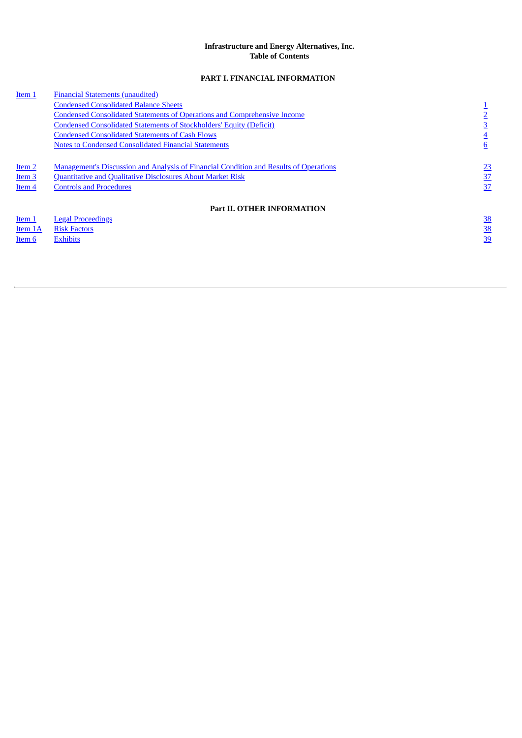**Infrastructure and Energy Alternatives, Inc.**
**Table of Contents**

## PART I. FINANCIAL INFORMATION

| | | |
|---|---|---|
| Item 1 | Financial Statements (unaudited) | |
| | Condensed Consolidated Balance Sheets | 1 |
| | Condensed Consolidated Statements of Operations and Comprehensive Income | 2 |
| | Condensed Consolidated Statements of Stockholders' Equity (Deficit) | 3 |
| | Condensed Consolidated Statements of Cash Flows | 4 |
| | Notes to Condensed Consolidated Financial Statements | 6 |
| Item 2 | Management's Discussion and Analysis of Financial Condition and Results of Operations | 23 |
| Item 3 | Quantitative and Qualitative Disclosures About Market Risk | 37 |
| Item 4 | Controls and Procedures | 37 |

## Part II. OTHER INFORMATION

| | | |
|---|---|---|
| Item 1 | Legal Proceedings | 38 |
| Item 1A | Risk Factors | 38 |
| Item 6 | Exhibits | 39 |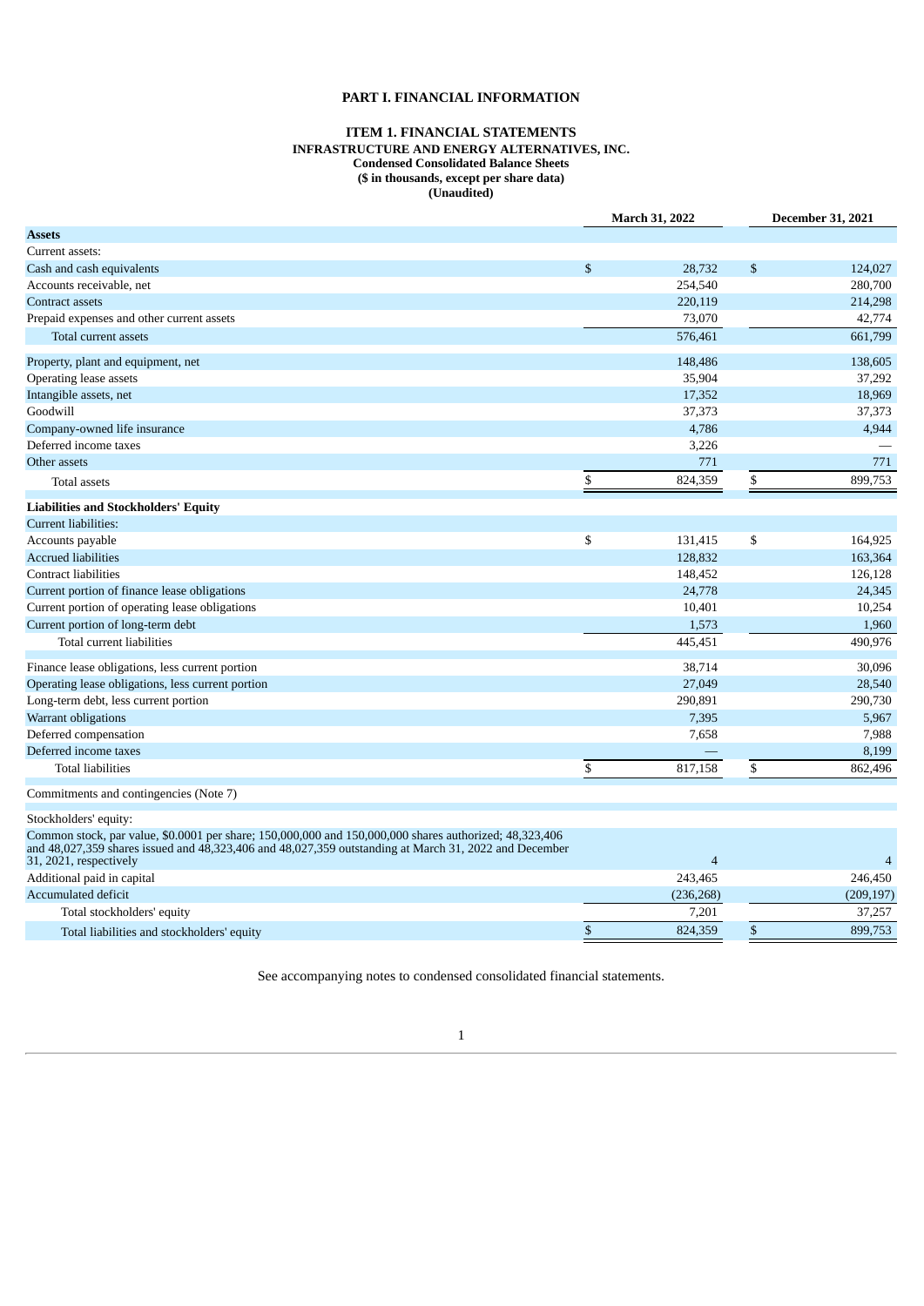# PART I. FINANCIAL INFORMATION

## ITEM 1. FINANCIAL STATEMENTS

**INFRASTRUCTURE AND ENERGY ALTERNATIVES, INC.**
**Condensed Consolidated Balance Sheets**
**($ in thousands, except per share data)**
**(Unaudited)**

| | March 31, 2022 | December 31, 2021 |
|---|---|---|
| **Assets** | | |
| Current assets: | | |
| Cash and cash equivalents | $ 28,732 | $ 124,027 |
| Accounts receivable, net | 254,540 | 280,700 |
| Contract assets | 220,119 | 214,298 |
| Prepaid expenses and other current assets | 73,070 | 42,774 |
| Total current assets | 576,461 | 661,799 |
| Property, plant and equipment, net | 148,486 | 138,605 |
| Operating lease assets | 35,904 | 37,292 |
| Intangible assets, net | 17,352 | 18,969 |
| Goodwill | 37,373 | 37,373 |
| Company-owned life insurance | 4,786 | 4,944 |
| Deferred income taxes | 3,226 | — |
| Other assets | 771 | 771 |
| Total assets | $ 824,359 | $ 899,753 |
| **Liabilities and Stockholders' Equity** | | |
| Current liabilities: | | |
| Accounts payable | $ 131,415 | $ 164,925 |
| Accrued liabilities | 128,832 | 163,364 |
| Contract liabilities | 148,452 | 126,128 |
| Current portion of finance lease obligations | 24,778 | 24,345 |
| Current portion of operating lease obligations | 10,401 | 10,254 |
| Current portion of long-term debt | 1,573 | 1,960 |
| Total current liabilities | 445,451 | 490,976 |
| Finance lease obligations, less current portion | 38,714 | 30,096 |
| Operating lease obligations, less current portion | 27,049 | 28,540 |
| Long-term debt, less current portion | 290,891 | 290,730 |
| Warrant obligations | 7,395 | 5,967 |
| Deferred compensation | 7,658 | 7,988 |
| Deferred income taxes | — | 8,199 |
| Total liabilities | $ 817,158 | $ 862,496 |
| Commitments and contingencies (Note 7) | | |
| Stockholders' equity: | | |
| Common stock, par value, $0.0001 per share; 150,000,000 and 150,000,000 shares authorized; 48,323,406 and 48,027,359 shares issued and 48,323,406 and 48,027,359 outstanding at March 31, 2022 and December 31, 2021, respectively | 4 | 4 |
| Additional paid in capital | 243,465 | 246,450 |
| Accumulated deficit | (236,268) | (209,197) |
| Total stockholders' equity | 7,201 | 37,257 |
| Total liabilities and stockholders' equity | $ 824,359 | $ 899,753 |

See accompanying notes to condensed consolidated financial statements.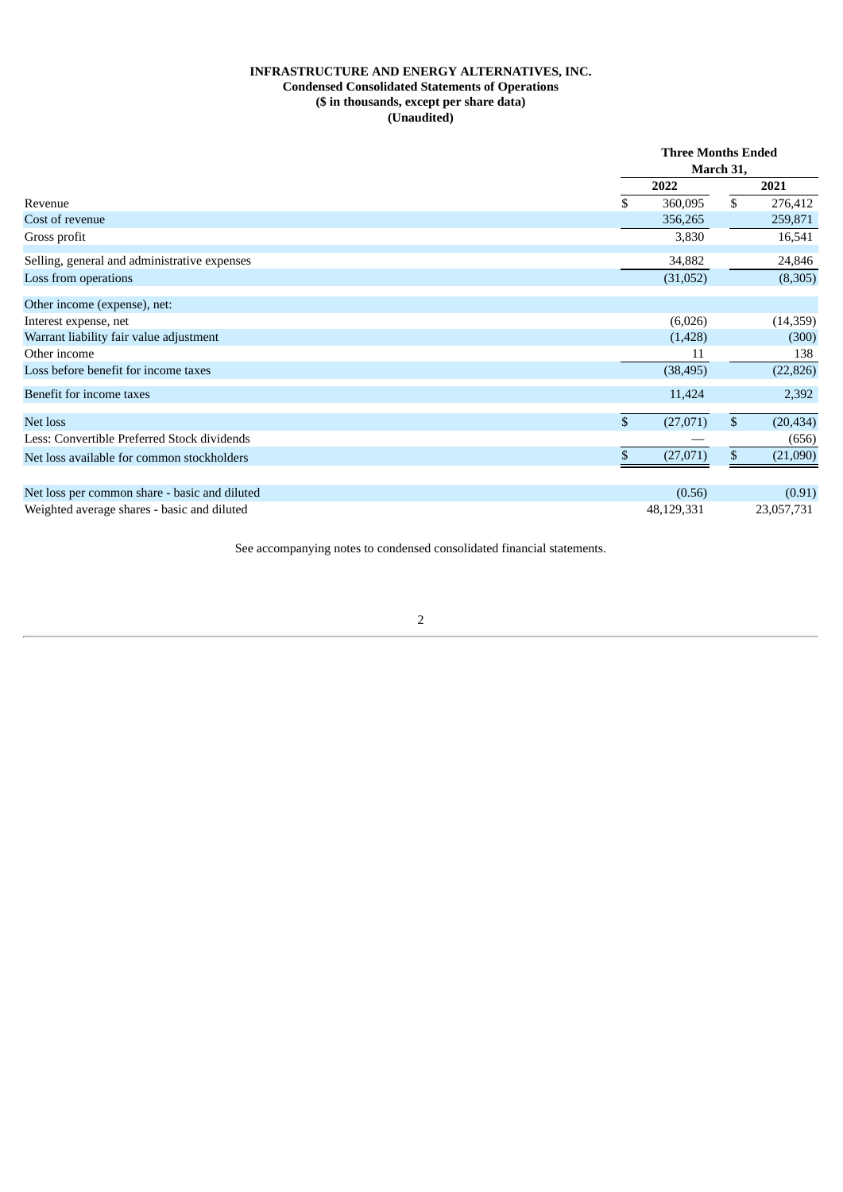**INFRASTRUCTURE AND ENERGY ALTERNATIVES, INC.**
**Condensed Consolidated Statements of Operations**
**($ in thousands, except per share data)**
**(Unaudited)**

| | Three Months Ended March 31, | |
|---|---|---|
| | 2022 | 2021 |
| Revenue | $ 360,095 | $ 276,412 |
| Cost of revenue | 356,265 | 259,871 |
| Gross profit | 3,830 | 16,541 |
| Selling, general and administrative expenses | 34,882 | 24,846 |
| Loss from operations | (31,052) | (8,305) |
| Other income (expense), net: | | |
| Interest expense, net | (6,026) | (14,359) |
| Warrant liability fair value adjustment | (1,428) | (300) |
| Other income | 11 | 138 |
| Loss before benefit for income taxes | (38,495) | (22,826) |
| Benefit for income taxes | 11,424 | 2,392 |
| Net loss | $ (27,071) | $ (20,434) |
| Less: Convertible Preferred Stock dividends | — | (656) |
| Net loss available for common stockholders | $ (27,071) | $ (21,090) |
| Net loss per common share - basic and diluted | (0.56) | (0.91) |
| Weighted average shares - basic and diluted | 48,129,331 | 23,057,731 |

See accompanying notes to condensed consolidated financial statements.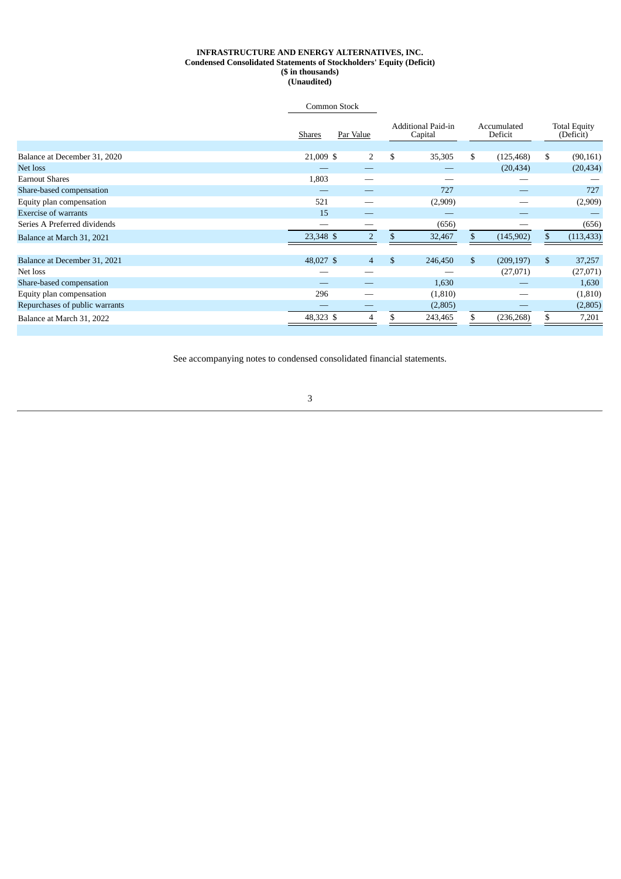**INFRASTRUCTURE AND ENERGY ALTERNATIVES, INC.**
**Condensed Consolidated Statements of Stockholders' Equity (Deficit)**
**($ in thousands)**
**(Unaudited)**

| | Common Stock | | | | |
|---|---|---|---|---|---|
| | Shares | Par Value | Additional Paid-in Capital | Accumulated Deficit | Total Equity (Deficit) |
| Balance at December 31, 2020 | 21,009 | $ 2 | $ 35,305 | $ (125,468) | $ (90,161) |
| Net loss | — | — | — | (20,434) | (20,434) |
| Earnout Shares | 1,803 | — | — | — | — |
| Share-based compensation | — | — | 727 | — | 727 |
| Equity plan compensation | 521 | — | (2,909) | — | (2,909) |
| Exercise of warrants | 15 | — | — | — | — |
| Series A Preferred dividends | — | — | (656) | — | (656) |
| Balance at March 31, 2021 | 23,348 | $ 2 | $ 32,467 | $ (145,902) | $ (113,433) |
| | | | | | |
| Balance at December 31, 2021 | 48,027 | $ 4 | $ 246,450 | $ (209,197) | $ 37,257 |
| Net loss | — | — | — | (27,071) | (27,071) |
| Share-based compensation | — | — | 1,630 | — | 1,630 |
| Equity plan compensation | 296 | — | (1,810) | — | (1,810) |
| Repurchases of public warrants | — | — | (2,805) | — | (2,805) |
| Balance at March 31, 2022 | 48,323 | $ 4 | $ 243,465 | $ (236,268) | $ 7,201 |

See accompanying notes to condensed consolidated financial statements.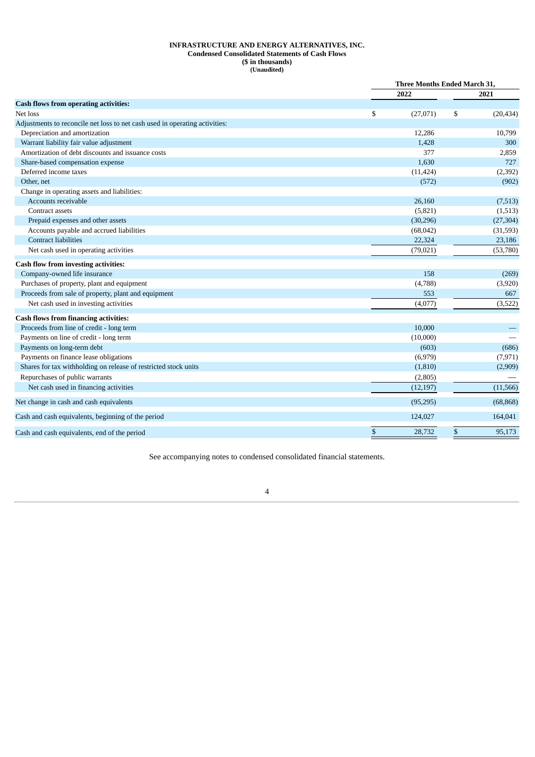**INFRASTRUCTURE AND ENERGY ALTERNATIVES, INC.**
**Condensed Consolidated Statements of Cash Flows**
**($ in thousands)**
**(Unaudited)**

| | Three Months Ended March 31, | |
|---|---|---|
| | 2022 | 2021 |
| **Cash flows from operating activities:** | | |
| Net loss | $ (27,071) | $ (20,434) |
| Adjustments to reconcile net loss to net cash used in operating activities: | | |
| Depreciation and amortization | 12,286 | 10,799 |
| Warrant liability fair value adjustment | 1,428 | 300 |
| Amortization of debt discounts and issuance costs | 377 | 2,859 |
| Share-based compensation expense | 1,630 | 727 |
| Deferred income taxes | (11,424) | (2,392) |
| Other, net | (572) | (902) |
| Change in operating assets and liabilities: | | |
| Accounts receivable | 26,160 | (7,513) |
| Contract assets | (5,821) | (1,513) |
| Prepaid expenses and other assets | (30,296) | (27,304) |
| Accounts payable and accrued liabilities | (68,042) | (31,593) |
| Contract liabilities | 22,324 | 23,186 |
| Net cash used in operating activities | (79,021) | (53,780) |
| **Cash flow from investing activities:** | | |
| Company-owned life insurance | 158 | (269) |
| Purchases of property, plant and equipment | (4,788) | (3,920) |
| Proceeds from sale of property, plant and equipment | 553 | 667 |
| Net cash used in investing activities | (4,077) | (3,522) |
| **Cash flows from financing activities:** | | |
| Proceeds from line of credit - long term | 10,000 | — |
| Payments on line of credit - long term | (10,000) | — |
| Payments on long-term debt | (603) | (686) |
| Payments on finance lease obligations | (6,979) | (7,971) |
| Shares for tax withholding on release of restricted stock units | (1,810) | (2,909) |
| Repurchases of public warrants | (2,805) | — |
| Net cash used in financing activities | (12,197) | (11,566) |
| Net change in cash and cash equivalents | (95,295) | (68,868) |
| Cash and cash equivalents, beginning of the period | 124,027 | 164,041 |
| Cash and cash equivalents, end of the period | $ 28,732 | $ 95,173 |

See accompanying notes to condensed consolidated financial statements.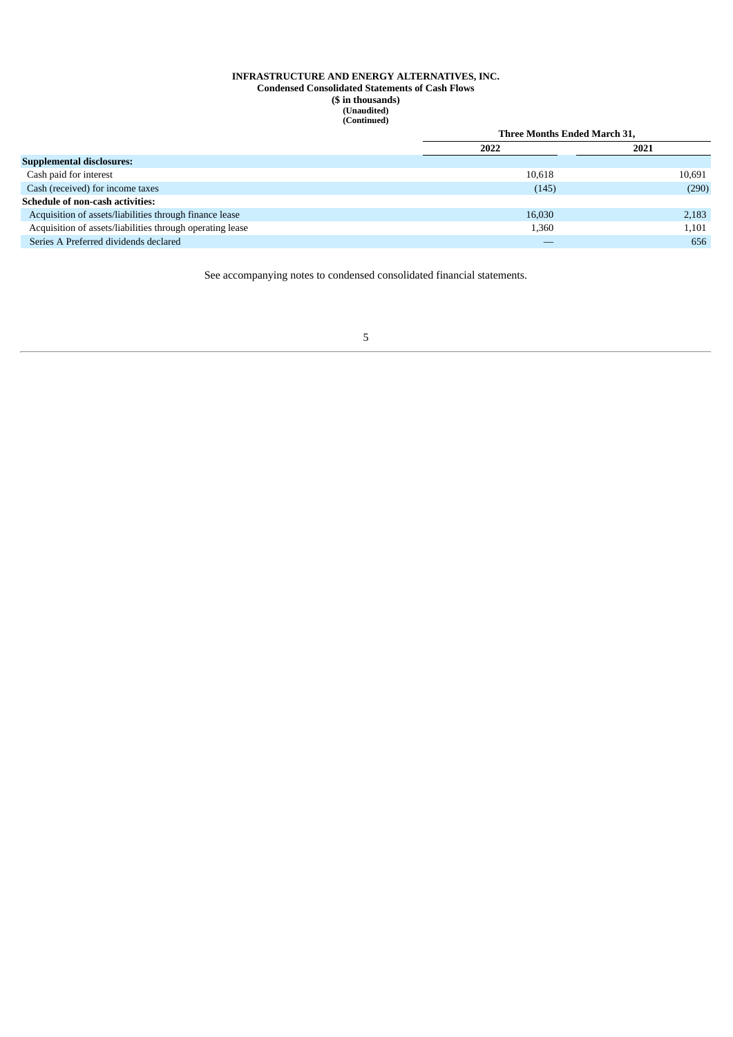**INFRASTRUCTURE AND ENERGY ALTERNATIVES, INC.**
**Condensed Consolidated Statements of Cash Flows**
**($ in thousands)**
**(Unaudited)**
**(Continued)**

| | Three Months Ended March 31, | |
|---|---|---|
| | **2022** | **2021** |
| **Supplemental disclosures:** | | |
| Cash paid for interest | 10,618 | 10,691 |
| Cash (received) for income taxes | (145) | (290) |
| **Schedule of non-cash activities:** | | |
| Acquisition of assets/liabilities through finance lease | 16,030 | 2,183 |
| Acquisition of assets/liabilities through operating lease | 1,360 | 1,101 |
| Series A Preferred dividends declared | — | 656 |

See accompanying notes to condensed consolidated financial statements.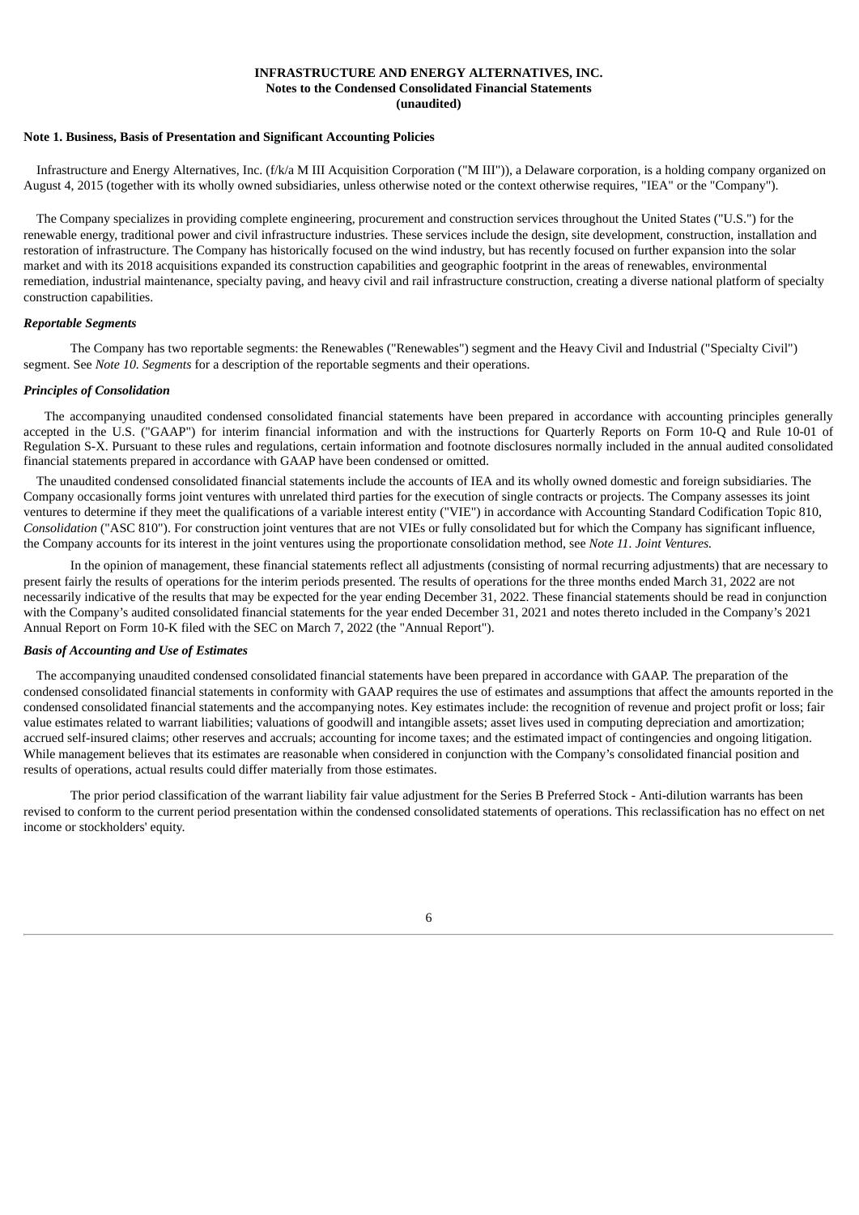**INFRASTRUCTURE AND ENERGY ALTERNATIVES, INC.**
**Notes to the Condensed Consolidated Financial Statements**
**(unaudited)**

**Note 1. Business, Basis of Presentation and Significant Accounting Policies**

Infrastructure and Energy Alternatives, Inc. (f/k/a M III Acquisition Corporation ("M III")), a Delaware corporation, is a holding company organized on August 4, 2015 (together with its wholly owned subsidiaries, unless otherwise noted or the context otherwise requires, "IEA" or the "Company").

The Company specializes in providing complete engineering, procurement and construction services throughout the United States ("U.S.") for the renewable energy, traditional power and civil infrastructure industries. These services include the design, site development, construction, installation and restoration of infrastructure. The Company has historically focused on the wind industry, but has recently focused on further expansion into the solar market and with its 2018 acquisitions expanded its construction capabilities and geographic footprint in the areas of renewables, environmental remediation, industrial maintenance, specialty paving, and heavy civil and rail infrastructure construction, creating a diverse national platform of specialty construction capabilities.

***Reportable Segments***

The Company has two reportable segments: the Renewables ("Renewables") segment and the Heavy Civil and Industrial ("Specialty Civil") segment. See *Note 10. Segments* for a description of the reportable segments and their operations.

***Principles of Consolidation***

The accompanying unaudited condensed consolidated financial statements have been prepared in accordance with accounting principles generally accepted in the U.S. ("GAAP") for interim financial information and with the instructions for Quarterly Reports on Form 10-Q and Rule 10-01 of Regulation S-X. Pursuant to these rules and regulations, certain information and footnote disclosures normally included in the annual audited consolidated financial statements prepared in accordance with GAAP have been condensed or omitted.

The unaudited condensed consolidated financial statements include the accounts of IEA and its wholly owned domestic and foreign subsidiaries. The Company occasionally forms joint ventures with unrelated third parties for the execution of single contracts or projects. The Company assesses its joint ventures to determine if they meet the qualifications of a variable interest entity ("VIE") in accordance with Accounting Standard Codification Topic 810, *Consolidation* ("ASC 810"). For construction joint ventures that are not VIEs or fully consolidated but for which the Company has significant influence, the Company accounts for its interest in the joint ventures using the proportionate consolidation method, see *Note 11. Joint Ventures.*

In the opinion of management, these financial statements reflect all adjustments (consisting of normal recurring adjustments) that are necessary to present fairly the results of operations for the interim periods presented. The results of operations for the three months ended March 31, 2022 are not necessarily indicative of the results that may be expected for the year ending December 31, 2022. These financial statements should be read in conjunction with the Company's audited consolidated financial statements for the year ended December 31, 2021 and notes thereto included in the Company's 2021 Annual Report on Form 10-K filed with the SEC on March 7, 2022 (the "Annual Report").

***Basis of Accounting and Use of Estimates***

The accompanying unaudited condensed consolidated financial statements have been prepared in accordance with GAAP. The preparation of the condensed consolidated financial statements in conformity with GAAP requires the use of estimates and assumptions that affect the amounts reported in the condensed consolidated financial statements and the accompanying notes. Key estimates include: the recognition of revenue and project profit or loss; fair value estimates related to warrant liabilities; valuations of goodwill and intangible assets; asset lives used in computing depreciation and amortization; accrued self-insured claims; other reserves and accruals; accounting for income taxes; and the estimated impact of contingencies and ongoing litigation. While management believes that its estimates are reasonable when considered in conjunction with the Company's consolidated financial position and results of operations, actual results could differ materially from those estimates.

The prior period classification of the warrant liability fair value adjustment for the Series B Preferred Stock - Anti-dilution warrants has been revised to conform to the current period presentation within the condensed consolidated statements of operations. This reclassification has no effect on net income or stockholders' equity.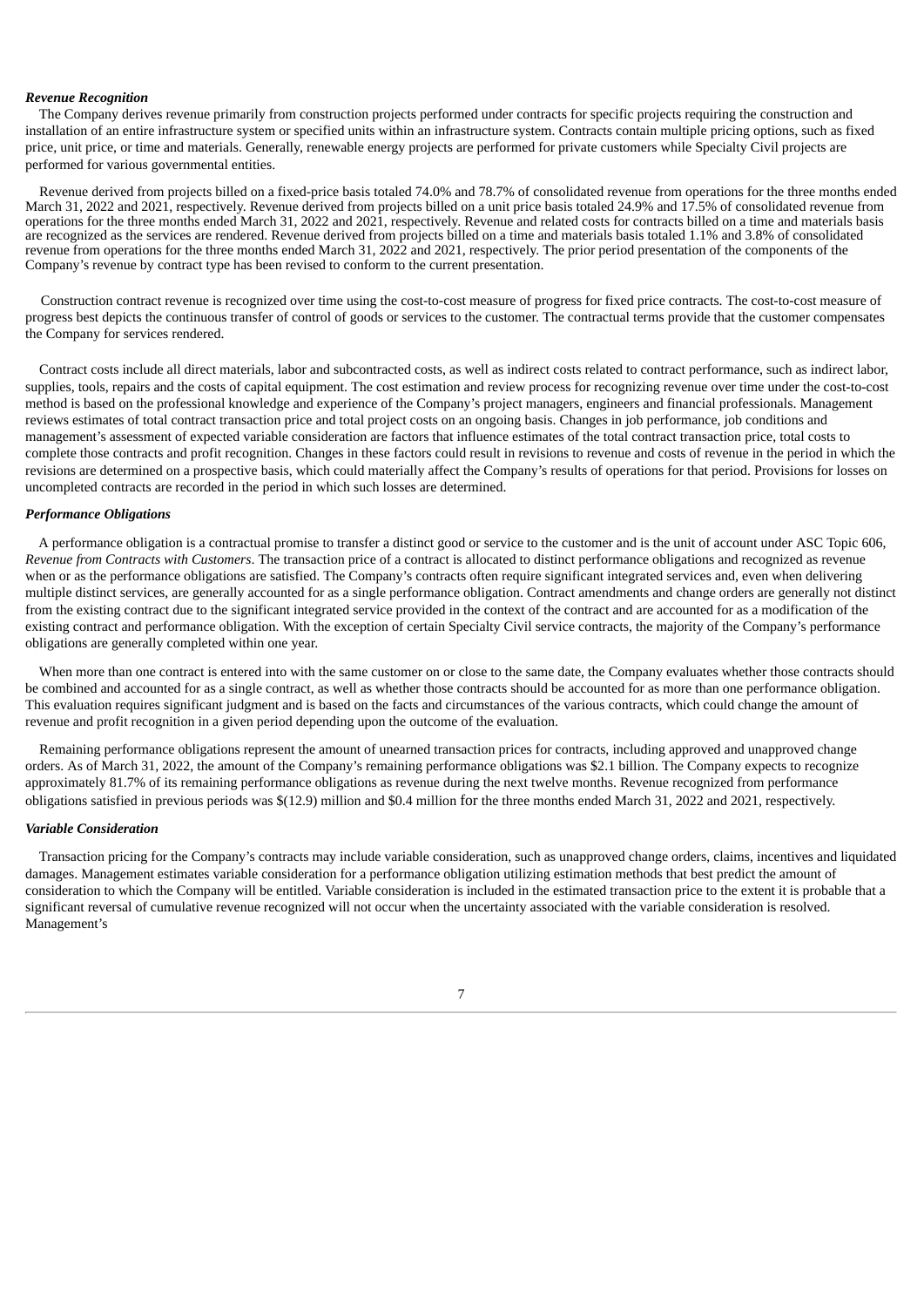### *Revenue Recognition*

The Company derives revenue primarily from construction projects performed under contracts for specific projects requiring the construction and installation of an entire infrastructure system or specified units within an infrastructure system. Contracts contain multiple pricing options, such as fixed price, unit price, or time and materials. Generally, renewable energy projects are performed for private customers while Specialty Civil projects are performed for various governmental entities.

Revenue derived from projects billed on a fixed-price basis totaled 74.0% and 78.7% of consolidated revenue from operations for the three months ended March 31, 2022 and 2021, respectively. Revenue derived from projects billed on a unit price basis totaled 24.9% and 17.5% of consolidated revenue from operations for the three months ended March 31, 2022 and 2021, respectively. Revenue and related costs for contracts billed on a time and materials basis are recognized as the services are rendered. Revenue derived from projects billed on a time and materials basis totaled 1.1% and 3.8% of consolidated revenue from operations for the three months ended March 31, 2022 and 2021, respectively. The prior period presentation of the components of the Company's revenue by contract type has been revised to conform to the current presentation.

Construction contract revenue is recognized over time using the cost-to-cost measure of progress for fixed price contracts. The cost-to-cost measure of progress best depicts the continuous transfer of control of goods or services to the customer. The contractual terms provide that the customer compensates the Company for services rendered.

Contract costs include all direct materials, labor and subcontracted costs, as well as indirect costs related to contract performance, such as indirect labor, supplies, tools, repairs and the costs of capital equipment. The cost estimation and review process for recognizing revenue over time under the cost-to-cost method is based on the professional knowledge and experience of the Company's project managers, engineers and financial professionals. Management reviews estimates of total contract transaction price and total project costs on an ongoing basis. Changes in job performance, job conditions and management's assessment of expected variable consideration are factors that influence estimates of the total contract transaction price, total costs to complete those contracts and profit recognition. Changes in these factors could result in revisions to revenue and costs of revenue in the period in which the revisions are determined on a prospective basis, which could materially affect the Company's results of operations for that period. Provisions for losses on uncompleted contracts are recorded in the period in which such losses are determined.

### *Performance Obligations*

A performance obligation is a contractual promise to transfer a distinct good or service to the customer and is the unit of account under ASC Topic 606, *Revenue from Contracts with Customers*. The transaction price of a contract is allocated to distinct performance obligations and recognized as revenue when or as the performance obligations are satisfied. The Company's contracts often require significant integrated services and, even when delivering multiple distinct services, are generally accounted for as a single performance obligation. Contract amendments and change orders are generally not distinct from the existing contract due to the significant integrated service provided in the context of the contract and are accounted for as a modification of the existing contract and performance obligation. With the exception of certain Specialty Civil service contracts, the majority of the Company's performance obligations are generally completed within one year.

When more than one contract is entered into with the same customer on or close to the same date, the Company evaluates whether those contracts should be combined and accounted for as a single contract, as well as whether those contracts should be accounted for as more than one performance obligation. This evaluation requires significant judgment and is based on the facts and circumstances of the various contracts, which could change the amount of revenue and profit recognition in a given period depending upon the outcome of the evaluation.

Remaining performance obligations represent the amount of unearned transaction prices for contracts, including approved and unapproved change orders. As of March 31, 2022, the amount of the Company's remaining performance obligations was $2.1 billion. The Company expects to recognize approximately 81.7% of its remaining performance obligations as revenue during the next twelve months. Revenue recognized from performance obligations satisfied in previous periods was $(12.9) million and $0.4 million for the three months ended March 31, 2022 and 2021, respectively.

### *Variable Consideration*

Transaction pricing for the Company's contracts may include variable consideration, such as unapproved change orders, claims, incentives and liquidated damages. Management estimates variable consideration for a performance obligation utilizing estimation methods that best predict the amount of consideration to which the Company will be entitled. Variable consideration is included in the estimated transaction price to the extent it is probable that a significant reversal of cumulative revenue recognized will not occur when the uncertainty associated with the variable consideration is resolved. Management's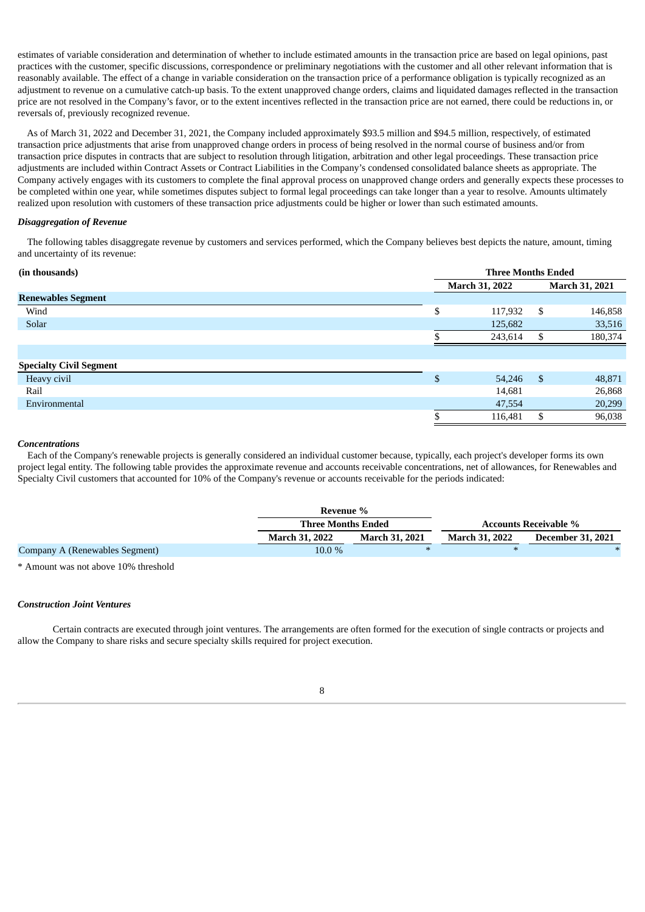estimates of variable consideration and determination of whether to include estimated amounts in the transaction price are based on legal opinions, past practices with the customer, specific discussions, correspondence or preliminary negotiations with the customer and all other relevant information that is reasonably available. The effect of a change in variable consideration on the transaction price of a performance obligation is typically recognized as an adjustment to revenue on a cumulative catch-up basis. To the extent unapproved change orders, claims and liquidated damages reflected in the transaction price are not resolved in the Company's favor, or to the extent incentives reflected in the transaction price are not earned, there could be reductions in, or reversals of, previously recognized revenue.

As of March 31, 2022 and December 31, 2021, the Company included approximately $93.5 million and $94.5 million, respectively, of estimated transaction price adjustments that arise from unapproved change orders in process of being resolved in the normal course of business and/or from transaction price disputes in contracts that are subject to resolution through litigation, arbitration and other legal proceedings. These transaction price adjustments are included within Contract Assets or Contract Liabilities in the Company's condensed consolidated balance sheets as appropriate. The Company actively engages with its customers to complete the final approval process on unapproved change orders and generally expects these processes to be completed within one year, while sometimes disputes subject to formal legal proceedings can take longer than a year to resolve. Amounts ultimately realized upon resolution with customers of these transaction price adjustments could be higher or lower than such estimated amounts.

***Disaggregation of Revenue***

The following tables disaggregate revenue by customers and services performed, which the Company believes best depicts the nature, amount, timing and uncertainty of its revenue:

| (in thousands) | Three Months Ended | |
|---|---|---|
| | March 31, 2022 | March 31, 2021 |
| **Renewables Segment** | | |
| Wind | $ 117,932 | $ 146,858 |
| Solar | 125,682 | 33,516 |
| | $ 243,614 | $ 180,374 |
| | | |
| **Specialty Civil Segment** | | |
| Heavy civil | $ 54,246 | $ 48,871 |
| Rail | 14,681 | 26,868 |
| Environmental | 47,554 | 20,299 |
| | $ 116,481 | $ 96,038 |

***Concentrations***

Each of the Company's renewable projects is generally considered an individual customer because, typically, each project's developer forms its own project legal entity. The following table provides the approximate revenue and accounts receivable concentrations, net of allowances, for Renewables and Specialty Civil customers that accounted for 10% of the Company's revenue or accounts receivable for the periods indicated:

| | Revenue % | | | |
|---|---|---|---|---|
| | Three Months Ended | | Accounts Receivable % | |
| | March 31, 2022 | March 31, 2021 | March 31, 2022 | December 31, 2021 |
| Company A (Renewables Segment) | 10.0 % | * | * | * |

* Amount was not above 10% threshold

***Construction Joint Ventures***

Certain contracts are executed through joint ventures. The arrangements are often formed for the execution of single contracts or projects and allow the Company to share risks and secure specialty skills required for project execution.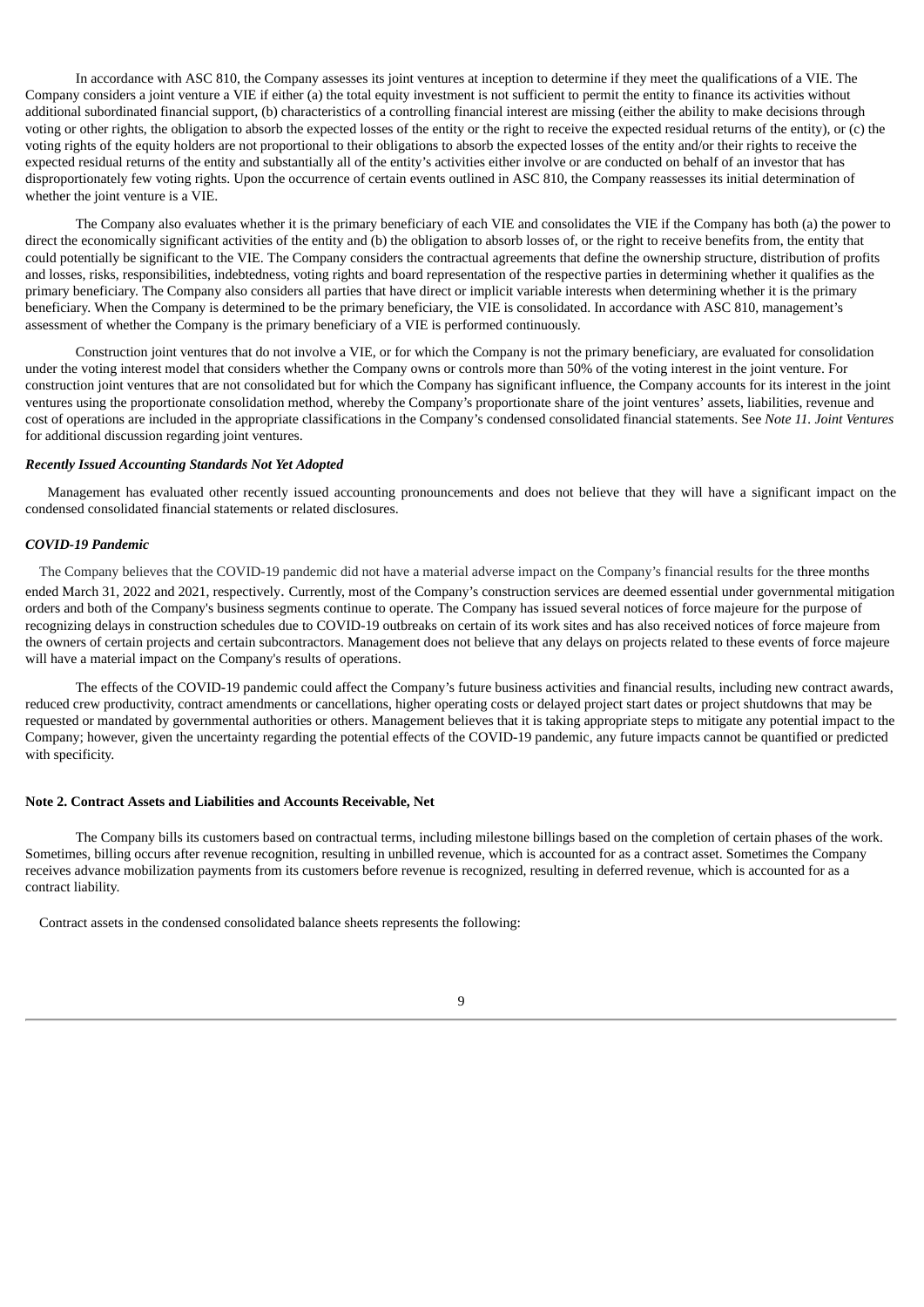In accordance with ASC 810, the Company assesses its joint ventures at inception to determine if they meet the qualifications of a VIE. The Company considers a joint venture a VIE if either (a) the total equity investment is not sufficient to permit the entity to finance its activities without additional subordinated financial support, (b) characteristics of a controlling financial interest are missing (either the ability to make decisions through voting or other rights, the obligation to absorb the expected losses of the entity or the right to receive the expected residual returns of the entity), or (c) the voting rights of the equity holders are not proportional to their obligations to absorb the expected losses of the entity and/or their rights to receive the expected residual returns of the entity and substantially all of the entity's activities either involve or are conducted on behalf of an investor that has disproportionately few voting rights. Upon the occurrence of certain events outlined in ASC 810, the Company reassesses its initial determination of whether the joint venture is a VIE.

The Company also evaluates whether it is the primary beneficiary of each VIE and consolidates the VIE if the Company has both (a) the power to direct the economically significant activities of the entity and (b) the obligation to absorb losses of, or the right to receive benefits from, the entity that could potentially be significant to the VIE. The Company considers the contractual agreements that define the ownership structure, distribution of profits and losses, risks, responsibilities, indebtedness, voting rights and board representation of the respective parties in determining whether it qualifies as the primary beneficiary. The Company also considers all parties that have direct or implicit variable interests when determining whether it is the primary beneficiary. When the Company is determined to be the primary beneficiary, the VIE is consolidated. In accordance with ASC 810, management's assessment of whether the Company is the primary beneficiary of a VIE is performed continuously.

Construction joint ventures that do not involve a VIE, or for which the Company is not the primary beneficiary, are evaluated for consolidation under the voting interest model that considers whether the Company owns or controls more than 50% of the voting interest in the joint venture. For construction joint ventures that are not consolidated but for which the Company has significant influence, the Company accounts for its interest in the joint ventures using the proportionate consolidation method, whereby the Company's proportionate share of the joint ventures' assets, liabilities, revenue and cost of operations are included in the appropriate classifications in the Company's condensed consolidated financial statements. See *Note 11. Joint Ventures* for additional discussion regarding joint ventures.

***Recently Issued Accounting Standards Not Yet Adopted***

Management has evaluated other recently issued accounting pronouncements and does not believe that they will have a significant impact on the condensed consolidated financial statements or related disclosures.

***COVID-19 Pandemic***

The Company believes that the COVID-19 pandemic did not have a material adverse impact on the Company's financial results for the three months ended March 31, 2022 and 2021, respectively. Currently, most of the Company's construction services are deemed essential under governmental mitigation orders and both of the Company's business segments continue to operate. The Company has issued several notices of force majeure for the purpose of recognizing delays in construction schedules due to COVID-19 outbreaks on certain of its work sites and has also received notices of force majeure from the owners of certain projects and certain subcontractors. Management does not believe that any delays on projects related to these events of force majeure will have a material impact on the Company's results of operations.

The effects of the COVID-19 pandemic could affect the Company's future business activities and financial results, including new contract awards, reduced crew productivity, contract amendments or cancellations, higher operating costs or delayed project start dates or project shutdowns that may be requested or mandated by governmental authorities or others. Management believes that it is taking appropriate steps to mitigate any potential impact to the Company; however, given the uncertainty regarding the potential effects of the COVID-19 pandemic, any future impacts cannot be quantified or predicted with specificity.

**Note 2. Contract Assets and Liabilities and Accounts Receivable, Net**

The Company bills its customers based on contractual terms, including milestone billings based on the completion of certain phases of the work. Sometimes, billing occurs after revenue recognition, resulting in unbilled revenue, which is accounted for as a contract asset. Sometimes the Company receives advance mobilization payments from its customers before revenue is recognized, resulting in deferred revenue, which is accounted for as a contract liability.

Contract assets in the condensed consolidated balance sheets represents the following: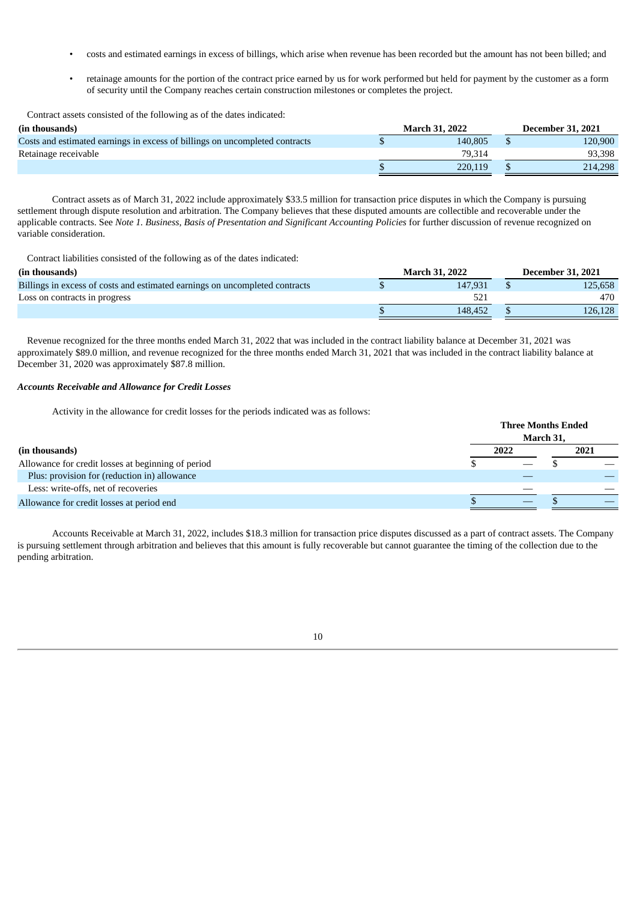- costs and estimated earnings in excess of billings, which arise when revenue has been recorded but the amount has not been billed; and
- retainage amounts for the portion of the contract price earned by us for work performed but held for payment by the customer as a form of security until the Company reaches certain construction milestones or completes the project.

Contract assets consisted of the following as of the dates indicated:

| (in thousands) | March 31, 2022 | December 31, 2021 |
|---|---|---|
| Costs and estimated earnings in excess of billings on uncompleted contracts | $ 140,805 | $ 120,900 |
| Retainage receivable | 79,314 | 93,398 |
| | $ 220,119 | $ 214,298 |

Contract assets as of March 31, 2022 include approximately $33.5 million for transaction price disputes in which the Company is pursuing settlement through dispute resolution and arbitration. The Company believes that these disputed amounts are collectible and recoverable under the applicable contracts. See *Note 1. Business, Basis of Presentation and Significant Accounting Policies* for further discussion of revenue recognized on variable consideration.

Contract liabilities consisted of the following as of the dates indicated:

| (in thousands) | March 31, 2022 | December 31, 2021 |
|---|---|---|
| Billings in excess of costs and estimated earnings on uncompleted contracts | $ 147,931 | $ 125,658 |
| Loss on contracts in progress | 521 | 470 |
| | $ 148,452 | $ 126,128 |

Revenue recognized for the three months ended March 31, 2022 that was included in the contract liability balance at December 31, 2021 was approximately $89.0 million, and revenue recognized for the three months ended March 31, 2021 that was included in the contract liability balance at December 31, 2020 was approximately $87.8 million.

***Accounts Receivable and Allowance for Credit Losses***

Activity in the allowance for credit losses for the periods indicated was as follows:

| | Three Months Ended March 31, | |
|---|---|---|
| (in thousands) | 2022 | 2021 |
| Allowance for credit losses at beginning of period | $ — | $ — |
| Plus: provision for (reduction in) allowance | — | — |
| Less: write-offs, net of recoveries | — | — |
| Allowance for credit losses at period end | $ — | $ — |

Accounts Receivable at March 31, 2022, includes $18.3 million for transaction price disputes discussed as a part of contract assets. The Company is pursuing settlement through arbitration and believes that this amount is fully recoverable but cannot guarantee the timing of the collection due to the pending arbitration.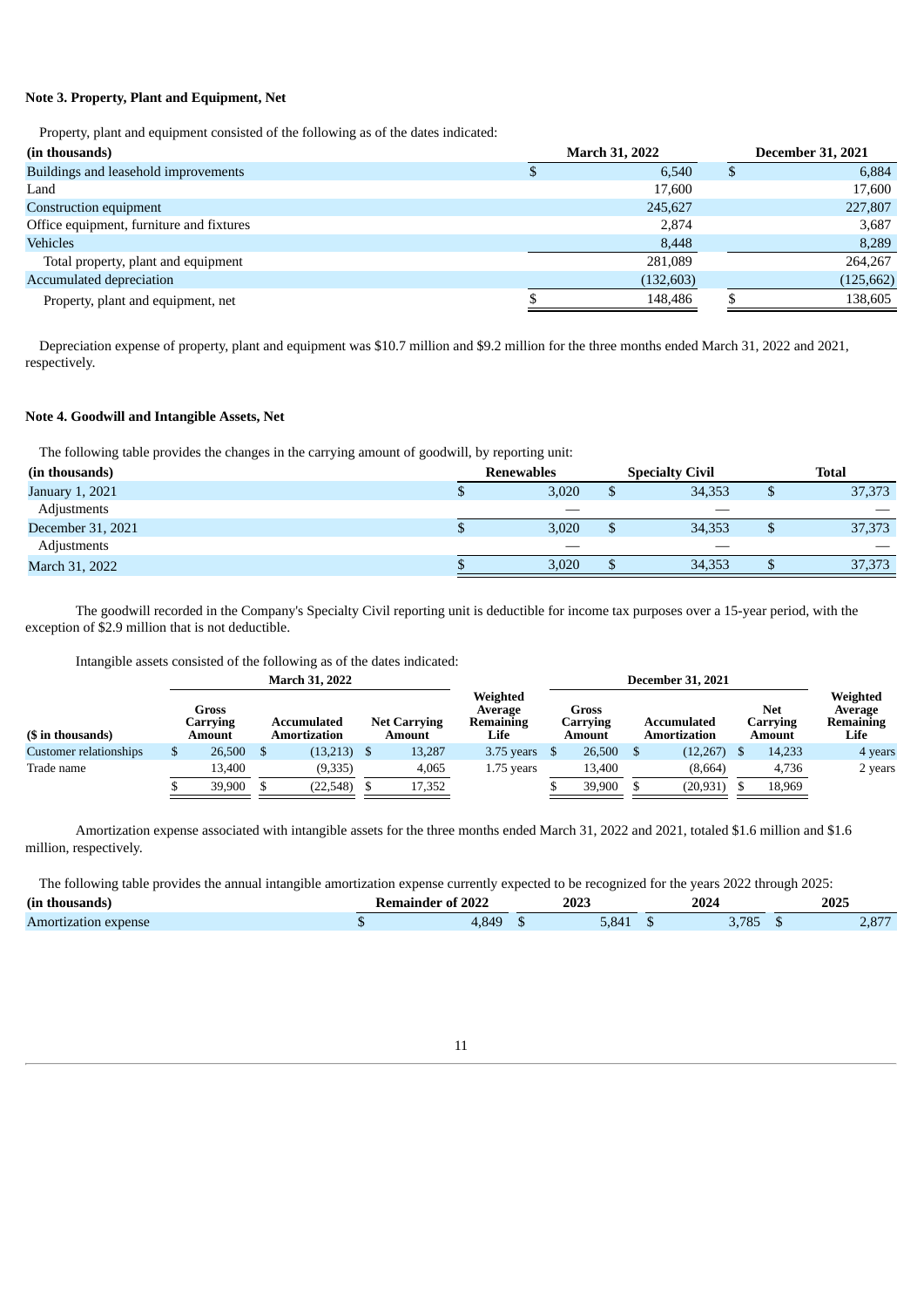### Note 3. Property, Plant and Equipment, Net

Property, plant and equipment consisted of the following as of the dates indicated:

| (in thousands) | March 31, 2022 | December 31, 2021 |
|---|---|---|
| Buildings and leasehold improvements | $ 6,540 | $ 6,884 |
| Land | 17,600 | 17,600 |
| Construction equipment | 245,627 | 227,807 |
| Office equipment, furniture and fixtures | 2,874 | 3,687 |
| Vehicles | 8,448 | 8,289 |
| Total property, plant and equipment | 281,089 | 264,267 |
| Accumulated depreciation | (132,603) | (125,662) |
| Property, plant and equipment, net | $ 148,486 | $ 138,605 |

Depreciation expense of property, plant and equipment was $10.7 million and $9.2 million for the three months ended March 31, 2022 and 2021, respectively.

### Note 4. Goodwill and Intangible Assets, Net

The following table provides the changes in the carrying amount of goodwill, by reporting unit:

| (in thousands) | Renewables | Specialty Civil | Total |
|---|---|---|---|
| January 1, 2021 | $ 3,020 | $ 34,353 | $ 37,373 |
| Adjustments | — | — | — |
| December 31, 2021 | $ 3,020 | $ 34,353 | $ 37,373 |
| Adjustments | — | — | — |
| March 31, 2022 | $ 3,020 | $ 34,353 | $ 37,373 |

The goodwill recorded in the Company's Specialty Civil reporting unit is deductible for income tax purposes over a 15-year period, with the exception of $2.9 million that is not deductible.

Intangible assets consisted of the following as of the dates indicated:

| | March 31, 2022 | | | | December 31, 2021 | | | |
|---|---|---|---|---|---|---|---|---|
| ($ in thousands) | Gross Carrying Amount | Accumulated Amortization | Net Carrying Amount | Weighted Average Remaining Life | Gross Carrying Amount | Accumulated Amortization | Net Carrying Amount | Weighted Average Remaining Life |
| Customer relationships | $ 26,500 | $ (13,213) | $ 13,287 | 3.75 years | $ 26,500 | $ (12,267) | $ 14,233 | 4 years |
| Trade name | 13,400 | (9,335) | 4,065 | 1.75 years | 13,400 | (8,664) | 4,736 | 2 years |
| | $ 39,900 | $ (22,548) | $ 17,352 | | $ 39,900 | $ (20,931) | $ 18,969 | |

Amortization expense associated with intangible assets for the three months ended March 31, 2022 and 2021, totaled $1.6 million and $1.6 million, respectively.

The following table provides the annual intangible amortization expense currently expected to be recognized for the years 2022 through 2025:

| (in thousands) | Remainder of 2022 | 2023 | 2024 | 2025 |
|---|---|---|---|---|
| Amortization expense | $ 4,849 | $ 5,841 | $ 3,785 | $ 2,877 |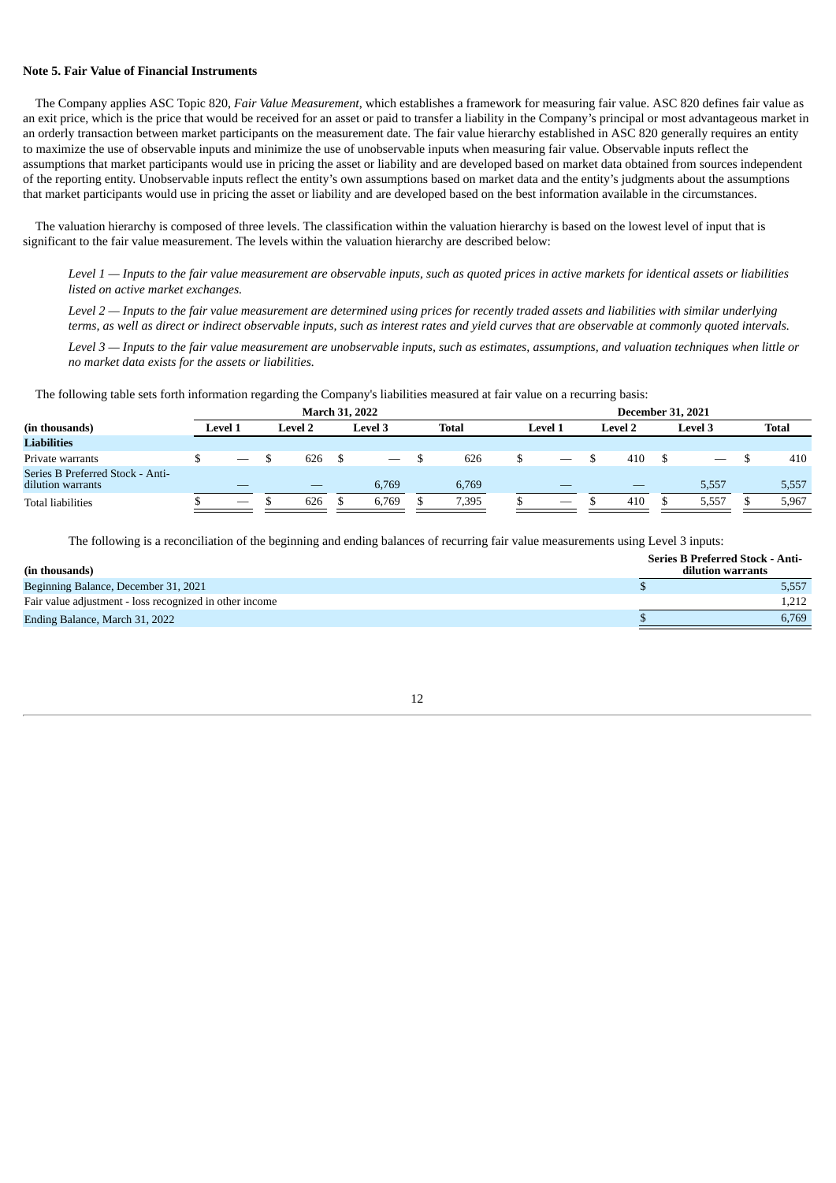**Note 5. Fair Value of Financial Instruments**

The Company applies ASC Topic 820, *Fair Value Measurement*, which establishes a framework for measuring fair value. ASC 820 defines fair value as an exit price, which is the price that would be received for an asset or paid to transfer a liability in the Company's principal or most advantageous market in an orderly transaction between market participants on the measurement date. The fair value hierarchy established in ASC 820 generally requires an entity to maximize the use of observable inputs and minimize the use of unobservable inputs when measuring fair value. Observable inputs reflect the assumptions that market participants would use in pricing the asset or liability and are developed based on market data obtained from sources independent of the reporting entity. Unobservable inputs reflect the entity's own assumptions based on market data and the entity's judgments about the assumptions that market participants would use in pricing the asset or liability and are developed based on the best information available in the circumstances.

The valuation hierarchy is composed of three levels. The classification within the valuation hierarchy is based on the lowest level of input that is significant to the fair value measurement. The levels within the valuation hierarchy are described below:

*Level 1 — Inputs to the fair value measurement are observable inputs, such as quoted prices in active markets for identical assets or liabilities listed on active market exchanges.*

*Level 2 — Inputs to the fair value measurement are determined using prices for recently traded assets and liabilities with similar underlying terms, as well as direct or indirect observable inputs, such as interest rates and yield curves that are observable at commonly quoted intervals.*

*Level 3 — Inputs to the fair value measurement are unobservable inputs, such as estimates, assumptions, and valuation techniques when little or no market data exists for the assets or liabilities.*

The following table sets forth information regarding the Company's liabilities measured at fair value on a recurring basis:

| | March 31, 2022 | | | | December 31, 2021 | | | |
|---|---|---|---|---|---|---|---|---|
| **(in thousands)** | **Level 1** | **Level 2** | **Level 3** | **Total** | **Level 1** | **Level 2** | **Level 3** | **Total** |
| **Liabilities** | | | | | | | | |
| Private warrants | $ — | $ 626 | $ — | $ 626 | $ — | $ 410 | $ — | $ 410 |
| Series B Preferred Stock - Anti-dilution warrants | — | — | 6,769 | 6,769 | — | — | 5,557 | 5,557 |
| Total liabilities | $ — | $ 626 | $ 6,769 | $ 7,395 | $ — | $ 410 | $ 5,557 | $ 5,967 |

The following is a reconciliation of the beginning and ending balances of recurring fair value measurements using Level 3 inputs:

| (in thousands) | Series B Preferred Stock - Anti-dilution warrants |
|---|---|
| Beginning Balance, December 31, 2021 | $ 5,557 |
| Fair value adjustment - loss recognized in other income | 1,212 |
| Ending Balance, March 31, 2022 | $ 6,769 |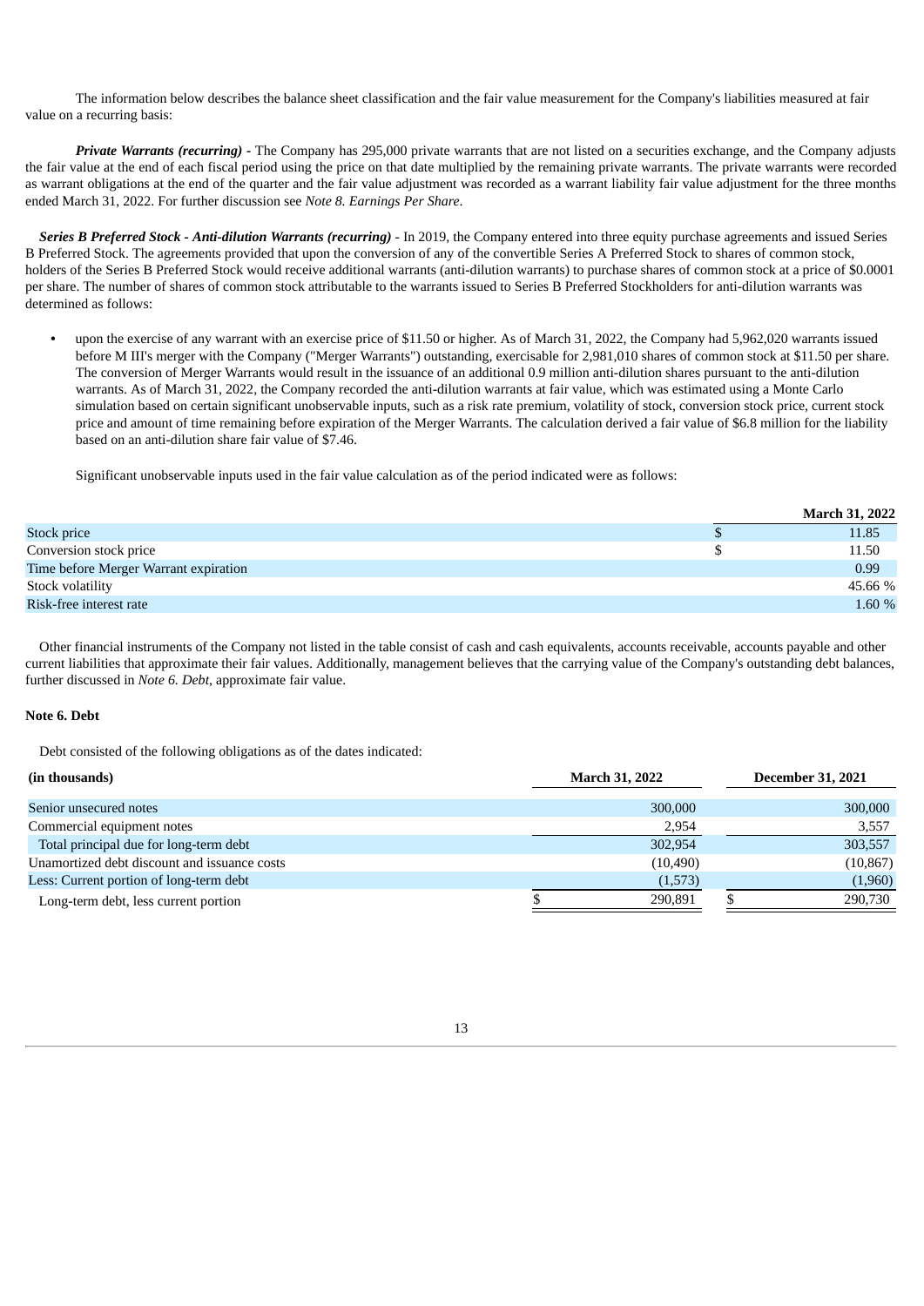The information below describes the balance sheet classification and the fair value measurement for the Company's liabilities measured at fair value on a recurring basis:

***Private Warrants (recurring) -*** The Company has 295,000 private warrants that are not listed on a securities exchange, and the Company adjusts the fair value at the end of each fiscal period using the price on that date multiplied by the remaining private warrants. The private warrants were recorded as warrant obligations at the end of the quarter and the fair value adjustment was recorded as a warrant liability fair value adjustment for the three months ended March 31, 2022. For further discussion see *Note 8. Earnings Per Share*.

***Series B Preferred Stock - Anti-dilution Warrants (recurring)*** - In 2019, the Company entered into three equity purchase agreements and issued Series B Preferred Stock. The agreements provided that upon the conversion of any of the convertible Series A Preferred Stock to shares of common stock, holders of the Series B Preferred Stock would receive additional warrants (anti-dilution warrants) to purchase shares of common stock at a price of $0.0001 per share. The number of shares of common stock attributable to the warrants issued to Series B Preferred Stockholders for anti-dilution warrants was determined as follows:

- upon the exercise of any warrant with an exercise price of $11.50 or higher. As of March 31, 2022, the Company had 5,962,020 warrants issued before M III's merger with the Company ("Merger Warrants") outstanding, exercisable for 2,981,010 shares of common stock at $11.50 per share. The conversion of Merger Warrants would result in the issuance of an additional 0.9 million anti-dilution shares pursuant to the anti-dilution warrants. As of March 31, 2022, the Company recorded the anti-dilution warrants at fair value, which was estimated using a Monte Carlo simulation based on certain significant unobservable inputs, such as a risk rate premium, volatility of stock, conversion stock price, current stock price and amount of time remaining before expiration of the Merger Warrants. The calculation derived a fair value of $6.8 million for the liability based on an anti-dilution share fair value of $7.46.

Significant unobservable inputs used in the fair value calculation as of the period indicated were as follows:

| | March 31, 2022 |
|---|---|
| Stock price | $ 11.85 |
| Conversion stock price | $ 11.50 |
| Time before Merger Warrant expiration | 0.99 |
| Stock volatility | 45.66 % |
| Risk-free interest rate | 1.60 % |

Other financial instruments of the Company not listed in the table consist of cash and cash equivalents, accounts receivable, accounts payable and other current liabilities that approximate their fair values. Additionally, management believes that the carrying value of the Company's outstanding debt balances, further discussed in *Note 6. Debt*, approximate fair value.

**Note 6. Debt**

Debt consisted of the following obligations as of the dates indicated:

| (in thousands) | March 31, 2022 | December 31, 2021 |
|---|---|---|
| Senior unsecured notes | 300,000 | 300,000 |
| Commercial equipment notes | 2,954 | 3,557 |
| Total principal due for long-term debt | 302,954 | 303,557 |
| Unamortized debt discount and issuance costs | (10,490) | (10,867) |
| Less: Current portion of long-term debt | (1,573) | (1,960) |
| Long-term debt, less current portion | $ 290,891 | $ 290,730 |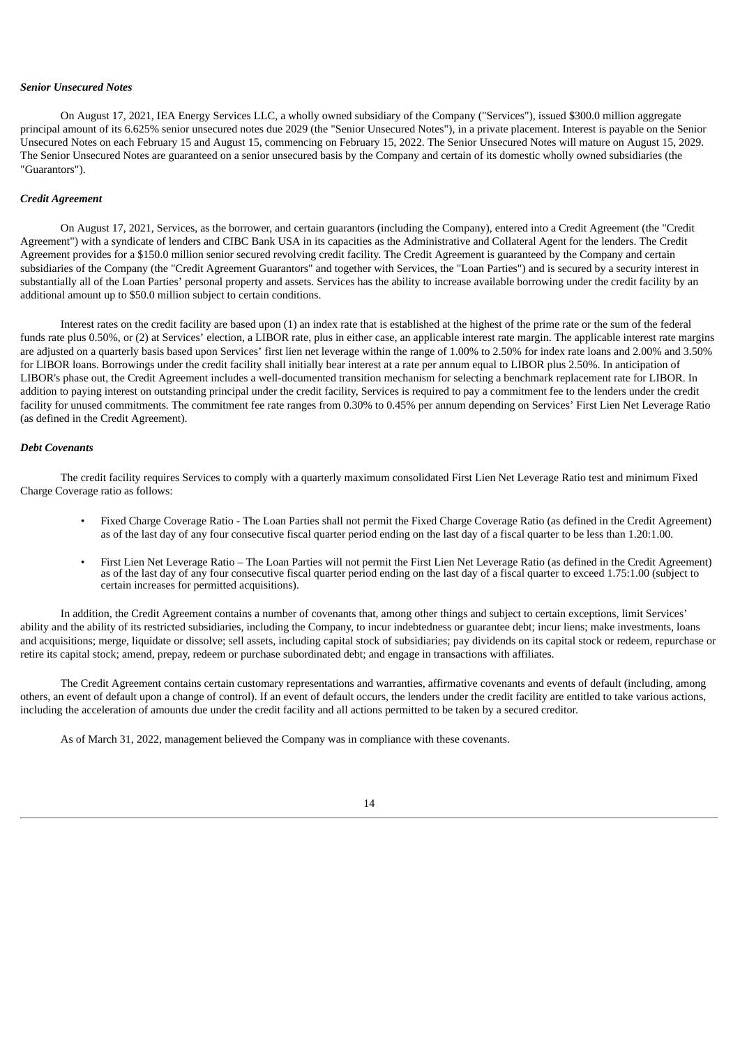***Senior Unsecured Notes***

On August 17, 2021, IEA Energy Services LLC, a wholly owned subsidiary of the Company ("Services"), issued $300.0 million aggregate principal amount of its 6.625% senior unsecured notes due 2029 (the "Senior Unsecured Notes"), in a private placement. Interest is payable on the Senior Unsecured Notes on each February 15 and August 15, commencing on February 15, 2022. The Senior Unsecured Notes will mature on August 15, 2029. The Senior Unsecured Notes are guaranteed on a senior unsecured basis by the Company and certain of its domestic wholly owned subsidiaries (the "Guarantors").

***Credit Agreement***

On August 17, 2021, Services, as the borrower, and certain guarantors (including the Company), entered into a Credit Agreement (the "Credit Agreement") with a syndicate of lenders and CIBC Bank USA in its capacities as the Administrative and Collateral Agent for the lenders. The Credit Agreement provides for a $150.0 million senior secured revolving credit facility. The Credit Agreement is guaranteed by the Company and certain subsidiaries of the Company (the "Credit Agreement Guarantors" and together with Services, the "Loan Parties") and is secured by a security interest in substantially all of the Loan Parties' personal property and assets. Services has the ability to increase available borrowing under the credit facility by an additional amount up to $50.0 million subject to certain conditions.

Interest rates on the credit facility are based upon (1) an index rate that is established at the highest of the prime rate or the sum of the federal funds rate plus 0.50%, or (2) at Services' election, a LIBOR rate, plus in either case, an applicable interest rate margin. The applicable interest rate margins are adjusted on a quarterly basis based upon Services' first lien net leverage within the range of 1.00% to 2.50% for index rate loans and 2.00% and 3.50% for LIBOR loans. Borrowings under the credit facility shall initially bear interest at a rate per annum equal to LIBOR plus 2.50%. In anticipation of LIBOR's phase out, the Credit Agreement includes a well-documented transition mechanism for selecting a benchmark replacement rate for LIBOR. In addition to paying interest on outstanding principal under the credit facility, Services is required to pay a commitment fee to the lenders under the credit facility for unused commitments. The commitment fee rate ranges from 0.30% to 0.45% per annum depending on Services' First Lien Net Leverage Ratio (as defined in the Credit Agreement).

***Debt Covenants***

The credit facility requires Services to comply with a quarterly maximum consolidated First Lien Net Leverage Ratio test and minimum Fixed Charge Coverage ratio as follows:

- Fixed Charge Coverage Ratio - The Loan Parties shall not permit the Fixed Charge Coverage Ratio (as defined in the Credit Agreement) as of the last day of any four consecutive fiscal quarter period ending on the last day of a fiscal quarter to be less than 1.20:1.00.
- First Lien Net Leverage Ratio – The Loan Parties will not permit the First Lien Net Leverage Ratio (as defined in the Credit Agreement) as of the last day of any four consecutive fiscal quarter period ending on the last day of a fiscal quarter to exceed 1.75:1.00 (subject to certain increases for permitted acquisitions).

In addition, the Credit Agreement contains a number of covenants that, among other things and subject to certain exceptions, limit Services' ability and the ability of its restricted subsidiaries, including the Company, to incur indebtedness or guarantee debt; incur liens; make investments, loans and acquisitions; merge, liquidate or dissolve; sell assets, including capital stock of subsidiaries; pay dividends on its capital stock or redeem, repurchase or retire its capital stock; amend, prepay, redeem or purchase subordinated debt; and engage in transactions with affiliates.

The Credit Agreement contains certain customary representations and warranties, affirmative covenants and events of default (including, among others, an event of default upon a change of control). If an event of default occurs, the lenders under the credit facility are entitled to take various actions, including the acceleration of amounts due under the credit facility and all actions permitted to be taken by a secured creditor.

As of March 31, 2022, management believed the Company was in compliance with these covenants.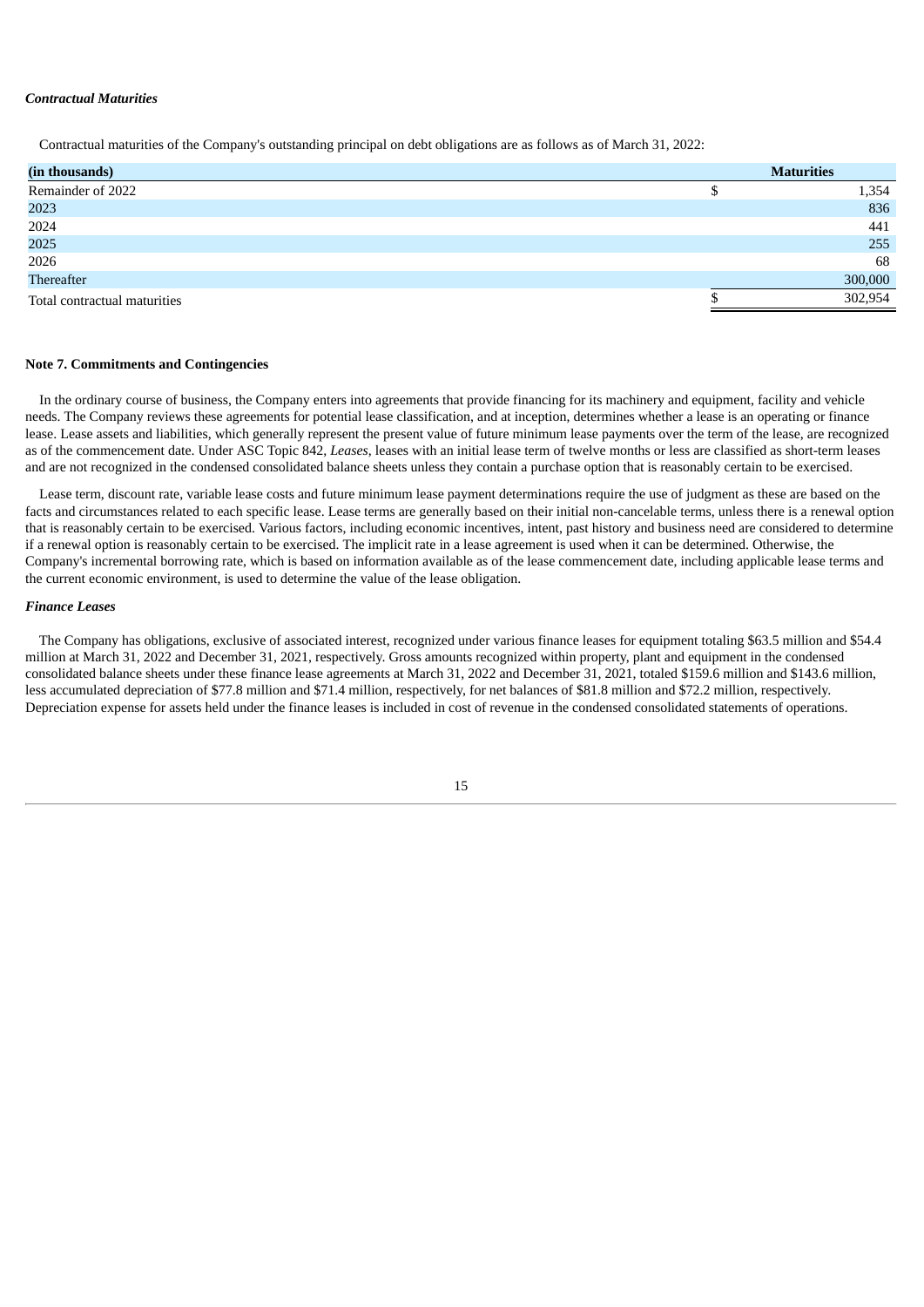***Contractual Maturities***

Contractual maturities of the Company's outstanding principal on debt obligations are as follows as of March 31, 2022:

| (in thousands) | Maturities |
|---|---|
| Remainder of 2022 | $ 1,354 |
| 2023 | 836 |
| 2024 | 441 |
| 2025 | 255 |
| 2026 | 68 |
| Thereafter | 300,000 |
| Total contractual maturities | $ 302,954 |

**Note 7. Commitments and Contingencies**

In the ordinary course of business, the Company enters into agreements that provide financing for its machinery and equipment, facility and vehicle needs. The Company reviews these agreements for potential lease classification, and at inception, determines whether a lease is an operating or finance lease. Lease assets and liabilities, which generally represent the present value of future minimum lease payments over the term of the lease, are recognized as of the commencement date. Under ASC Topic 842, *Leases*, leases with an initial lease term of twelve months or less are classified as short-term leases and are not recognized in the condensed consolidated balance sheets unless they contain a purchase option that is reasonably certain to be exercised.

Lease term, discount rate, variable lease costs and future minimum lease payment determinations require the use of judgment as these are based on the facts and circumstances related to each specific lease. Lease terms are generally based on their initial non-cancelable terms, unless there is a renewal option that is reasonably certain to be exercised. Various factors, including economic incentives, intent, past history and business need are considered to determine if a renewal option is reasonably certain to be exercised. The implicit rate in a lease agreement is used when it can be determined. Otherwise, the Company's incremental borrowing rate, which is based on information available as of the lease commencement date, including applicable lease terms and the current economic environment, is used to determine the value of the lease obligation.

***Finance Leases***

The Company has obligations, exclusive of associated interest, recognized under various finance leases for equipment totaling $63.5 million and $54.4 million at March 31, 2022 and December 31, 2021, respectively. Gross amounts recognized within property, plant and equipment in the condensed consolidated balance sheets under these finance lease agreements at March 31, 2022 and December 31, 2021, totaled $159.6 million and $143.6 million, less accumulated depreciation of $77.8 million and $71.4 million, respectively, for net balances of $81.8 million and $72.2 million, respectively. Depreciation expense for assets held under the finance leases is included in cost of revenue in the condensed consolidated statements of operations.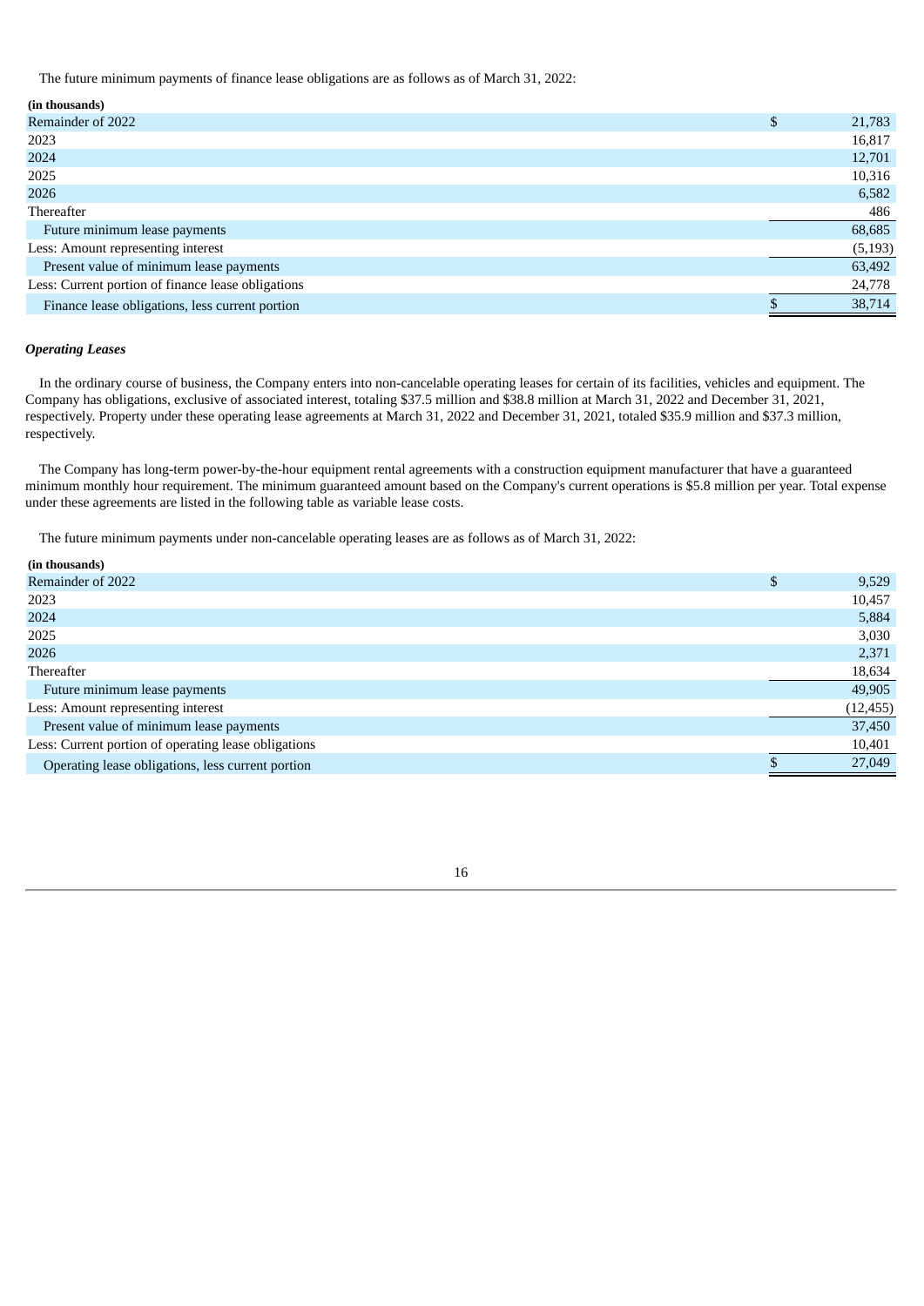The future minimum payments of finance lease obligations are as follows as of March 31, 2022:

| (in thousands) | |
|---|---|
| Remainder of 2022 | $ 21,783 |
| 2023 | 16,817 |
| 2024 | 12,701 |
| 2025 | 10,316 |
| 2026 | 6,582 |
| Thereafter | 486 |
| Future minimum lease payments | 68,685 |
| Less: Amount representing interest | (5,193) |
| Present value of minimum lease payments | 63,492 |
| Less: Current portion of finance lease obligations | 24,778 |
| Finance lease obligations, less current portion | $ 38,714 |

***Operating Leases***

In the ordinary course of business, the Company enters into non-cancelable operating leases for certain of its facilities, vehicles and equipment. The Company has obligations, exclusive of associated interest, totaling $37.5 million and $38.8 million at March 31, 2022 and December 31, 2021, respectively. Property under these operating lease agreements at March 31, 2022 and December 31, 2021, totaled $35.9 million and $37.3 million, respectively.

The Company has long-term power-by-the-hour equipment rental agreements with a construction equipment manufacturer that have a guaranteed minimum monthly hour requirement. The minimum guaranteed amount based on the Company's current operations is $5.8 million per year. Total expense under these agreements are listed in the following table as variable lease costs.

The future minimum payments under non-cancelable operating leases are as follows as of March 31, 2022:

| (in thousands) | |
|---|---|
| Remainder of 2022 | $ 9,529 |
| 2023 | 10,457 |
| 2024 | 5,884 |
| 2025 | 3,030 |
| 2026 | 2,371 |
| Thereafter | 18,634 |
| Future minimum lease payments | 49,905 |
| Less: Amount representing interest | (12,455) |
| Present value of minimum lease payments | 37,450 |
| Less: Current portion of operating lease obligations | 10,401 |
| Operating lease obligations, less current portion | $ 27,049 |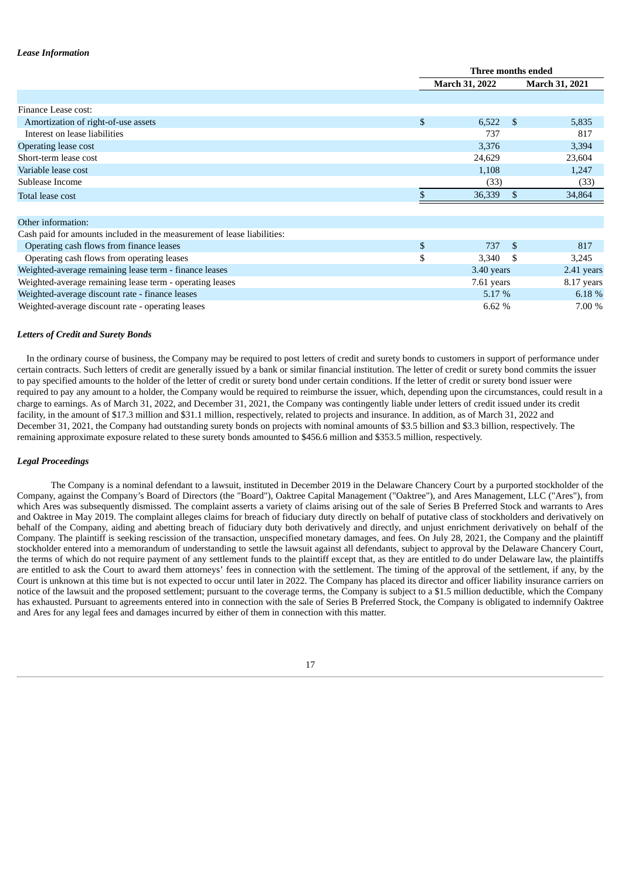***Lease Information***

| | Three months ended | |
|---|---|---|
| | **March 31, 2022** | **March 31, 2021** |
| Finance Lease cost: | | |
| Amortization of right-of-use assets | $ 6,522 | $ 5,835 |
| Interest on lease liabilities | 737 | 817 |
| Operating lease cost | 3,376 | 3,394 |
| Short-term lease cost | 24,629 | 23,604 |
| Variable lease cost | 1,108 | 1,247 |
| Sublease Income | (33) | (33) |
| Total lease cost | $ 36,339 | $ 34,864 |
| Other information: | | |
| Cash paid for amounts included in the measurement of lease liabilities: | | |
| Operating cash flows from finance leases | $ 737 | $ 817 |
| Operating cash flows from operating leases | $ 3,340 | $ 3,245 |
| Weighted-average remaining lease term - finance leases | 3.40 years | 2.41 years |
| Weighted-average remaining lease term - operating leases | 7.61 years | 8.17 years |
| Weighted-average discount rate - finance leases | 5.17 % | 6.18 % |
| Weighted-average discount rate - operating leases | 6.62 % | 7.00 % |

***Letters of Credit and Surety Bonds***

In the ordinary course of business, the Company may be required to post letters of credit and surety bonds to customers in support of performance under certain contracts. Such letters of credit are generally issued by a bank or similar financial institution. The letter of credit or surety bond commits the issuer to pay specified amounts to the holder of the letter of credit or surety bond under certain conditions. If the letter of credit or surety bond issuer were required to pay any amount to a holder, the Company would be required to reimburse the issuer, which, depending upon the circumstances, could result in a charge to earnings. As of March 31, 2022, and December 31, 2021, the Company was contingently liable under letters of credit issued under its credit facility, in the amount of $17.3 million and $31.1 million, respectively, related to projects and insurance. In addition, as of March 31, 2022 and December 31, 2021, the Company had outstanding surety bonds on projects with nominal amounts of $3.5 billion and $3.3 billion, respectively. The remaining approximate exposure related to these surety bonds amounted to $456.6 million and $353.5 million, respectively.

***Legal Proceedings***

The Company is a nominal defendant to a lawsuit, instituted in December 2019 in the Delaware Chancery Court by a purported stockholder of the Company, against the Company's Board of Directors (the "Board"), Oaktree Capital Management ("Oaktree"), and Ares Management, LLC ("Ares"), from which Ares was subsequently dismissed. The complaint asserts a variety of claims arising out of the sale of Series B Preferred Stock and warrants to Ares and Oaktree in May 2019. The complaint alleges claims for breach of fiduciary duty directly on behalf of putative class of stockholders and derivatively on behalf of the Company, aiding and abetting breach of fiduciary duty both derivatively and directly, and unjust enrichment derivatively on behalf of the Company. The plaintiff is seeking rescission of the transaction, unspecified monetary damages, and fees. On July 28, 2021, the Company and the plaintiff stockholder entered into a memorandum of understanding to settle the lawsuit against all defendants, subject to approval by the Delaware Chancery Court, the terms of which do not require payment of any settlement funds to the plaintiff except that, as they are entitled to do under Delaware law, the plaintiffs are entitled to ask the Court to award them attorneys' fees in connection with the settlement. The timing of the approval of the settlement, if any, by the Court is unknown at this time but is not expected to occur until later in 2022. The Company has placed its director and officer liability insurance carriers on notice of the lawsuit and the proposed settlement; pursuant to the coverage terms, the Company is subject to a $1.5 million deductible, which the Company has exhausted. Pursuant to agreements entered into in connection with the sale of Series B Preferred Stock, the Company is obligated to indemnify Oaktree and Ares for any legal fees and damages incurred by either of them in connection with this matter.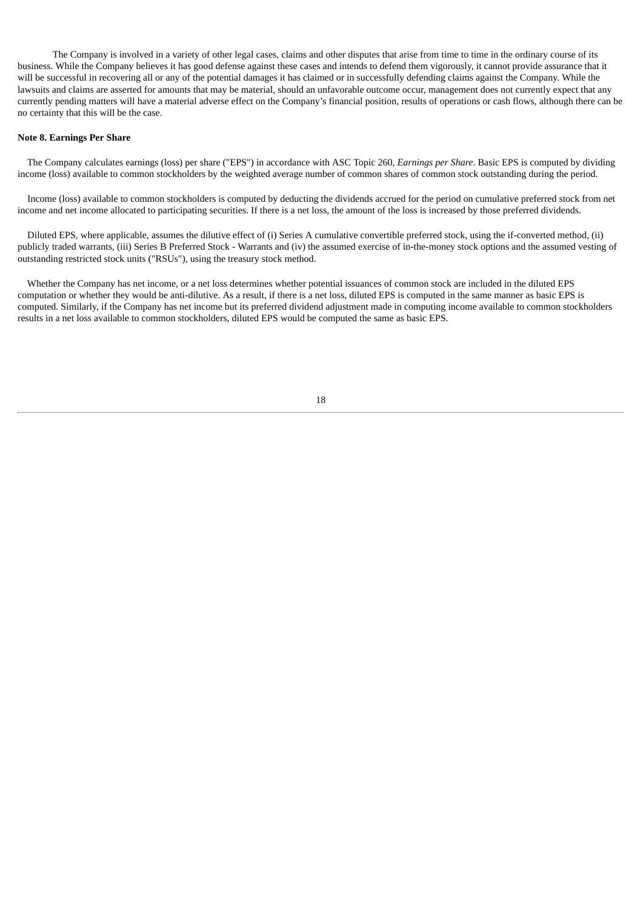The Company is involved in a variety of other legal cases, claims and other disputes that arise from time to time in the ordinary course of its business. While the Company believes it has good defense against these cases and intends to defend them vigorously, it cannot provide assurance that it will be successful in recovering all or any of the potential damages it has claimed or in successfully defending claims against the Company. While the lawsuits and claims are asserted for amounts that may be material, should an unfavorable outcome occur, management does not currently expect that any currently pending matters will have a material adverse effect on the Company's financial position, results of operations or cash flows, although there can be no certainty that this will be the case.

**Note 8. Earnings Per Share**

The Company calculates earnings (loss) per share ("EPS") in accordance with ASC Topic 260, *Earnings per Share*. Basic EPS is computed by dividing income (loss) available to common stockholders by the weighted average number of common shares of common stock outstanding during the period.

Income (loss) available to common stockholders is computed by deducting the dividends accrued for the period on cumulative preferred stock from net income and net income allocated to participating securities. If there is a net loss, the amount of the loss is increased by those preferred dividends.

Diluted EPS, where applicable, assumes the dilutive effect of (i) Series A cumulative convertible preferred stock, using the if-converted method, (ii) publicly traded warrants, (iii) Series B Preferred Stock - Warrants and (iv) the assumed exercise of in-the-money stock options and the assumed vesting of outstanding restricted stock units ("RSUs"), using the treasury stock method.

Whether the Company has net income, or a net loss determines whether potential issuances of common stock are included in the diluted EPS computation or whether they would be anti-dilutive. As a result, if there is a net loss, diluted EPS is computed in the same manner as basic EPS is computed. Similarly, if the Company has net income but its preferred dividend adjustment made in computing income available to common stockholders results in a net loss available to common stockholders, diluted EPS would be computed the same as basic EPS.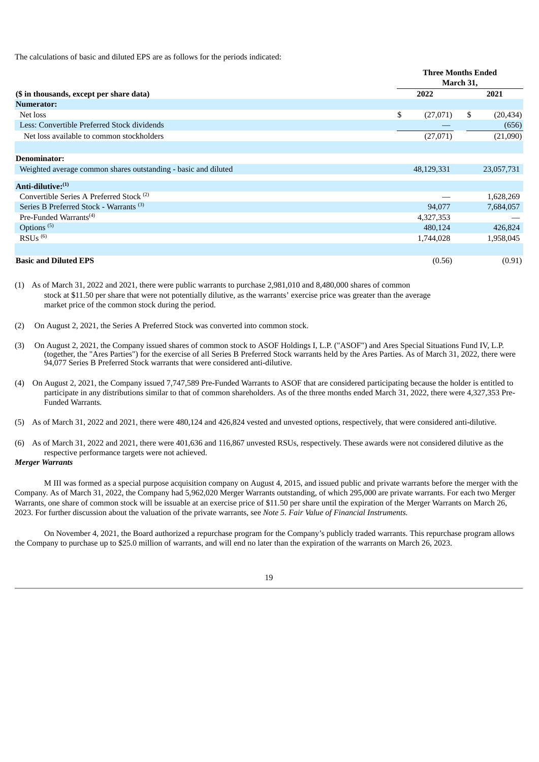The calculations of basic and diluted EPS are as follows for the periods indicated:

| ($ in thousands, except per share data) | Three Months Ended March 31, 2022 | Three Months Ended March 31, 2021 |
|---|---|---|
| **Numerator:** | | |
| Net loss | $ (27,071) | $ (20,434) |
| Less: Convertible Preferred Stock dividends | — | (656) |
| Net loss available to common stockholders | (27,071) | (21,090) |
| | | |
| **Denominator:** | | |
| Weighted average common shares outstanding - basic and diluted | 48,129,331 | 23,057,731 |
| | | |
| **Anti-dilutive:**[(1)] | | |
| Convertible Series A Preferred Stock [(2)] | — | 1,628,269 |
| Series B Preferred Stock - Warrants [(3)] | 94,077 | 7,684,057 |
| Pre-Funded Warrants[(4)] | 4,327,353 | — |
| Options [(5)] | 480,124 | 426,824 |
| RSUs [(6)] | 1,744,028 | 1,958,045 |
| | | |
| **Basic and Diluted EPS** | (0.56) | (0.91) |

(1) As of March 31, 2022 and 2021, there were public warrants to purchase 2,981,010 and 8,480,000 shares of common stock at $11.50 per share that were not potentially dilutive, as the warrants' exercise price was greater than the average market price of the common stock during the period.

(2) On August 2, 2021, the Series A Preferred Stock was converted into common stock.

(3) On August 2, 2021, the Company issued shares of common stock to ASOF Holdings I, L.P. ("ASOF") and Ares Special Situations Fund IV, L.P. (together, the "Ares Parties") for the exercise of all Series B Preferred Stock warrants held by the Ares Parties. As of March 31, 2022, there were 94,077 Series B Preferred Stock warrants that were considered anti-dilutive.

(4) On August 2, 2021, the Company issued 7,747,589 Pre-Funded Warrants to ASOF that are considered participating because the holder is entitled to participate in any distributions similar to that of common shareholders. As of the three months ended March 31, 2022, there were 4,327,353 Pre-Funded Warrants.

(5) As of March 31, 2022 and 2021, there were 480,124 and 426,824 vested and unvested options, respectively, that were considered anti-dilutive.

(6) As of March 31, 2022 and 2021, there were 401,636 and 116,867 unvested RSUs, respectively. These awards were not considered dilutive as the respective performance targets were not achieved.

***Merger Warrants***

M III was formed as a special purpose acquisition company on August 4, 2015, and issued public and private warrants before the merger with the Company. As of March 31, 2022, the Company had 5,962,020 Merger Warrants outstanding, of which 295,000 are private warrants. For each two Merger Warrants, one share of common stock will be issuable at an exercise price of $11.50 per share until the expiration of the Merger Warrants on March 26, 2023. For further discussion about the valuation of the private warrants, see *Note 5. Fair Value of Financial Instruments.*

On November 4, 2021, the Board authorized a repurchase program for the Company's publicly traded warrants. This repurchase program allows the Company to purchase up to $25.0 million of warrants, and will end no later than the expiration of the warrants on March 26, 2023.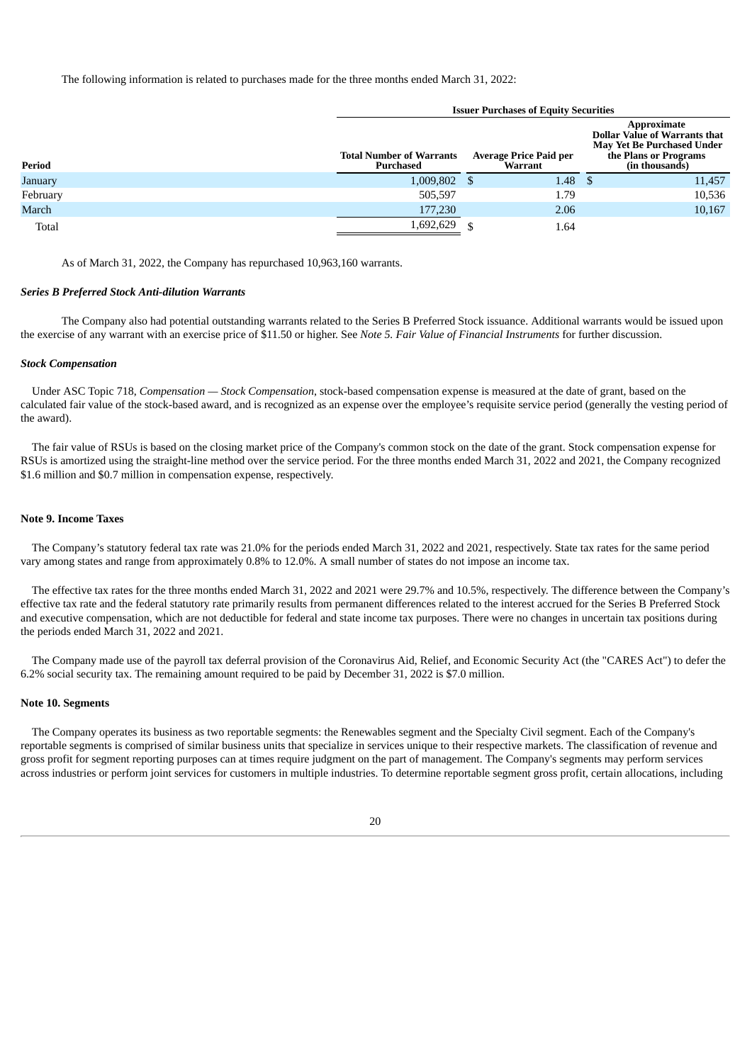The following information is related to purchases made for the three months ended March 31, 2022:

| | Issuer Purchases of Equity Securities | | |
|---|---|---|---|
| **Period** | **Total Number of Warrants Purchased** | **Average Price Paid per Warrant** | **Approximate Dollar Value of Warrants that May Yet Be Purchased Under the Plans or Programs (in thousands)** |
| January | 1,009,802 | $ 1.48 | $ 11,457 |
| February | 505,597 | 1.79 | 10,536 |
| March | 177,230 | 2.06 | 10,167 |
| Total | 1,692,629 | $ 1.64 | |

As of March 31, 2022, the Company has repurchased 10,963,160 warrants.

***Series B Preferred Stock Anti-dilution Warrants***

The Company also had potential outstanding warrants related to the Series B Preferred Stock issuance. Additional warrants would be issued upon the exercise of any warrant with an exercise price of $11.50 or higher. See *Note 5. Fair Value of Financial Instruments* for further discussion.

***Stock Compensation***

Under ASC Topic 718, *Compensation — Stock Compensation*, stock-based compensation expense is measured at the date of grant, based on the calculated fair value of the stock-based award, and is recognized as an expense over the employee's requisite service period (generally the vesting period of the award).

The fair value of RSUs is based on the closing market price of the Company's common stock on the date of the grant. Stock compensation expense for RSUs is amortized using the straight-line method over the service period. For the three months ended March 31, 2022 and 2021, the Company recognized $1.6 million and $0.7 million in compensation expense, respectively.

**Note 9. Income Taxes**

The Company's statutory federal tax rate was 21.0% for the periods ended March 31, 2022 and 2021, respectively. State tax rates for the same period vary among states and range from approximately 0.8% to 12.0%. A small number of states do not impose an income tax.

The effective tax rates for the three months ended March 31, 2022 and 2021 were 29.7% and 10.5%, respectively. The difference between the Company's effective tax rate and the federal statutory rate primarily results from permanent differences related to the interest accrued for the Series B Preferred Stock and executive compensation, which are not deductible for federal and state income tax purposes. There were no changes in uncertain tax positions during the periods ended March 31, 2022 and 2021.

The Company made use of the payroll tax deferral provision of the Coronavirus Aid, Relief, and Economic Security Act (the "CARES Act") to defer the 6.2% social security tax. The remaining amount required to be paid by December 31, 2022 is $7.0 million.

**Note 10. Segments**

The Company operates its business as two reportable segments: the Renewables segment and the Specialty Civil segment. Each of the Company's reportable segments is comprised of similar business units that specialize in services unique to their respective markets. The classification of revenue and gross profit for segment reporting purposes can at times require judgment on the part of management. The Company's segments may perform services across industries or perform joint services for customers in multiple industries. To determine reportable segment gross profit, certain allocations, including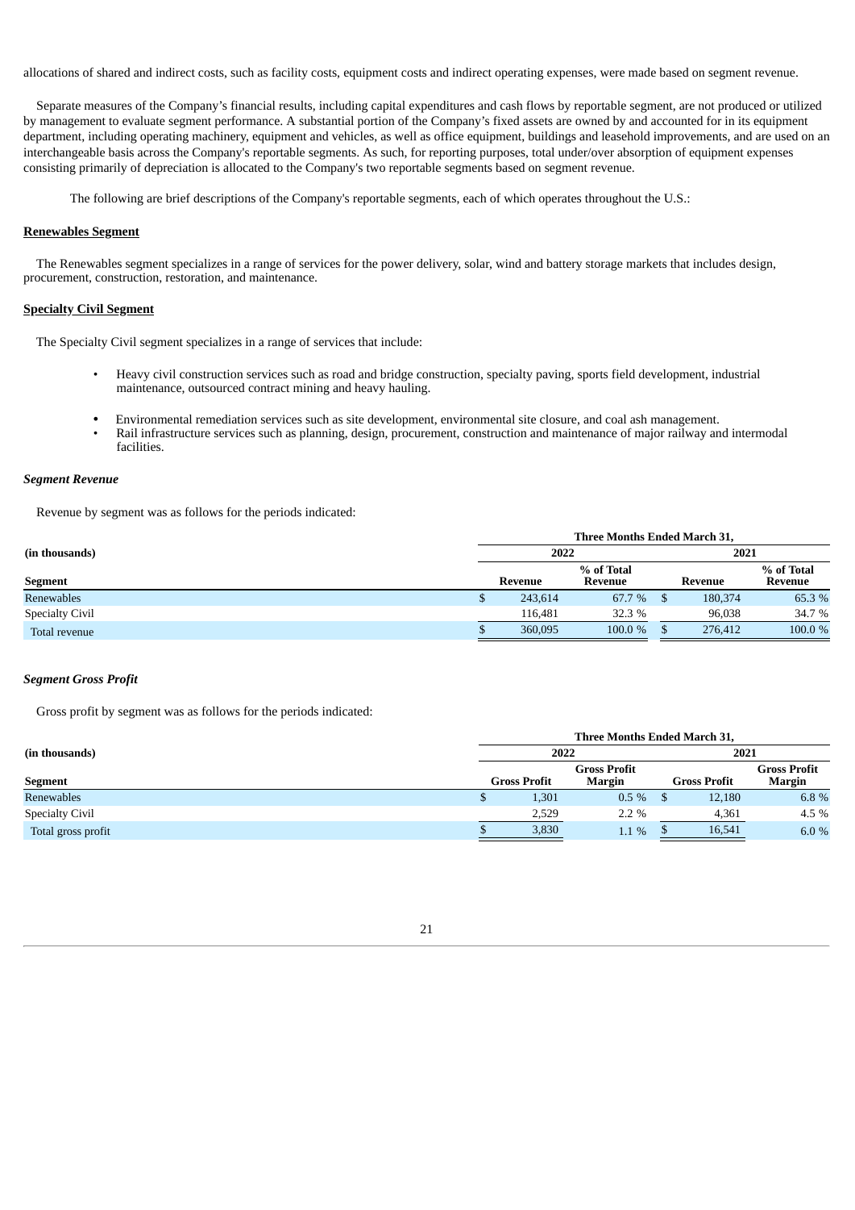allocations of shared and indirect costs, such as facility costs, equipment costs and indirect operating expenses, were made based on segment revenue.

Separate measures of the Company's financial results, including capital expenditures and cash flows by reportable segment, are not produced or utilized by management to evaluate segment performance. A substantial portion of the Company's fixed assets are owned by and accounted for in its equipment department, including operating machinery, equipment and vehicles, as well as office equipment, buildings and leasehold improvements, and are used on an interchangeable basis across the Company's reportable segments. As such, for reporting purposes, total under/over absorption of equipment expenses consisting primarily of depreciation is allocated to the Company's two reportable segments based on segment revenue.

The following are brief descriptions of the Company's reportable segments, each of which operates throughout the U.S.:

**Renewables Segment**

The Renewables segment specializes in a range of services for the power delivery, solar, wind and battery storage markets that includes design, procurement, construction, restoration, and maintenance.

**Specialty Civil Segment**

The Specialty Civil segment specializes in a range of services that include:

- Heavy civil construction services such as road and bridge construction, specialty paving, sports field development, industrial maintenance, outsourced contract mining and heavy hauling.
- Environmental remediation services such as site development, environmental site closure, and coal ash management.
- Rail infrastructure services such as planning, design, procurement, construction and maintenance of major railway and intermodal facilities.

***Segment Revenue***

Revenue by segment was as follows for the periods indicated:

| (in thousands) | Three Months Ended March 31, | | | |
|---|---|---|---|---|
| | 2022 | | 2021 | |
| **Segment** | **Revenue** | **% of Total Revenue** | **Revenue** | **% of Total Revenue** |
| Renewables | $ 243,614 | 67.7 % | $ 180,374 | 65.3 % |
| Specialty Civil | 116,481 | 32.3 % | 96,038 | 34.7 % |
| Total revenue | $ 360,095 | 100.0 % | $ 276,412 | 100.0 % |

***Segment Gross Profit***

Gross profit by segment was as follows for the periods indicated:

| (in thousands) | Three Months Ended March 31, | | | |
|---|---|---|---|---|
| | 2022 | | 2021 | |
| **Segment** | **Gross Profit** | **Gross Profit Margin** | **Gross Profit** | **Gross Profit Margin** |
| Renewables | $ 1,301 | 0.5 % | $ 12,180 | 6.8 % |
| Specialty Civil | 2,529 | 2.2 % | 4,361 | 4.5 % |
| Total gross profit | $ 3,830 | 1.1 % | $ 16,541 | 6.0 % |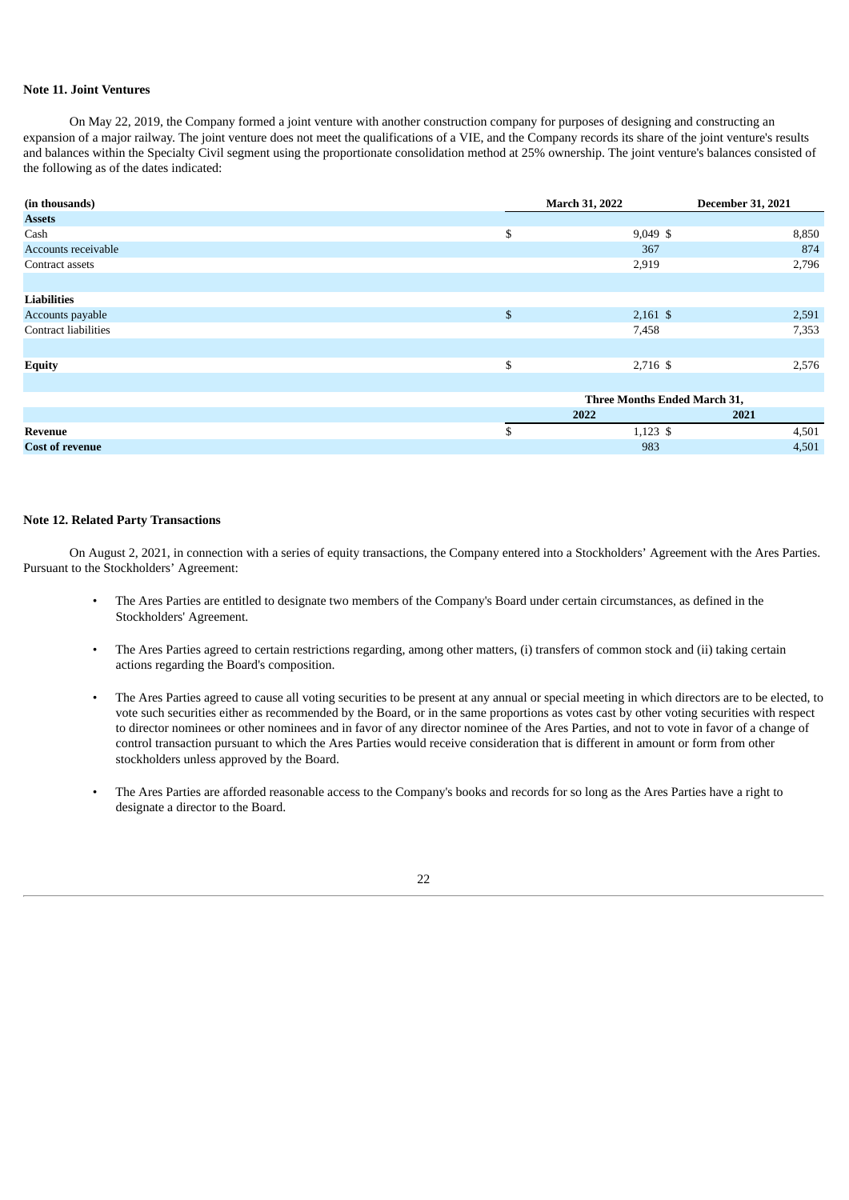**Note 11. Joint Ventures**

On May 22, 2019, the Company formed a joint venture with another construction company for purposes of designing and constructing an expansion of a major railway. The joint venture does not meet the qualifications of a VIE, and the Company records its share of the joint venture's results and balances within the Specialty Civil segment using the proportionate consolidation method at 25% ownership. The joint venture's balances consisted of the following as of the dates indicated:

| (in thousands) | March 31, 2022 | December 31, 2021 |
|---|---|---|
| **Assets** | | |
| Cash | $ 9,049 | $ 8,850 |
| Accounts receivable | 367 | 874 |
| Contract assets | 2,919 | 2,796 |
| | | |
| **Liabilities** | | |
| Accounts payable | $ 2,161 | $ 2,591 |
| Contract liabilities | 7,458 | 7,353 |
| | | |
| **Equity** | $ 2,716 | $ 2,576 |

| | Three Months Ended March 31, | |
|---|---|---|
| | 2022 | 2021 |
| **Revenue** | $ 1,123 | $ 4,501 |
| **Cost of revenue** | 983 | 4,501 |

**Note 12. Related Party Transactions**

On August 2, 2021, in connection with a series of equity transactions, the Company entered into a Stockholders' Agreement with the Ares Parties. Pursuant to the Stockholders' Agreement:

- The Ares Parties are entitled to designate two members of the Company's Board under certain circumstances, as defined in the Stockholders' Agreement.
- The Ares Parties agreed to certain restrictions regarding, among other matters, (i) transfers of common stock and (ii) taking certain actions regarding the Board's composition.
- The Ares Parties agreed to cause all voting securities to be present at any annual or special meeting in which directors are to be elected, to vote such securities either as recommended by the Board, or in the same proportions as votes cast by other voting securities with respect to director nominees or other nominees and in favor of any director nominee of the Ares Parties, and not to vote in favor of a change of control transaction pursuant to which the Ares Parties would receive consideration that is different in amount or form from other stockholders unless approved by the Board.
- The Ares Parties are afforded reasonable access to the Company's books and records for so long as the Ares Parties have a right to designate a director to the Board.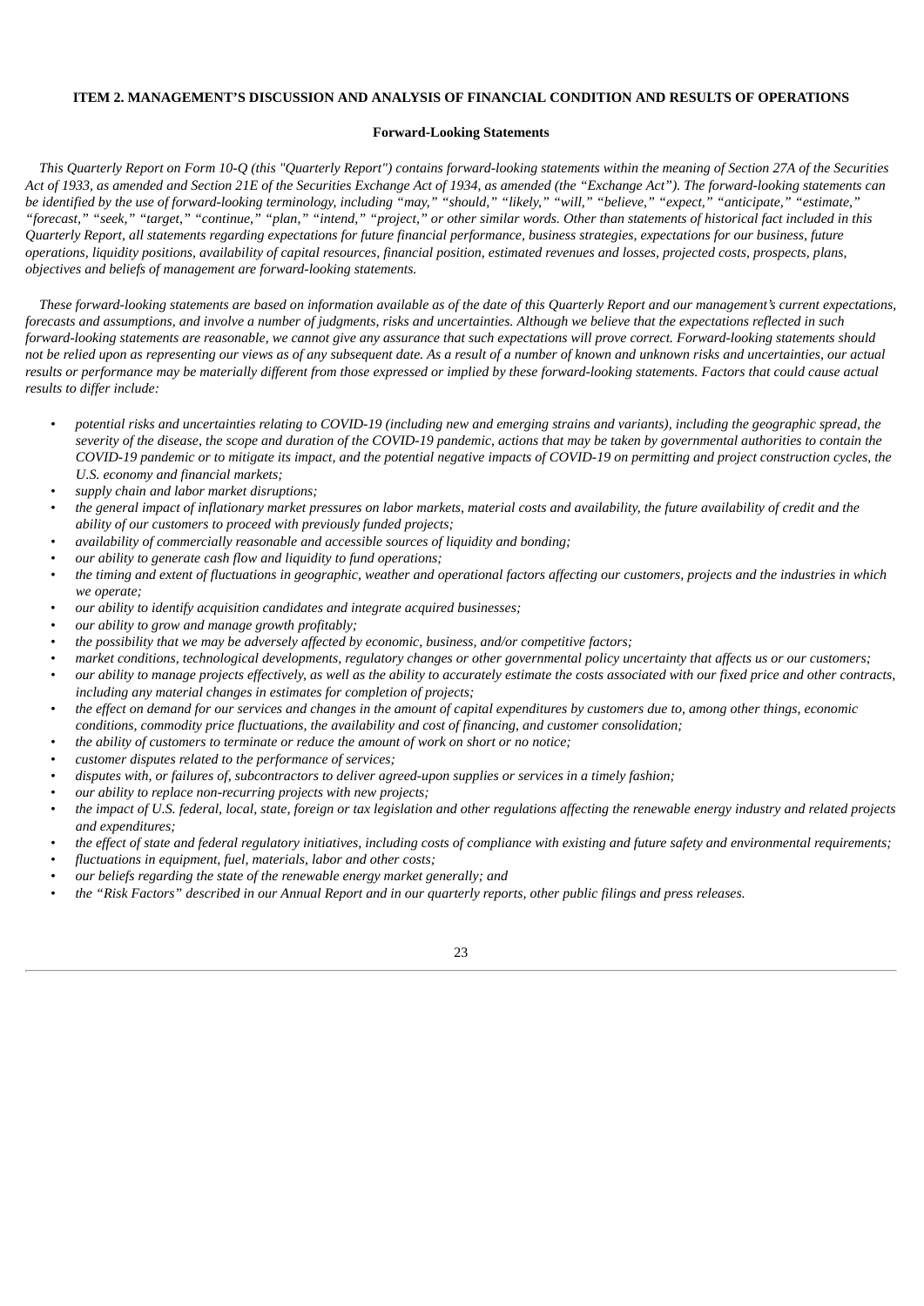## ITEM 2. MANAGEMENT'S DISCUSSION AND ANALYSIS OF FINANCIAL CONDITION AND RESULTS OF OPERATIONS

### Forward-Looking Statements

*This Quarterly Report on Form 10-Q (this "Quarterly Report") contains forward-looking statements within the meaning of Section 27A of the Securities Act of 1933, as amended and Section 21E of the Securities Exchange Act of 1934, as amended (the "Exchange Act"). The forward-looking statements can be identified by the use of forward-looking terminology, including "may," "should," "likely," "will," "believe," "expect," "anticipate," "estimate," "forecast," "seek," "target," "continue," "plan," "intend," "project," or other similar words. Other than statements of historical fact included in this Quarterly Report, all statements regarding expectations for future financial performance, business strategies, expectations for our business, future operations, liquidity positions, availability of capital resources, financial position, estimated revenues and losses, projected costs, prospects, plans, objectives and beliefs of management are forward-looking statements.*

*These forward-looking statements are based on information available as of the date of this Quarterly Report and our management's current expectations, forecasts and assumptions, and involve a number of judgments, risks and uncertainties. Although we believe that the expectations reflected in such forward-looking statements are reasonable, we cannot give any assurance that such expectations will prove correct. Forward-looking statements should not be relied upon as representing our views as of any subsequent date. As a result of a number of known and unknown risks and uncertainties, our actual results or performance may be materially different from those expressed or implied by these forward-looking statements. Factors that could cause actual results to differ include:*

- *potential risks and uncertainties relating to COVID-19 (including new and emerging strains and variants), including the geographic spread, the severity of the disease, the scope and duration of the COVID-19 pandemic, actions that may be taken by governmental authorities to contain the COVID-19 pandemic or to mitigate its impact, and the potential negative impacts of COVID-19 on permitting and project construction cycles, the U.S. economy and financial markets;*
- *supply chain and labor market disruptions;*
- *the general impact of inflationary market pressures on labor markets, material costs and availability, the future availability of credit and the ability of our customers to proceed with previously funded projects;*
- *availability of commercially reasonable and accessible sources of liquidity and bonding;*
- *our ability to generate cash flow and liquidity to fund operations;*
- *the timing and extent of fluctuations in geographic, weather and operational factors affecting our customers, projects and the industries in which we operate;*
- *our ability to identify acquisition candidates and integrate acquired businesses;*
- *our ability to grow and manage growth profitably;*
- *the possibility that we may be adversely affected by economic, business, and/or competitive factors;*
- *market conditions, technological developments, regulatory changes or other governmental policy uncertainty that affects us or our customers;*
- *our ability to manage projects effectively, as well as the ability to accurately estimate the costs associated with our fixed price and other contracts, including any material changes in estimates for completion of projects;*
- *the effect on demand for our services and changes in the amount of capital expenditures by customers due to, among other things, economic conditions, commodity price fluctuations, the availability and cost of financing, and customer consolidation;*
- *the ability of customers to terminate or reduce the amount of work on short or no notice;*
- *customer disputes related to the performance of services;*
- *disputes with, or failures of, subcontractors to deliver agreed-upon supplies or services in a timely fashion;*
- *our ability to replace non-recurring projects with new projects;*
- *the impact of U.S. federal, local, state, foreign or tax legislation and other regulations affecting the renewable energy industry and related projects and expenditures;*
- *the effect of state and federal regulatory initiatives, including costs of compliance with existing and future safety and environmental requirements;*
- *fluctuations in equipment, fuel, materials, labor and other costs;*
- *our beliefs regarding the state of the renewable energy market generally; and*
- *the "Risk Factors" described in our Annual Report and in our quarterly reports, other public filings and press releases.*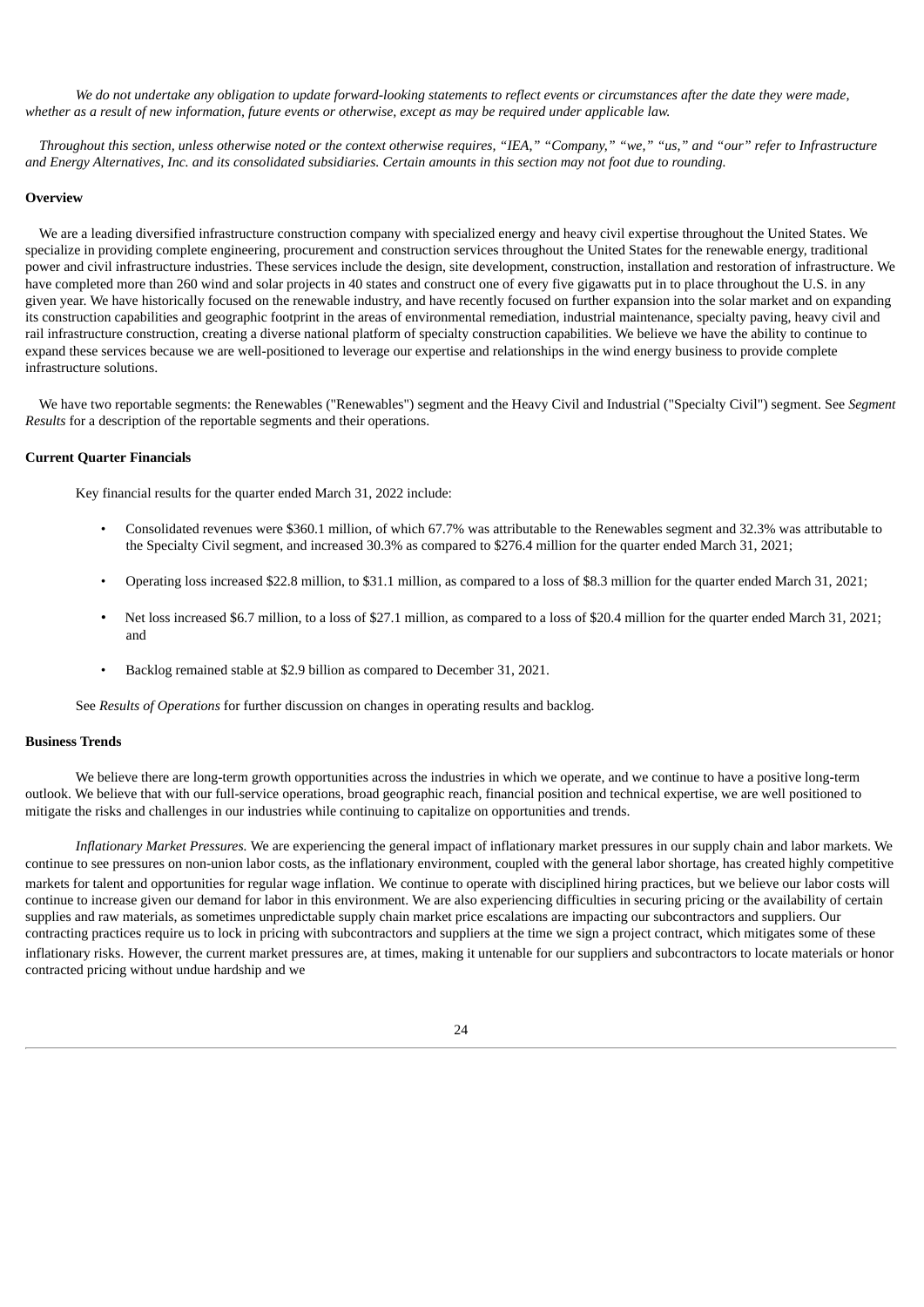*We do not undertake any obligation to update forward-looking statements to reflect events or circumstances after the date they were made, whether as a result of new information, future events or otherwise, except as may be required under applicable law.*

*Throughout this section, unless otherwise noted or the context otherwise requires, "IEA," "Company," "we," "us," and "our" refer to Infrastructure and Energy Alternatives, Inc. and its consolidated subsidiaries. Certain amounts in this section may not foot due to rounding.*

**Overview**

We are a leading diversified infrastructure construction company with specialized energy and heavy civil expertise throughout the United States. We specialize in providing complete engineering, procurement and construction services throughout the United States for the renewable energy, traditional power and civil infrastructure industries. These services include the design, site development, construction, installation and restoration of infrastructure. We have completed more than 260 wind and solar projects in 40 states and construct one of every five gigawatts put in to place throughout the U.S. in any given year. We have historically focused on the renewable industry, and have recently focused on further expansion into the solar market and on expanding its construction capabilities and geographic footprint in the areas of environmental remediation, industrial maintenance, specialty paving, heavy civil and rail infrastructure construction, creating a diverse national platform of specialty construction capabilities. We believe we have the ability to continue to expand these services because we are well-positioned to leverage our expertise and relationships in the wind energy business to provide complete infrastructure solutions.

We have two reportable segments: the Renewables ("Renewables") segment and the Heavy Civil and Industrial ("Specialty Civil") segment. See *Segment Results* for a description of the reportable segments and their operations.

**Current Quarter Financials**

Key financial results for the quarter ended March 31, 2022 include:

- Consolidated revenues were $360.1 million, of which 67.7% was attributable to the Renewables segment and 32.3% was attributable to the Specialty Civil segment, and increased 30.3% as compared to $276.4 million for the quarter ended March 31, 2021;
- Operating loss increased $22.8 million, to $31.1 million, as compared to a loss of $8.3 million for the quarter ended March 31, 2021;
- Net loss increased $6.7 million, to a loss of $27.1 million, as compared to a loss of $20.4 million for the quarter ended March 31, 2021; and
- Backlog remained stable at $2.9 billion as compared to December 31, 2021.

See *Results of Operations* for further discussion on changes in operating results and backlog.

**Business Trends**

We believe there are long-term growth opportunities across the industries in which we operate, and we continue to have a positive long-term outlook. We believe that with our full-service operations, broad geographic reach, financial position and technical expertise, we are well positioned to mitigate the risks and challenges in our industries while continuing to capitalize on opportunities and trends.

*Inflationary Market Pressures.* We are experiencing the general impact of inflationary market pressures in our supply chain and labor markets. We continue to see pressures on non-union labor costs, as the inflationary environment, coupled with the general labor shortage, has created highly competitive markets for talent and opportunities for regular wage inflation. We continue to operate with disciplined hiring practices, but we believe our labor costs will continue to increase given our demand for labor in this environment. We are also experiencing difficulties in securing pricing or the availability of certain supplies and raw materials, as sometimes unpredictable supply chain market price escalations are impacting our subcontractors and suppliers. Our contracting practices require us to lock in pricing with subcontractors and suppliers at the time we sign a project contract, which mitigates some of these inflationary risks. However, the current market pressures are, at times, making it untenable for our suppliers and subcontractors to locate materials or honor contracted pricing without undue hardship and we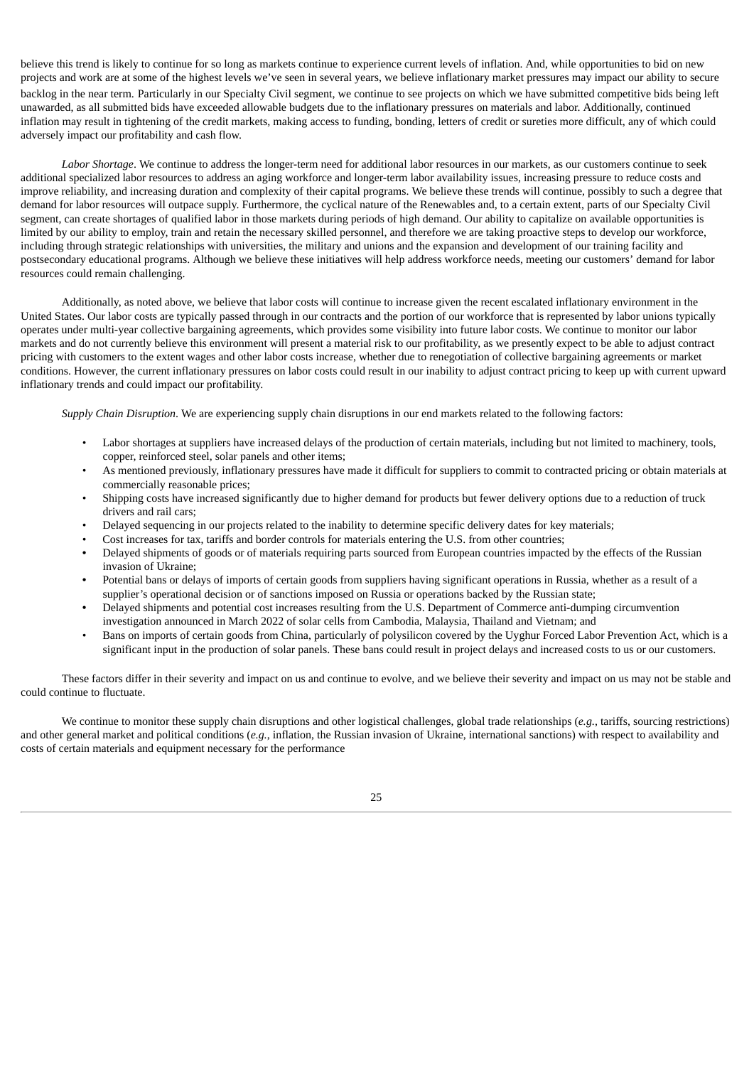believe this trend is likely to continue for so long as markets continue to experience current levels of inflation. And, while opportunities to bid on new projects and work are at some of the highest levels we've seen in several years, we believe inflationary market pressures may impact our ability to secure backlog in the near term. Particularly in our Specialty Civil segment, we continue to see projects on which we have submitted competitive bids being left unawarded, as all submitted bids have exceeded allowable budgets due to the inflationary pressures on materials and labor. Additionally, continued inflation may result in tightening of the credit markets, making access to funding, bonding, letters of credit or sureties more difficult, any of which could adversely impact our profitability and cash flow.

*Labor Shortage*. We continue to address the longer-term need for additional labor resources in our markets, as our customers continue to seek additional specialized labor resources to address an aging workforce and longer-term labor availability issues, increasing pressure to reduce costs and improve reliability, and increasing duration and complexity of their capital programs. We believe these trends will continue, possibly to such a degree that demand for labor resources will outpace supply. Furthermore, the cyclical nature of the Renewables and, to a certain extent, parts of our Specialty Civil segment, can create shortages of qualified labor in those markets during periods of high demand. Our ability to capitalize on available opportunities is limited by our ability to employ, train and retain the necessary skilled personnel, and therefore we are taking proactive steps to develop our workforce, including through strategic relationships with universities, the military and unions and the expansion and development of our training facility and postsecondary educational programs. Although we believe these initiatives will help address workforce needs, meeting our customers' demand for labor resources could remain challenging.

Additionally, as noted above, we believe that labor costs will continue to increase given the recent escalated inflationary environment in the United States. Our labor costs are typically passed through in our contracts and the portion of our workforce that is represented by labor unions typically operates under multi-year collective bargaining agreements, which provides some visibility into future labor costs. We continue to monitor our labor markets and do not currently believe this environment will present a material risk to our profitability, as we presently expect to be able to adjust contract pricing with customers to the extent wages and other labor costs increase, whether due to renegotiation of collective bargaining agreements or market conditions. However, the current inflationary pressures on labor costs could result in our inability to adjust contract pricing to keep up with current upward inflationary trends and could impact our profitability.

*Supply Chain Disruption*. We are experiencing supply chain disruptions in our end markets related to the following factors:

- Labor shortages at suppliers have increased delays of the production of certain materials, including but not limited to machinery, tools, copper, reinforced steel, solar panels and other items;
- As mentioned previously, inflationary pressures have made it difficult for suppliers to commit to contracted pricing or obtain materials at commercially reasonable prices;
- Shipping costs have increased significantly due to higher demand for products but fewer delivery options due to a reduction of truck drivers and rail cars;
- Delayed sequencing in our projects related to the inability to determine specific delivery dates for key materials;
- Cost increases for tax, tariffs and border controls for materials entering the U.S. from other countries;
- Delayed shipments of goods or of materials requiring parts sourced from European countries impacted by the effects of the Russian invasion of Ukraine;
- Potential bans or delays of imports of certain goods from suppliers having significant operations in Russia, whether as a result of a supplier's operational decision or of sanctions imposed on Russia or operations backed by the Russian state;
- Delayed shipments and potential cost increases resulting from the U.S. Department of Commerce anti-dumping circumvention investigation announced in March 2022 of solar cells from Cambodia, Malaysia, Thailand and Vietnam; and
- Bans on imports of certain goods from China, particularly of polysilicon covered by the Uyghur Forced Labor Prevention Act, which is a significant input in the production of solar panels. These bans could result in project delays and increased costs to us or our customers.

These factors differ in their severity and impact on us and continue to evolve, and we believe their severity and impact on us may not be stable and could continue to fluctuate.

We continue to monitor these supply chain disruptions and other logistical challenges, global trade relationships (*e.g.*, tariffs, sourcing restrictions) and other general market and political conditions (*e.g.*, inflation, the Russian invasion of Ukraine, international sanctions) with respect to availability and costs of certain materials and equipment necessary for the performance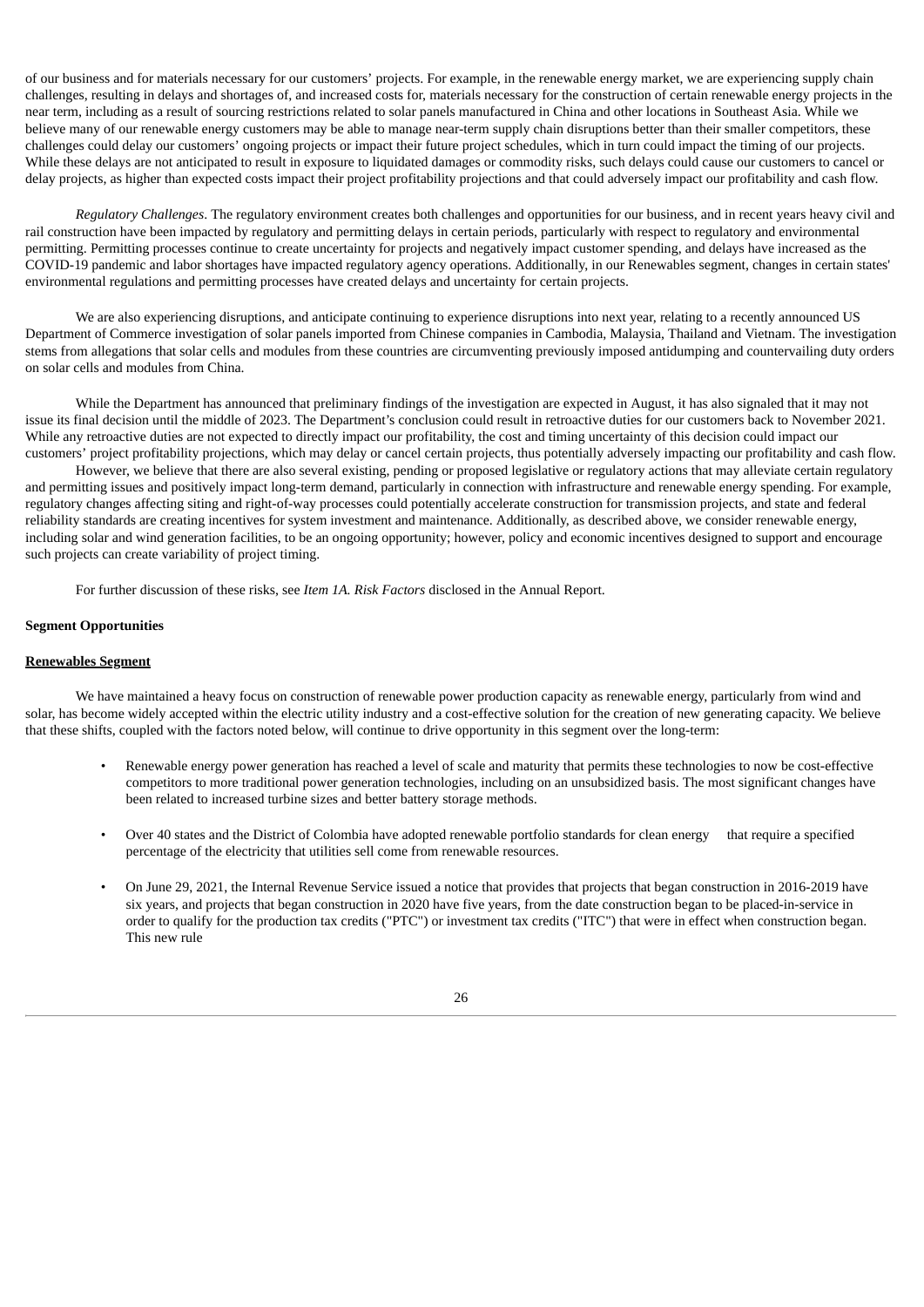of our business and for materials necessary for our customers' projects. For example, in the renewable energy market, we are experiencing supply chain challenges, resulting in delays and shortages of, and increased costs for, materials necessary for the construction of certain renewable energy projects in the near term, including as a result of sourcing restrictions related to solar panels manufactured in China and other locations in Southeast Asia. While we believe many of our renewable energy customers may be able to manage near-term supply chain disruptions better than their smaller competitors, these challenges could delay our customers' ongoing projects or impact their future project schedules, which in turn could impact the timing of our projects. While these delays are not anticipated to result in exposure to liquidated damages or commodity risks, such delays could cause our customers to cancel or delay projects, as higher than expected costs impact their project profitability projections and that could adversely impact our profitability and cash flow.

*Regulatory Challenges*. The regulatory environment creates both challenges and opportunities for our business, and in recent years heavy civil and rail construction have been impacted by regulatory and permitting delays in certain periods, particularly with respect to regulatory and environmental permitting. Permitting processes continue to create uncertainty for projects and negatively impact customer spending, and delays have increased as the COVID-19 pandemic and labor shortages have impacted regulatory agency operations. Additionally, in our Renewables segment, changes in certain states' environmental regulations and permitting processes have created delays and uncertainty for certain projects.

We are also experiencing disruptions, and anticipate continuing to experience disruptions into next year, relating to a recently announced US Department of Commerce investigation of solar panels imported from Chinese companies in Cambodia, Malaysia, Thailand and Vietnam. The investigation stems from allegations that solar cells and modules from these countries are circumventing previously imposed antidumping and countervailing duty orders on solar cells and modules from China.

While the Department has announced that preliminary findings of the investigation are expected in August, it has also signaled that it may not issue its final decision until the middle of 2023. The Department's conclusion could result in retroactive duties for our customers back to November 2021. While any retroactive duties are not expected to directly impact our profitability, the cost and timing uncertainty of this decision could impact our customers' project profitability projections, which may delay or cancel certain projects, thus potentially adversely impacting our profitability and cash flow.

However, we believe that there are also several existing, pending or proposed legislative or regulatory actions that may alleviate certain regulatory and permitting issues and positively impact long-term demand, particularly in connection with infrastructure and renewable energy spending. For example, regulatory changes affecting siting and right-of-way processes could potentially accelerate construction for transmission projects, and state and federal reliability standards are creating incentives for system investment and maintenance. Additionally, as described above, we consider renewable energy, including solar and wind generation facilities, to be an ongoing opportunity; however, policy and economic incentives designed to support and encourage such projects can create variability of project timing.

For further discussion of these risks, see *Item 1A. Risk Factors* disclosed in the Annual Report.

**Segment Opportunities**

**Renewables Segment**

We have maintained a heavy focus on construction of renewable power production capacity as renewable energy, particularly from wind and solar, has become widely accepted within the electric utility industry and a cost-effective solution for the creation of new generating capacity. We believe that these shifts, coupled with the factors noted below, will continue to drive opportunity in this segment over the long-term:

- Renewable energy power generation has reached a level of scale and maturity that permits these technologies to now be cost-effective competitors to more traditional power generation technologies, including on an unsubsidized basis. The most significant changes have been related to increased turbine sizes and better battery storage methods.
- Over 40 states and the District of Colombia have adopted renewable portfolio standards for clean energy that require a specified percentage of the electricity that utilities sell come from renewable resources.
- On June 29, 2021, the Internal Revenue Service issued a notice that provides that projects that began construction in 2016-2019 have six years, and projects that began construction in 2020 have five years, from the date construction began to be placed-in-service in order to qualify for the production tax credits ("PTC") or investment tax credits ("ITC") that were in effect when construction began. This new rule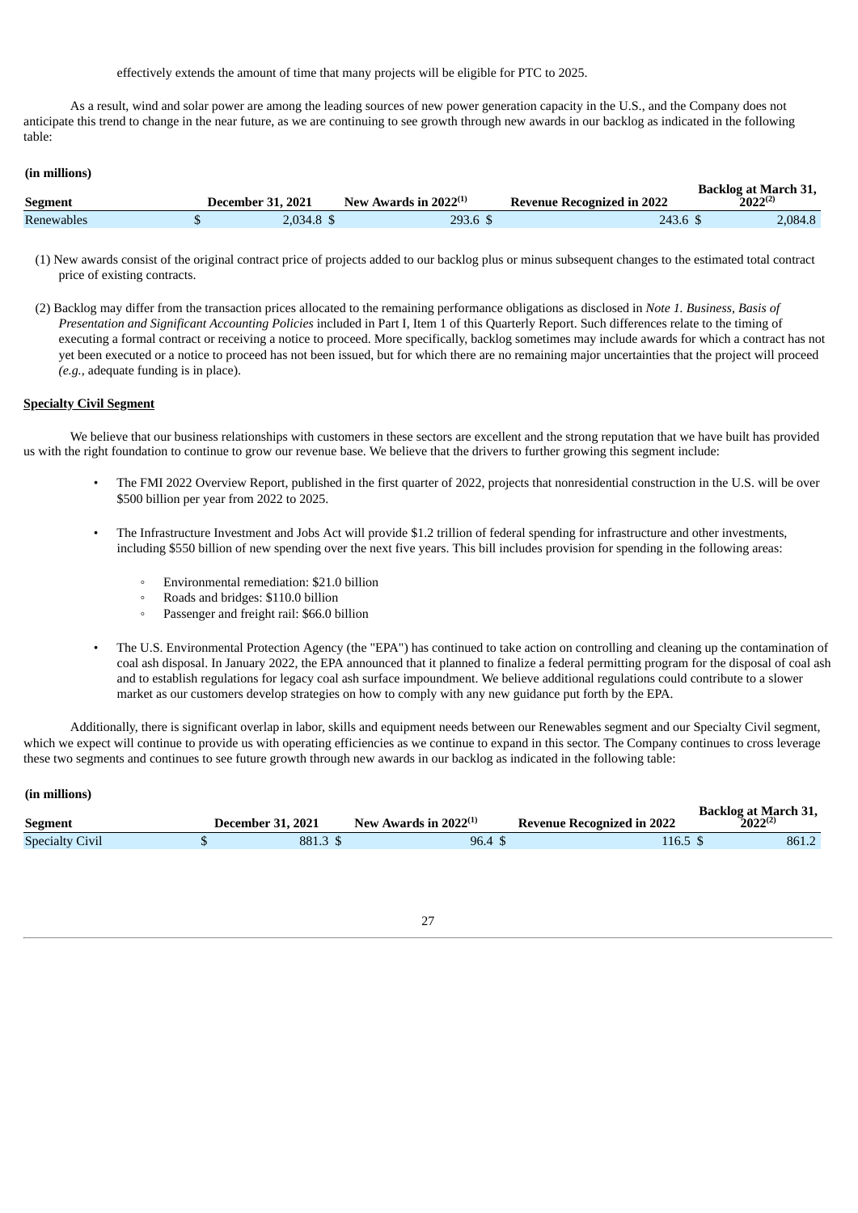effectively extends the amount of time that many projects will be eligible for PTC to 2025.

As a result, wind and solar power are among the leading sources of new power generation capacity in the U.S., and the Company does not anticipate this trend to change in the near future, as we are continuing to see growth through new awards in our backlog as indicated in the following table:

**(in millions)**

| Segment | December 31, 2021 | New Awards in 2022[(1)] | Revenue Recognized in 2022 | Backlog at March 31, 2022[(2)] |
|---|---|---|---|---|
| Renewables | $ 2,034.8 | $ 293.6 | $ 243.6 | $ 2,084.8 |

(1) New awards consist of the original contract price of projects added to our backlog plus or minus subsequent changes to the estimated total contract price of existing contracts.

(2) Backlog may differ from the transaction prices allocated to the remaining performance obligations as disclosed in *Note 1. Business, Basis of Presentation and Significant Accounting Policies* included in Part I, Item 1 of this Quarterly Report. Such differences relate to the timing of executing a formal contract or receiving a notice to proceed. More specifically, backlog sometimes may include awards for which a contract has not yet been executed or a notice to proceed has not been issued, but for which there are no remaining major uncertainties that the project will proceed (*e.g.*, adequate funding is in place).

**Specialty Civil Segment**

We believe that our business relationships with customers in these sectors are excellent and the strong reputation that we have built has provided us with the right foundation to continue to grow our revenue base. We believe that the drivers to further growing this segment include:

- The FMI 2022 Overview Report, published in the first quarter of 2022, projects that nonresidential construction in the U.S. will be over $500 billion per year from 2022 to 2025.
- The Infrastructure Investment and Jobs Act will provide $1.2 trillion of federal spending for infrastructure and other investments, including $550 billion of new spending over the next five years. This bill includes provision for spending in the following areas:
    - Environmental remediation: $21.0 billion
    - Roads and bridges: $110.0 billion
    - Passenger and freight rail: $66.0 billion
- The U.S. Environmental Protection Agency (the "EPA") has continued to take action on controlling and cleaning up the contamination of coal ash disposal. In January 2022, the EPA announced that it planned to finalize a federal permitting program for the disposal of coal ash and to establish regulations for legacy coal ash surface impoundment. We believe additional regulations could contribute to a slower market as our customers develop strategies on how to comply with any new guidance put forth by the EPA.

Additionally, there is significant overlap in labor, skills and equipment needs between our Renewables segment and our Specialty Civil segment, which we expect will continue to provide us with operating efficiencies as we continue to expand in this sector. The Company continues to cross leverage these two segments and continues to see future growth through new awards in our backlog as indicated in the following table:

**(in millions)**

| Segment | December 31, 2021 | New Awards in 2022[(1)] | Revenue Recognized in 2022 | Backlog at March 31, 2022[(2)] |
|---|---|---|---|---|
| Specialty Civil | $ 881.3 | $ 96.4 | $ 116.5 | $ 861.2 |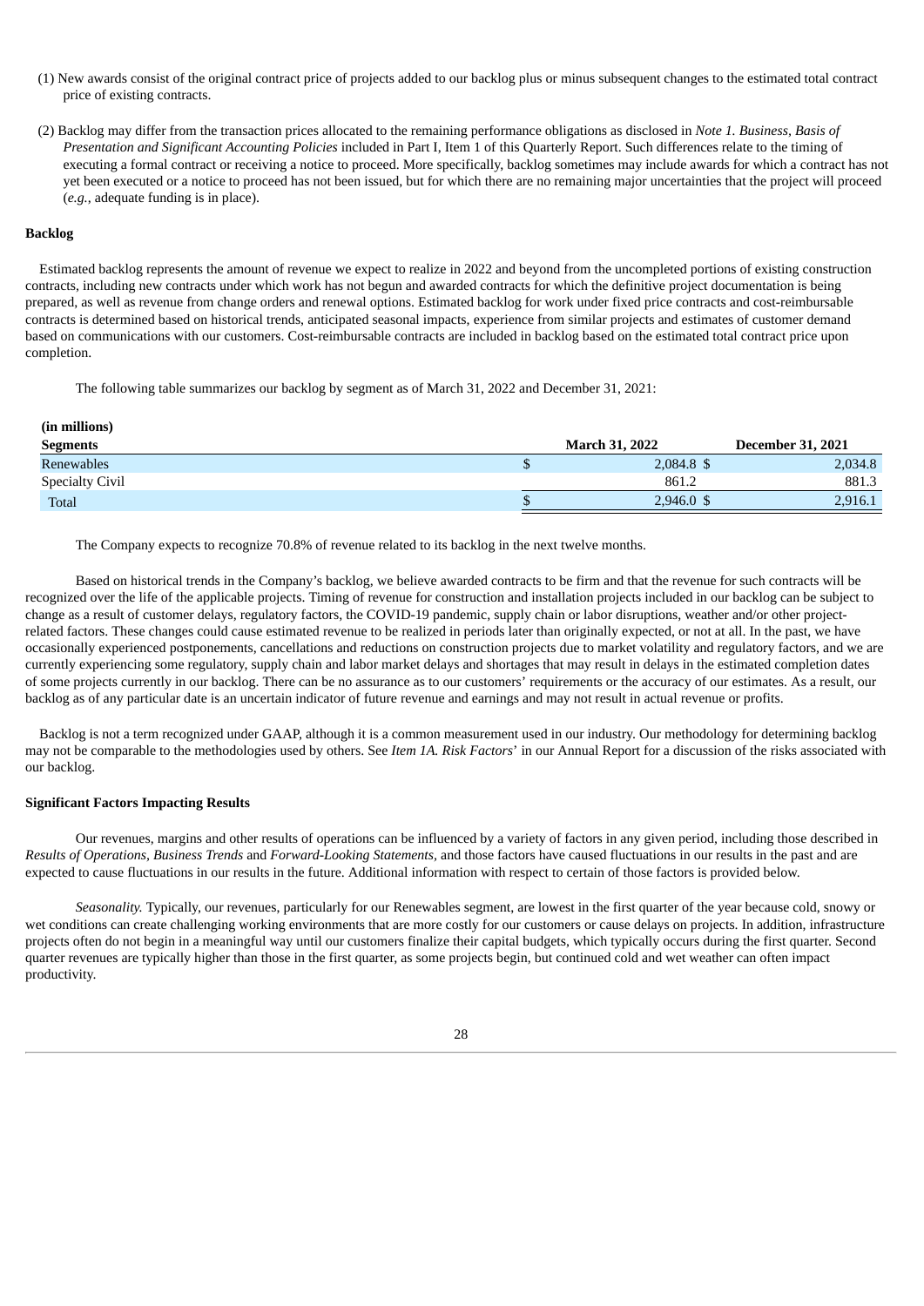(1) New awards consist of the original contract price of projects added to our backlog plus or minus subsequent changes to the estimated total contract price of existing contracts.

(2) Backlog may differ from the transaction prices allocated to the remaining performance obligations as disclosed in *Note 1. Business, Basis of Presentation and Significant Accounting Policies* included in Part I, Item 1 of this Quarterly Report. Such differences relate to the timing of executing a formal contract or receiving a notice to proceed. More specifically, backlog sometimes may include awards for which a contract has not yet been executed or a notice to proceed has not been issued, but for which there are no remaining major uncertainties that the project will proceed (*e.g.*, adequate funding is in place).

**Backlog**

Estimated backlog represents the amount of revenue we expect to realize in 2022 and beyond from the uncompleted portions of existing construction contracts, including new contracts under which work has not begun and awarded contracts for which the definitive project documentation is being prepared, as well as revenue from change orders and renewal options. Estimated backlog for work under fixed price contracts and cost-reimbursable contracts is determined based on historical trends, anticipated seasonal impacts, experience from similar projects and estimates of customer demand based on communications with our customers. Cost-reimbursable contracts are included in backlog based on the estimated total contract price upon completion.

The following table summarizes our backlog by segment as of March 31, 2022 and December 31, 2021:

| (in millions) Segments | March 31, 2022 | December 31, 2021 |
|---|---|---|
| Renewables | $ 2,084.8 | $ 2,034.8 |
| Specialty Civil | 861.2 | 881.3 |
| Total | $ 2,946.0 | $ 2,916.1 |

The Company expects to recognize 70.8% of revenue related to its backlog in the next twelve months.

Based on historical trends in the Company's backlog, we believe awarded contracts to be firm and that the revenue for such contracts will be recognized over the life of the applicable projects. Timing of revenue for construction and installation projects included in our backlog can be subject to change as a result of customer delays, regulatory factors, the COVID-19 pandemic, supply chain or labor disruptions, weather and/or other project-related factors. These changes could cause estimated revenue to be realized in periods later than originally expected, or not at all. In the past, we have occasionally experienced postponements, cancellations and reductions on construction projects due to market volatility and regulatory factors, and we are currently experiencing some regulatory, supply chain and labor market delays and shortages that may result in delays in the estimated completion dates of some projects currently in our backlog. There can be no assurance as to our customers' requirements or the accuracy of our estimates. As a result, our backlog as of any particular date is an uncertain indicator of future revenue and earnings and may not result in actual revenue or profits.

Backlog is not a term recognized under GAAP, although it is a common measurement used in our industry. Our methodology for determining backlog may not be comparable to the methodologies used by others. See *Item 1A. Risk Factors*' in our Annual Report for a discussion of the risks associated with our backlog.

**Significant Factors Impacting Results**

Our revenues, margins and other results of operations can be influenced by a variety of factors in any given period, including those described in *Results of Operations*, *Business Trends* and *Forward-Looking Statements*, and those factors have caused fluctuations in our results in the past and are expected to cause fluctuations in our results in the future. Additional information with respect to certain of those factors is provided below.

*Seasonality.* Typically, our revenues, particularly for our Renewables segment, are lowest in the first quarter of the year because cold, snowy or wet conditions can create challenging working environments that are more costly for our customers or cause delays on projects. In addition, infrastructure projects often do not begin in a meaningful way until our customers finalize their capital budgets, which typically occurs during the first quarter. Second quarter revenues are typically higher than those in the first quarter, as some projects begin, but continued cold and wet weather can often impact productivity.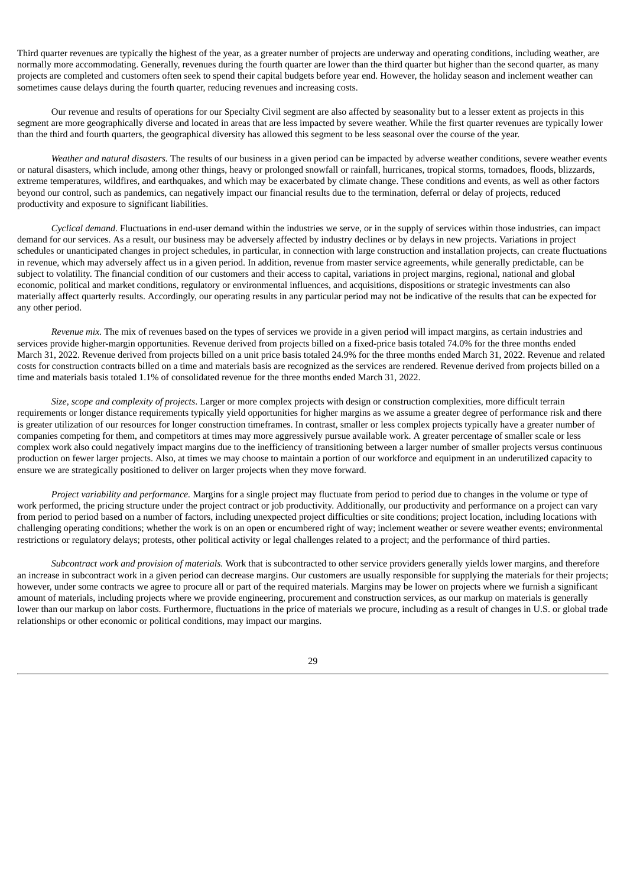Third quarter revenues are typically the highest of the year, as a greater number of projects are underway and operating conditions, including weather, are normally more accommodating. Generally, revenues during the fourth quarter are lower than the third quarter but higher than the second quarter, as many projects are completed and customers often seek to spend their capital budgets before year end. However, the holiday season and inclement weather can sometimes cause delays during the fourth quarter, reducing revenues and increasing costs.

Our revenue and results of operations for our Specialty Civil segment are also affected by seasonality but to a lesser extent as projects in this segment are more geographically diverse and located in areas that are less impacted by severe weather. While the first quarter revenues are typically lower than the third and fourth quarters, the geographical diversity has allowed this segment to be less seasonal over the course of the year.

*Weather and natural disasters.* The results of our business in a given period can be impacted by adverse weather conditions, severe weather events or natural disasters, which include, among other things, heavy or prolonged snowfall or rainfall, hurricanes, tropical storms, tornadoes, floods, blizzards, extreme temperatures, wildfires, and earthquakes, and which may be exacerbated by climate change. These conditions and events, as well as other factors beyond our control, such as pandemics, can negatively impact our financial results due to the termination, deferral or delay of projects, reduced productivity and exposure to significant liabilities.

*Cyclical demand*. Fluctuations in end-user demand within the industries we serve, or in the supply of services within those industries, can impact demand for our services. As a result, our business may be adversely affected by industry declines or by delays in new projects. Variations in project schedules or unanticipated changes in project schedules, in particular, in connection with large construction and installation projects, can create fluctuations in revenue, which may adversely affect us in a given period. In addition, revenue from master service agreements, while generally predictable, can be subject to volatility. The financial condition of our customers and their access to capital, variations in project margins, regional, national and global economic, political and market conditions, regulatory or environmental influences, and acquisitions, dispositions or strategic investments can also materially affect quarterly results. Accordingly, our operating results in any particular period may not be indicative of the results that can be expected for any other period.

*Revenue mix.* The mix of revenues based on the types of services we provide in a given period will impact margins, as certain industries and services provide higher-margin opportunities. Revenue derived from projects billed on a fixed-price basis totaled 74.0% for the three months ended March 31, 2022. Revenue derived from projects billed on a unit price basis totaled 24.9% for the three months ended March 31, 2022. Revenue and related costs for construction contracts billed on a time and materials basis are recognized as the services are rendered. Revenue derived from projects billed on a time and materials basis totaled 1.1% of consolidated revenue for the three months ended March 31, 2022.

*Size, scope and complexity of projects*. Larger or more complex projects with design or construction complexities, more difficult terrain requirements or longer distance requirements typically yield opportunities for higher margins as we assume a greater degree of performance risk and there is greater utilization of our resources for longer construction timeframes. In contrast, smaller or less complex projects typically have a greater number of companies competing for them, and competitors at times may more aggressively pursue available work. A greater percentage of smaller scale or less complex work also could negatively impact margins due to the inefficiency of transitioning between a larger number of smaller projects versus continuous production on fewer larger projects. Also, at times we may choose to maintain a portion of our workforce and equipment in an underutilized capacity to ensure we are strategically positioned to deliver on larger projects when they move forward.

*Project variability and performance.* Margins for a single project may fluctuate from period to period due to changes in the volume or type of work performed, the pricing structure under the project contract or job productivity. Additionally, our productivity and performance on a project can vary from period to period based on a number of factors, including unexpected project difficulties or site conditions; project location, including locations with challenging operating conditions; whether the work is on an open or encumbered right of way; inclement weather or severe weather events; environmental restrictions or regulatory delays; protests, other political activity or legal challenges related to a project; and the performance of third parties.

*Subcontract work and provision of materials.* Work that is subcontracted to other service providers generally yields lower margins, and therefore an increase in subcontract work in a given period can decrease margins. Our customers are usually responsible for supplying the materials for their projects; however, under some contracts we agree to procure all or part of the required materials. Margins may be lower on projects where we furnish a significant amount of materials, including projects where we provide engineering, procurement and construction services, as our markup on materials is generally lower than our markup on labor costs. Furthermore, fluctuations in the price of materials we procure, including as a result of changes in U.S. or global trade relationships or other economic or political conditions, may impact our margins.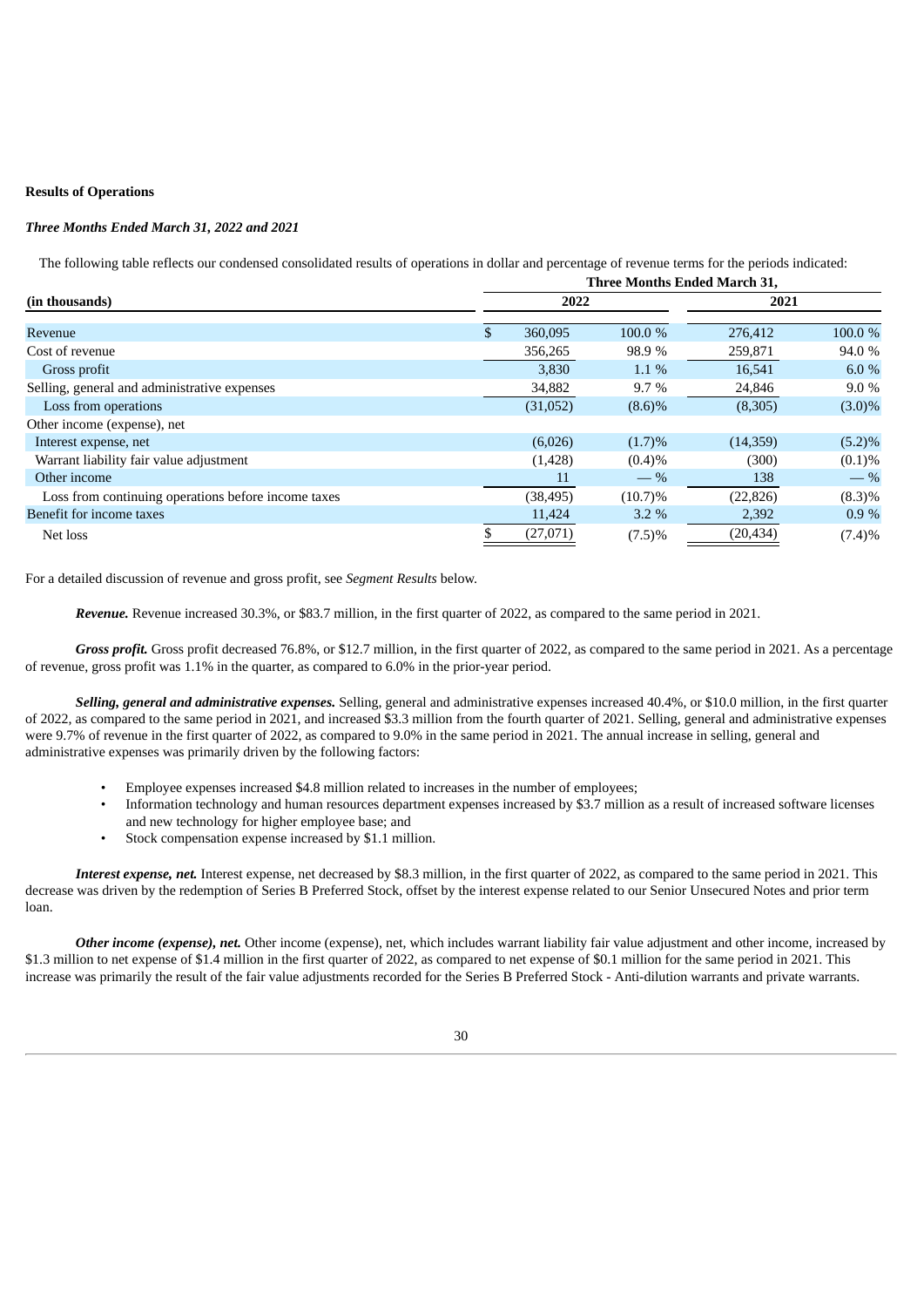**Results of Operations**

***Three Months Ended March 31, 2022 and 2021***

The following table reflects our condensed consolidated results of operations in dollar and percentage of revenue terms for the periods indicated:

| (in thousands) | Three Months Ended March 31, | | | |
|---|---|---|---|---|
| | 2022 | | 2021 | |
| Revenue | $ 360,095 | 100.0 % | 276,412 | 100.0 % |
| Cost of revenue | 356,265 | 98.9 % | 259,871 | 94.0 % |
| Gross profit | 3,830 | 1.1 % | 16,541 | 6.0 % |
| Selling, general and administrative expenses | 34,882 | 9.7 % | 24,846 | 9.0 % |
| Loss from operations | (31,052) | (8.6)% | (8,305) | (3.0)% |
| Other income (expense), net | | | | |
| Interest expense, net | (6,026) | (1.7)% | (14,359) | (5.2)% |
| Warrant liability fair value adjustment | (1,428) | (0.4)% | (300) | (0.1)% |
| Other income | 11 | — % | 138 | — % |
| Loss from continuing operations before income taxes | (38,495) | (10.7)% | (22,826) | (8.3)% |
| Benefit for income taxes | 11,424 | 3.2 % | 2,392 | 0.9 % |
| Net loss | $ (27,071) | (7.5)% | (20,434) | (7.4)% |

For a detailed discussion of revenue and gross profit, see *Segment Results* below.

***Revenue.*** Revenue increased 30.3%, or $83.7 million, in the first quarter of 2022, as compared to the same period in 2021.

***Gross profit.*** Gross profit decreased 76.8%, or $12.7 million, in the first quarter of 2022, as compared to the same period in 2021. As a percentage of revenue, gross profit was 1.1% in the quarter, as compared to 6.0% in the prior-year period.

***Selling, general and administrative expenses.*** Selling, general and administrative expenses increased 40.4%, or $10.0 million, in the first quarter of 2022, as compared to the same period in 2021, and increased $3.3 million from the fourth quarter of 2021. Selling, general and administrative expenses were 9.7% of revenue in the first quarter of 2022, as compared to 9.0% in the same period in 2021. The annual increase in selling, general and administrative expenses was primarily driven by the following factors:

- Employee expenses increased $4.8 million related to increases in the number of employees;
- Information technology and human resources department expenses increased by $3.7 million as a result of increased software licenses and new technology for higher employee base; and
- Stock compensation expense increased by $1.1 million.

***Interest expense, net.*** Interest expense, net decreased by $8.3 million, in the first quarter of 2022, as compared to the same period in 2021. This decrease was driven by the redemption of Series B Preferred Stock, offset by the interest expense related to our Senior Unsecured Notes and prior term loan.

***Other income (expense), net.*** Other income (expense), net, which includes warrant liability fair value adjustment and other income, increased by $1.3 million to net expense of $1.4 million in the first quarter of 2022, as compared to net expense of $0.1 million for the same period in 2021. This increase was primarily the result of the fair value adjustments recorded for the Series B Preferred Stock - Anti-dilution warrants and private warrants.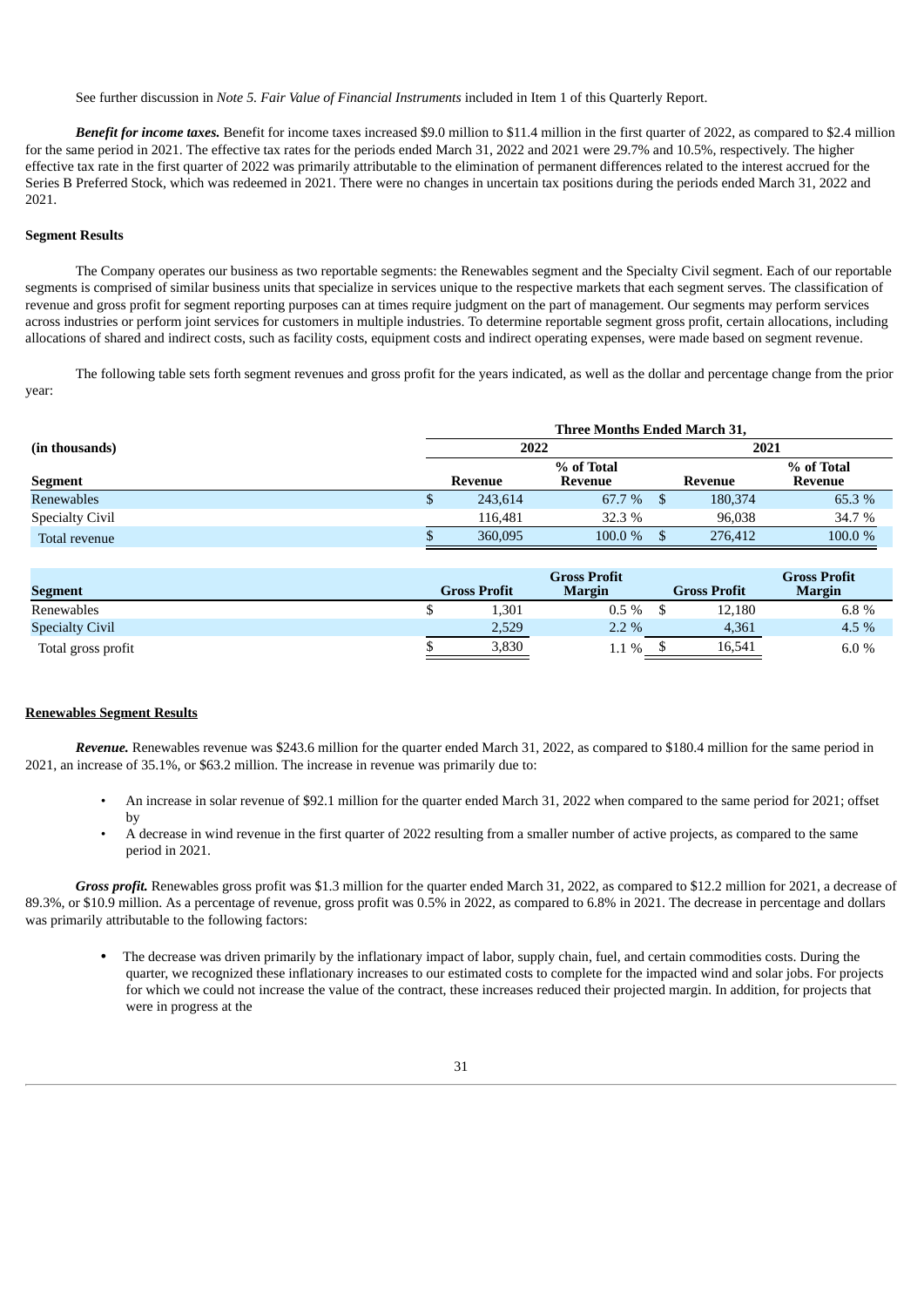See further discussion in *Note 5. Fair Value of Financial Instruments* included in Item 1 of this Quarterly Report.

***Benefit for income taxes.*** Benefit for income taxes increased $9.0 million to $11.4 million in the first quarter of 2022, as compared to $2.4 million for the same period in 2021. The effective tax rates for the periods ended March 31, 2022 and 2021 were 29.7% and 10.5%, respectively. The higher effective tax rate in the first quarter of 2022 was primarily attributable to the elimination of permanent differences related to the interest accrued for the Series B Preferred Stock, which was redeemed in 2021. There were no changes in uncertain tax positions during the periods ended March 31, 2022 and 2021.

**Segment Results**

The Company operates our business as two reportable segments: the Renewables segment and the Specialty Civil segment. Each of our reportable segments is comprised of similar business units that specialize in services unique to the respective markets that each segment serves. The classification of revenue and gross profit for segment reporting purposes can at times require judgment on the part of management. Our segments may perform services across industries or perform joint services for customers in multiple industries. To determine reportable segment gross profit, certain allocations, including allocations of shared and indirect costs, such as facility costs, equipment costs and indirect operating expenses, were made based on segment revenue.

The following table sets forth segment revenues and gross profit for the years indicated, as well as the dollar and percentage change from the prior year:

| (in thousands) | Three Months Ended March 31, | | | |
|---|---|---|---|---|
| | 2022 | | 2021 | |
| **Segment** | **Revenue** | **% of Total Revenue** | **Revenue** | **% of Total Revenue** |
| Renewables | $ 243,614 | 67.7 % | $ 180,374 | 65.3 % |
| Specialty Civil | 116,481 | 32.3 % | 96,038 | 34.7 % |
| Total revenue | $ 360,095 | 100.0 % | $ 276,412 | 100.0 % |
| | | | | |
| **Segment** | **Gross Profit** | **Gross Profit Margin** | **Gross Profit** | **Gross Profit Margin** |
| Renewables | $ 1,301 | 0.5 % | $ 12,180 | 6.8 % |
| Specialty Civil | 2,529 | 2.2 % | 4,361 | 4.5 % |
| Total gross profit | $ 3,830 | 1.1 % | $ 16,541 | 6.0 % |

**Renewables Segment Results**

***Revenue.*** Renewables revenue was $243.6 million for the quarter ended March 31, 2022, as compared to $180.4 million for the same period in 2021, an increase of 35.1%, or $63.2 million. The increase in revenue was primarily due to:

- An increase in solar revenue of $92.1 million for the quarter ended March 31, 2022 when compared to the same period for 2021; offset by
- A decrease in wind revenue in the first quarter of 2022 resulting from a smaller number of active projects, as compared to the same period in 2021.

***Gross profit.*** Renewables gross profit was $1.3 million for the quarter ended March 31, 2022, as compared to $12.2 million for 2021, a decrease of 89.3%, or $10.9 million. As a percentage of revenue, gross profit was 0.5% in 2022, as compared to 6.8% in 2021. The decrease in percentage and dollars was primarily attributable to the following factors:

- The decrease was driven primarily by the inflationary impact of labor, supply chain, fuel, and certain commodities costs. During the quarter, we recognized these inflationary increases to our estimated costs to complete for the impacted wind and solar jobs. For projects for which we could not increase the value of the contract, these increases reduced their projected margin. In addition, for projects that were in progress at the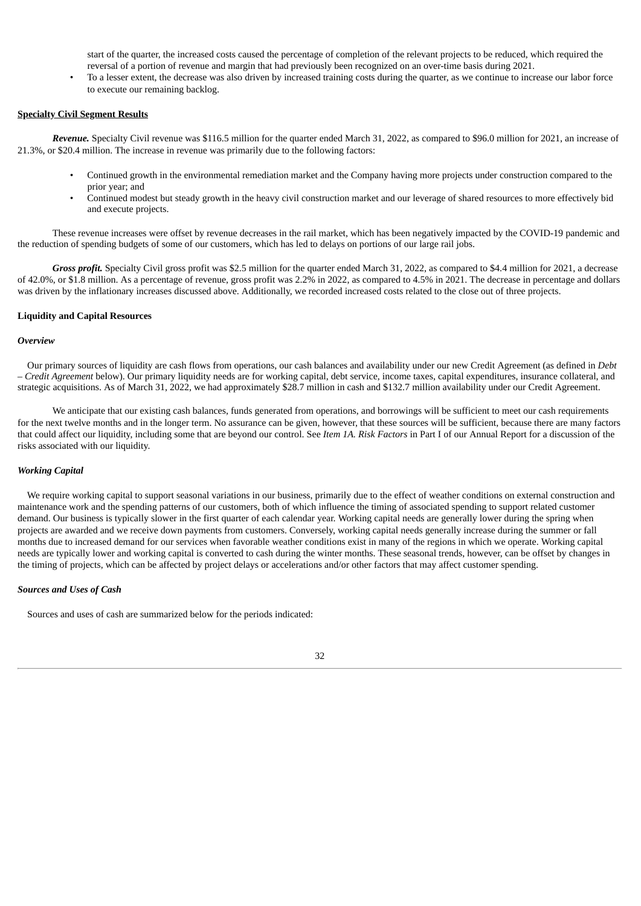start of the quarter, the increased costs caused the percentage of completion of the relevant projects to be reduced, which required the reversal of a portion of revenue and margin that had previously been recognized on an over-time basis during 2021.

- To a lesser extent, the decrease was also driven by increased training costs during the quarter, as we continue to increase our labor force to execute our remaining backlog.

**Specialty Civil Segment Results**

***Revenue.*** Specialty Civil revenue was $116.5 million for the quarter ended March 31, 2022, as compared to $96.0 million for 2021, an increase of 21.3%, or $20.4 million. The increase in revenue was primarily due to the following factors:

- Continued growth in the environmental remediation market and the Company having more projects under construction compared to the prior year; and
- Continued modest but steady growth in the heavy civil construction market and our leverage of shared resources to more effectively bid and execute projects.

These revenue increases were offset by revenue decreases in the rail market, which has been negatively impacted by the COVID-19 pandemic and the reduction of spending budgets of some of our customers, which has led to delays on portions of our large rail jobs.

***Gross profit.*** Specialty Civil gross profit was $2.5 million for the quarter ended March 31, 2022, as compared to $4.4 million for 2021, a decrease of 42.0%, or $1.8 million. As a percentage of revenue, gross profit was 2.2% in 2022, as compared to 4.5% in 2021. The decrease in percentage and dollars was driven by the inflationary increases discussed above. Additionally, we recorded increased costs related to the close out of three projects.

**Liquidity and Capital Resources**

***Overview***

Our primary sources of liquidity are cash flows from operations, our cash balances and availability under our new Credit Agreement (as defined in *Debt – Credit Agreement* below). Our primary liquidity needs are for working capital, debt service, income taxes, capital expenditures, insurance collateral, and strategic acquisitions. As of March 31, 2022, we had approximately $28.7 million in cash and $132.7 million availability under our Credit Agreement.

We anticipate that our existing cash balances, funds generated from operations, and borrowings will be sufficient to meet our cash requirements for the next twelve months and in the longer term. No assurance can be given, however, that these sources will be sufficient, because there are many factors that could affect our liquidity, including some that are beyond our control. See *Item 1A. Risk Factors* in Part I of our Annual Report for a discussion of the risks associated with our liquidity.

***Working Capital***

We require working capital to support seasonal variations in our business, primarily due to the effect of weather conditions on external construction and maintenance work and the spending patterns of our customers, both of which influence the timing of associated spending to support related customer demand. Our business is typically slower in the first quarter of each calendar year. Working capital needs are generally lower during the spring when projects are awarded and we receive down payments from customers. Conversely, working capital needs generally increase during the summer or fall months due to increased demand for our services when favorable weather conditions exist in many of the regions in which we operate. Working capital needs are typically lower and working capital is converted to cash during the winter months. These seasonal trends, however, can be offset by changes in the timing of projects, which can be affected by project delays or accelerations and/or other factors that may affect customer spending.

***Sources and Uses of Cash***

Sources and uses of cash are summarized below for the periods indicated: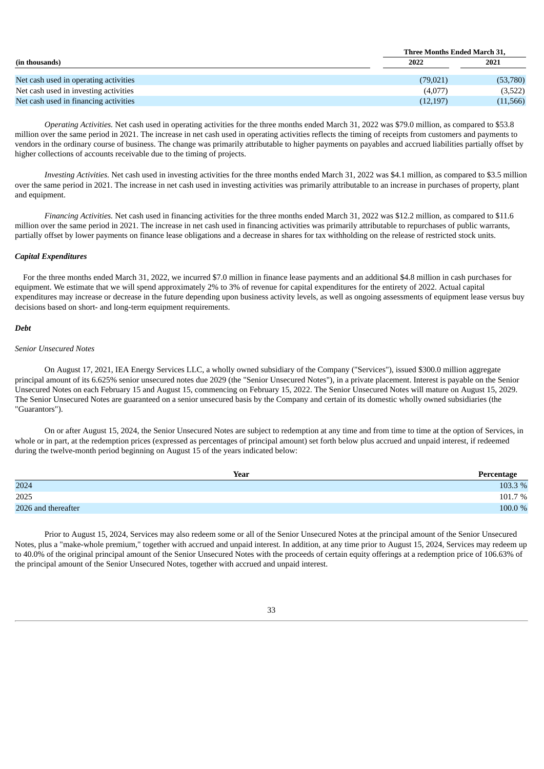| (in thousands) | Three Months Ended March 31, | |
|---|---|---|
| | 2022 | 2021 |
| Net cash used in operating activities | (79,021) | (53,780) |
| Net cash used in investing activities | (4,077) | (3,522) |
| Net cash used in financing activities | (12,197) | (11,566) |

*Operating Activities.* Net cash used in operating activities for the three months ended March 31, 2022 was $79.0 million, as compared to $53.8 million over the same period in 2021. The increase in net cash used in operating activities reflects the timing of receipts from customers and payments to vendors in the ordinary course of business. The change was primarily attributable to higher payments on payables and accrued liabilities partially offset by higher collections of accounts receivable due to the timing of projects.

*Investing Activities.* Net cash used in investing activities for the three months ended March 31, 2022 was $4.1 million, as compared to $3.5 million over the same period in 2021. The increase in net cash used in investing activities was primarily attributable to an increase in purchases of property, plant and equipment.

*Financing Activities.* Net cash used in financing activities for the three months ended March 31, 2022 was $12.2 million, as compared to $11.6 million over the same period in 2021. The increase in net cash used in financing activities was primarily attributable to repurchases of public warrants, partially offset by lower payments on finance lease obligations and a decrease in shares for tax withholding on the release of restricted stock units.

### *Capital Expenditures*

For the three months ended March 31, 2022, we incurred $7.0 million in finance lease payments and an additional $4.8 million in cash purchases for equipment. We estimate that we will spend approximately 2% to 3% of revenue for capital expenditures for the entirety of 2022. Actual capital expenditures may increase or decrease in the future depending upon business activity levels, as well as ongoing assessments of equipment lease versus buy decisions based on short- and long-term equipment requirements.

### *Debt*

*Senior Unsecured Notes*

On August 17, 2021, IEA Energy Services LLC, a wholly owned subsidiary of the Company ("Services"), issued $300.0 million aggregate principal amount of its 6.625% senior unsecured notes due 2029 (the "Senior Unsecured Notes"), in a private placement. Interest is payable on the Senior Unsecured Notes on each February 15 and August 15, commencing on February 15, 2022. The Senior Unsecured Notes will mature on August 15, 2029. The Senior Unsecured Notes are guaranteed on a senior unsecured basis by the Company and certain of its domestic wholly owned subsidiaries (the "Guarantors").

On or after August 15, 2024, the Senior Unsecured Notes are subject to redemption at any time and from time to time at the option of Services, in whole or in part, at the redemption prices (expressed as percentages of principal amount) set forth below plus accrued and unpaid interest, if redeemed during the twelve-month period beginning on August 15 of the years indicated below:

| Year | Percentage |
|---|---|
| 2024 | 103.3 % |
| 2025 | 101.7 % |
| 2026 and thereafter | 100.0 % |

Prior to August 15, 2024, Services may also redeem some or all of the Senior Unsecured Notes at the principal amount of the Senior Unsecured Notes, plus a "make-whole premium," together with accrued and unpaid interest. In addition, at any time prior to August 15, 2024, Services may redeem up to 40.0% of the original principal amount of the Senior Unsecured Notes with the proceeds of certain equity offerings at a redemption price of 106.63% of the principal amount of the Senior Unsecured Notes, together with accrued and unpaid interest.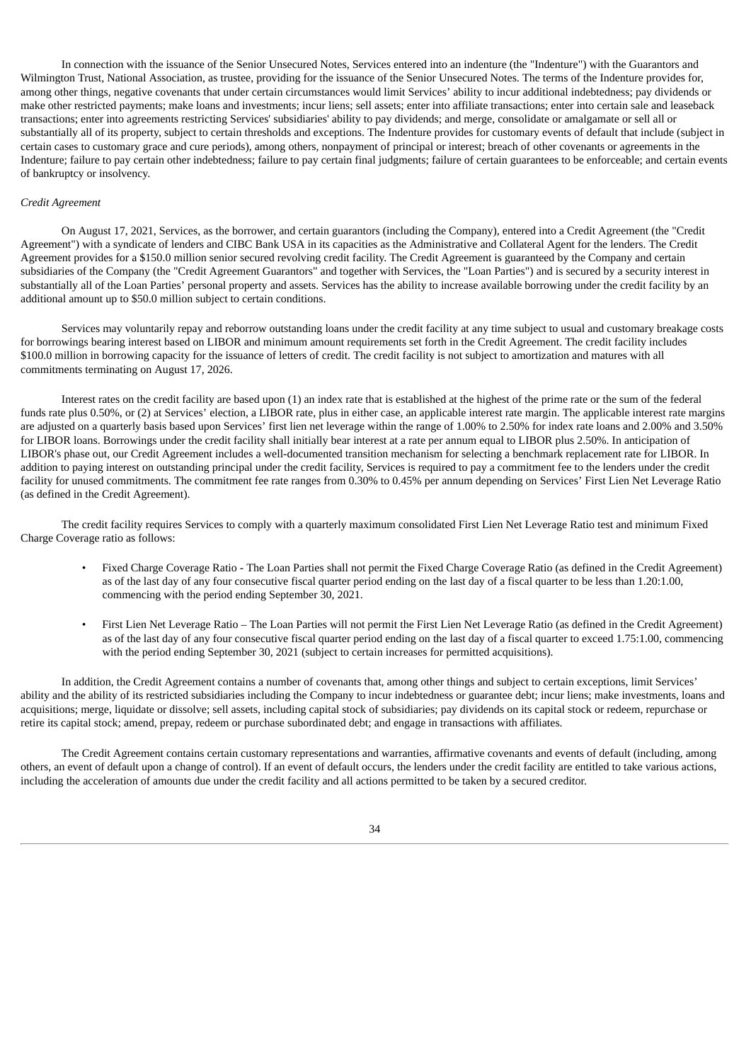In connection with the issuance of the Senior Unsecured Notes, Services entered into an indenture (the "Indenture") with the Guarantors and Wilmington Trust, National Association, as trustee, providing for the issuance of the Senior Unsecured Notes. The terms of the Indenture provides for, among other things, negative covenants that under certain circumstances would limit Services' ability to incur additional indebtedness; pay dividends or make other restricted payments; make loans and investments; incur liens; sell assets; enter into affiliate transactions; enter into certain sale and leaseback transactions; enter into agreements restricting Services' subsidiaries' ability to pay dividends; and merge, consolidate or amalgamate or sell all or substantially all of its property, subject to certain thresholds and exceptions. The Indenture provides for customary events of default that include (subject in certain cases to customary grace and cure periods), among others, nonpayment of principal or interest; breach of other covenants or agreements in the Indenture; failure to pay certain other indebtedness; failure to pay certain final judgments; failure of certain guarantees to be enforceable; and certain events of bankruptcy or insolvency.

*Credit Agreement*

On August 17, 2021, Services, as the borrower, and certain guarantors (including the Company), entered into a Credit Agreement (the "Credit Agreement") with a syndicate of lenders and CIBC Bank USA in its capacities as the Administrative and Collateral Agent for the lenders. The Credit Agreement provides for a $150.0 million senior secured revolving credit facility. The Credit Agreement is guaranteed by the Company and certain subsidiaries of the Company (the "Credit Agreement Guarantors" and together with Services, the "Loan Parties") and is secured by a security interest in substantially all of the Loan Parties' personal property and assets. Services has the ability to increase available borrowing under the credit facility by an additional amount up to $50.0 million subject to certain conditions.

Services may voluntarily repay and reborrow outstanding loans under the credit facility at any time subject to usual and customary breakage costs for borrowings bearing interest based on LIBOR and minimum amount requirements set forth in the Credit Agreement. The credit facility includes $100.0 million in borrowing capacity for the issuance of letters of credit. The credit facility is not subject to amortization and matures with all commitments terminating on August 17, 2026.

Interest rates on the credit facility are based upon (1) an index rate that is established at the highest of the prime rate or the sum of the federal funds rate plus 0.50%, or (2) at Services' election, a LIBOR rate, plus in either case, an applicable interest rate margin. The applicable interest rate margins are adjusted on a quarterly basis based upon Services' first lien net leverage within the range of 1.00% to 2.50% for index rate loans and 2.00% and 3.50% for LIBOR loans. Borrowings under the credit facility shall initially bear interest at a rate per annum equal to LIBOR plus 2.50%. In anticipation of LIBOR's phase out, our Credit Agreement includes a well-documented transition mechanism for selecting a benchmark replacement rate for LIBOR. In addition to paying interest on outstanding principal under the credit facility, Services is required to pay a commitment fee to the lenders under the credit facility for unused commitments. The commitment fee rate ranges from 0.30% to 0.45% per annum depending on Services' First Lien Net Leverage Ratio (as defined in the Credit Agreement).

The credit facility requires Services to comply with a quarterly maximum consolidated First Lien Net Leverage Ratio test and minimum Fixed Charge Coverage ratio as follows:

- Fixed Charge Coverage Ratio - The Loan Parties shall not permit the Fixed Charge Coverage Ratio (as defined in the Credit Agreement) as of the last day of any four consecutive fiscal quarter period ending on the last day of a fiscal quarter to be less than 1.20:1.00, commencing with the period ending September 30, 2021.
- First Lien Net Leverage Ratio – The Loan Parties will not permit the First Lien Net Leverage Ratio (as defined in the Credit Agreement) as of the last day of any four consecutive fiscal quarter period ending on the last day of a fiscal quarter to exceed 1.75:1.00, commencing with the period ending September 30, 2021 (subject to certain increases for permitted acquisitions).

In addition, the Credit Agreement contains a number of covenants that, among other things and subject to certain exceptions, limit Services' ability and the ability of its restricted subsidiaries including the Company to incur indebtedness or guarantee debt; incur liens; make investments, loans and acquisitions; merge, liquidate or dissolve; sell assets, including capital stock of subsidiaries; pay dividends on its capital stock or redeem, repurchase or retire its capital stock; amend, prepay, redeem or purchase subordinated debt; and engage in transactions with affiliates.

The Credit Agreement contains certain customary representations and warranties, affirmative covenants and events of default (including, among others, an event of default upon a change of control). If an event of default occurs, the lenders under the credit facility are entitled to take various actions, including the acceleration of amounts due under the credit facility and all actions permitted to be taken by a secured creditor.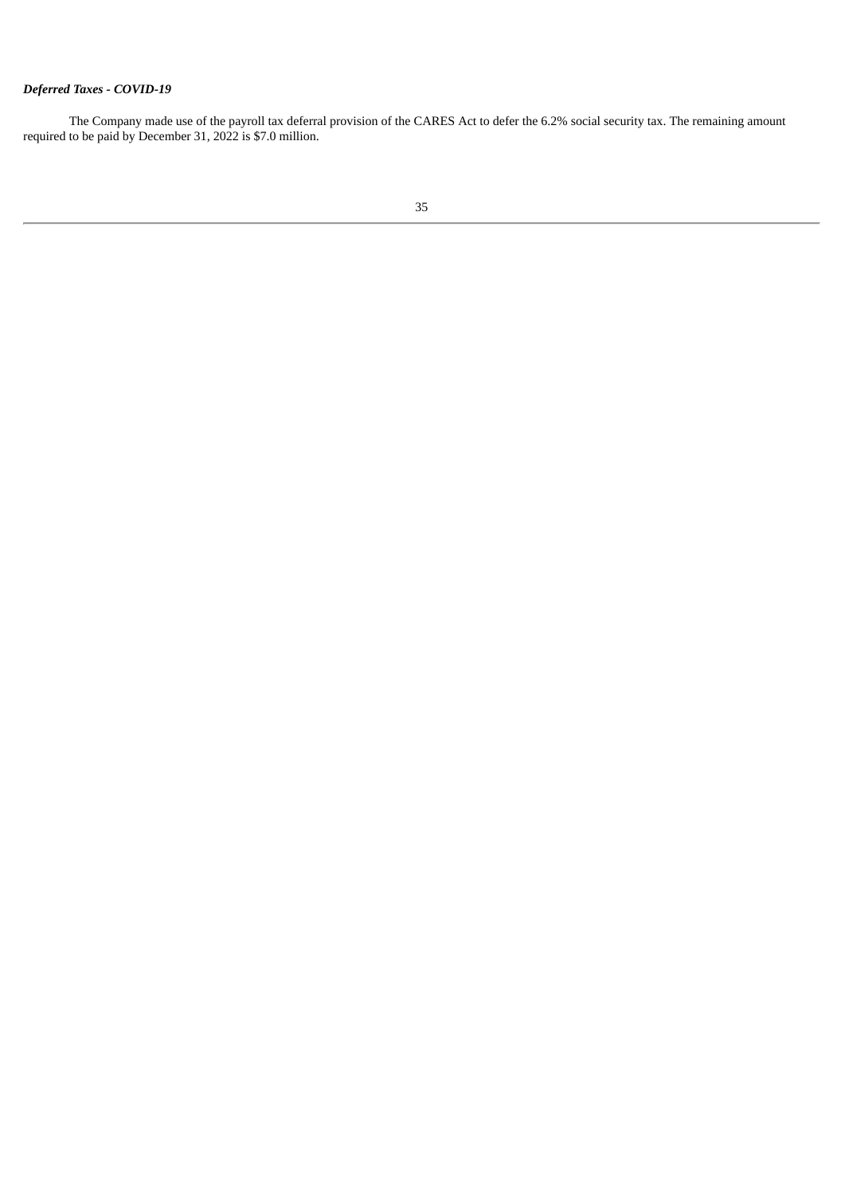***Deferred Taxes - COVID-19***

The Company made use of the payroll tax deferral provision of the CARES Act to defer the 6.2% social security tax. The remaining amount required to be paid by December 31, 2022 is $7.0 million.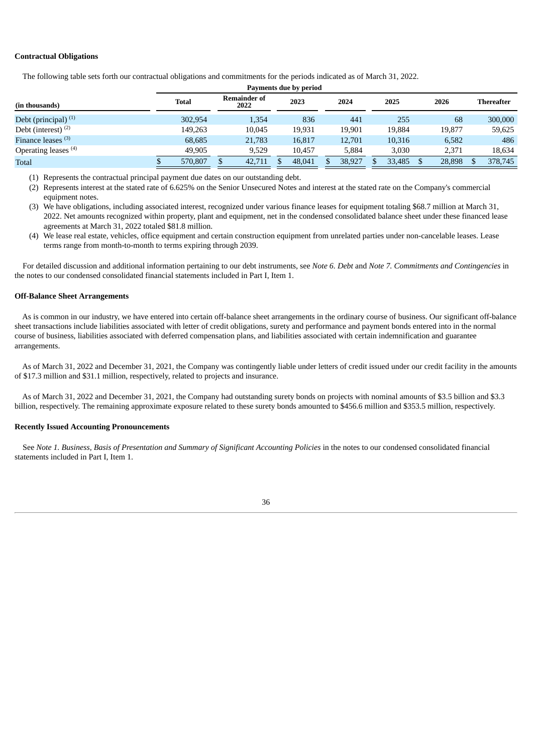**Contractual Obligations**

The following table sets forth our contractual obligations and commitments for the periods indicated as of March 31, 2022.

| | Payments due by period | | | | | | |
|---|---|---|---|---|---|---|---|
| (in thousands) | Total | Remainder of 2022 | 2023 | 2024 | 2025 | 2026 | Thereafter |
| Debt (principal) [(1)] | 302,954 | 1,354 | 836 | 441 | 255 | 68 | 300,000 |
| Debt (interest) [(2)] | 149,263 | 10,045 | 19,931 | 19,901 | 19,884 | 19,877 | 59,625 |
| Finance leases [(3)] | 68,685 | 21,783 | 16,817 | 12,701 | 10,316 | 6,582 | 486 |
| Operating leases [(4)] | 49,905 | 9,529 | 10,457 | 5,884 | 3,030 | 2,371 | 18,634 |
| Total | $ 570,807 | $ 42,711 | $ 48,041 | $ 38,927 | $ 33,485 | $ 28,898 | $ 378,745 |

(1) Represents the contractual principal payment due dates on our outstanding debt.

(2) Represents interest at the stated rate of 6.625% on the Senior Unsecured Notes and interest at the stated rate on the Company's commercial equipment notes.

(3) We have obligations, including associated interest, recognized under various finance leases for equipment totaling $68.7 million at March 31, 2022. Net amounts recognized within property, plant and equipment, net in the condensed consolidated balance sheet under these financed lease agreements at March 31, 2022 totaled $81.8 million.

(4) We lease real estate, vehicles, office equipment and certain construction equipment from unrelated parties under non-cancelable leases. Lease terms range from month-to-month to terms expiring through 2039.

For detailed discussion and additional information pertaining to our debt instruments, see *Note 6. Debt* and *Note 7. Commitments and Contingencies* in the notes to our condensed consolidated financial statements included in Part I, Item 1.

**Off-Balance Sheet Arrangements**

As is common in our industry, we have entered into certain off-balance sheet arrangements in the ordinary course of business. Our significant off-balance sheet transactions include liabilities associated with letter of credit obligations, surety and performance and payment bonds entered into in the normal course of business, liabilities associated with deferred compensation plans, and liabilities associated with certain indemnification and guarantee arrangements.

As of March 31, 2022 and December 31, 2021, the Company was contingently liable under letters of credit issued under our credit facility in the amounts of $17.3 million and $31.1 million, respectively, related to projects and insurance.

As of March 31, 2022 and December 31, 2021, the Company had outstanding surety bonds on projects with nominal amounts of $3.5 billion and $3.3 billion, respectively. The remaining approximate exposure related to these surety bonds amounted to $456.6 million and $353.5 million, respectively.

**Recently Issued Accounting Pronouncements**

See *Note 1. Business, Basis of Presentation and Summary of Significant Accounting Policies* in the notes to our condensed consolidated financial statements included in Part I, Item 1.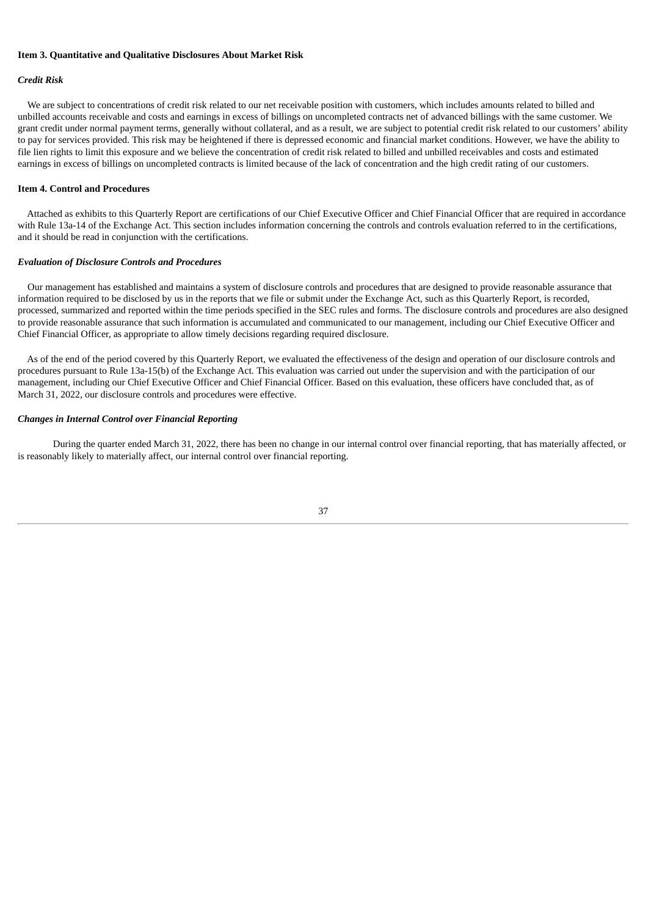### Item 3. Quantitative and Qualitative Disclosures About Market Risk

***Credit Risk***

We are subject to concentrations of credit risk related to our net receivable position with customers, which includes amounts related to billed and unbilled accounts receivable and costs and earnings in excess of billings on uncompleted contracts net of advanced billings with the same customer. We grant credit under normal payment terms, generally without collateral, and as a result, we are subject to potential credit risk related to our customers' ability to pay for services provided. This risk may be heightened if there is depressed economic and financial market conditions. However, we have the ability to file lien rights to limit this exposure and we believe the concentration of credit risk related to billed and unbilled receivables and costs and estimated earnings in excess of billings on uncompleted contracts is limited because of the lack of concentration and the high credit rating of our customers.

### Item 4. Control and Procedures

Attached as exhibits to this Quarterly Report are certifications of our Chief Executive Officer and Chief Financial Officer that are required in accordance with Rule 13a-14 of the Exchange Act. This section includes information concerning the controls and controls evaluation referred to in the certifications, and it should be read in conjunction with the certifications.

***Evaluation of Disclosure Controls and Procedures***

Our management has established and maintains a system of disclosure controls and procedures that are designed to provide reasonable assurance that information required to be disclosed by us in the reports that we file or submit under the Exchange Act, such as this Quarterly Report, is recorded, processed, summarized and reported within the time periods specified in the SEC rules and forms. The disclosure controls and procedures are also designed to provide reasonable assurance that such information is accumulated and communicated to our management, including our Chief Executive Officer and Chief Financial Officer, as appropriate to allow timely decisions regarding required disclosure.

As of the end of the period covered by this Quarterly Report, we evaluated the effectiveness of the design and operation of our disclosure controls and procedures pursuant to Rule 13a-15(b) of the Exchange Act. This evaluation was carried out under the supervision and with the participation of our management, including our Chief Executive Officer and Chief Financial Officer. Based on this evaluation, these officers have concluded that, as of March 31, 2022, our disclosure controls and procedures were effective.

***Changes in Internal Control over Financial Reporting***

During the quarter ended March 31, 2022, there has been no change in our internal control over financial reporting, that has materially affected, or is reasonably likely to materially affect, our internal control over financial reporting.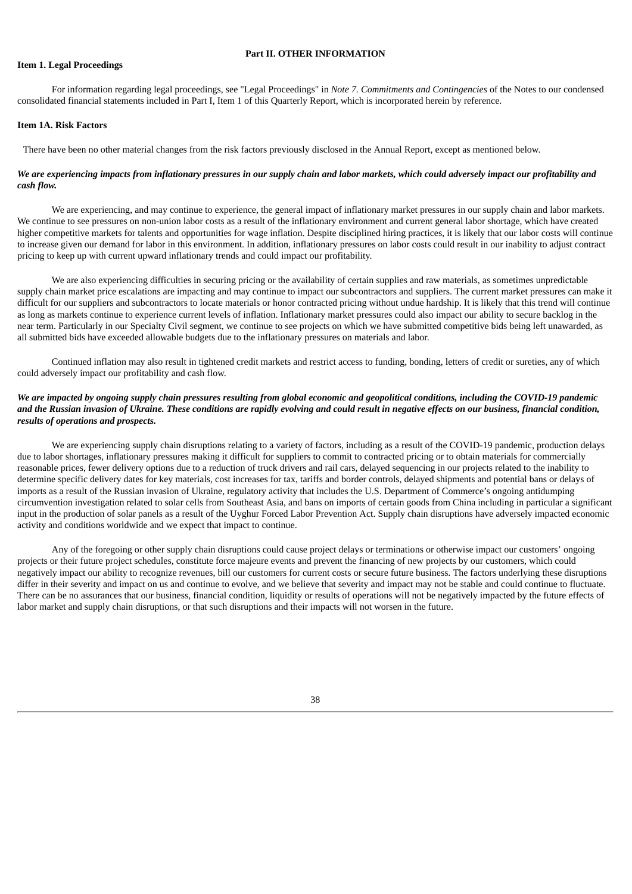## Part II. OTHER INFORMATION

### Item 1. Legal Proceedings

For information regarding legal proceedings, see "Legal Proceedings" in *Note 7. Commitments and Contingencies* of the Notes to our condensed consolidated financial statements included in Part I, Item 1 of this Quarterly Report, which is incorporated herein by reference.

### Item 1A. Risk Factors

There have been no other material changes from the risk factors previously disclosed in the Annual Report, except as mentioned below.

***We are experiencing impacts from inflationary pressures in our supply chain and labor markets, which could adversely impact our profitability and cash flow.***

We are experiencing, and may continue to experience, the general impact of inflationary market pressures in our supply chain and labor markets. We continue to see pressures on non-union labor costs as a result of the inflationary environment and current general labor shortage, which have created higher competitive markets for talents and opportunities for wage inflation. Despite disciplined hiring practices, it is likely that our labor costs will continue to increase given our demand for labor in this environment. In addition, inflationary pressures on labor costs could result in our inability to adjust contract pricing to keep up with current upward inflationary trends and could impact our profitability.

We are also experiencing difficulties in securing pricing or the availability of certain supplies and raw materials, as sometimes unpredictable supply chain market price escalations are impacting and may continue to impact our subcontractors and suppliers. The current market pressures can make it difficult for our suppliers and subcontractors to locate materials or honor contracted pricing without undue hardship. It is likely that this trend will continue as long as markets continue to experience current levels of inflation. Inflationary market pressures could also impact our ability to secure backlog in the near term. Particularly in our Specialty Civil segment, we continue to see projects on which we have submitted competitive bids being left unawarded, as all submitted bids have exceeded allowable budgets due to the inflationary pressures on materials and labor.

Continued inflation may also result in tightened credit markets and restrict access to funding, bonding, letters of credit or sureties, any of which could adversely impact our profitability and cash flow.

***We are impacted by ongoing supply chain pressures resulting from global economic and geopolitical conditions, including the COVID-19 pandemic and the Russian invasion of Ukraine. These conditions are rapidly evolving and could result in negative effects on our business, financial condition, results of operations and prospects.***

We are experiencing supply chain disruptions relating to a variety of factors, including as a result of the COVID-19 pandemic, production delays due to labor shortages, inflationary pressures making it difficult for suppliers to commit to contracted pricing or to obtain materials for commercially reasonable prices, fewer delivery options due to a reduction of truck drivers and rail cars, delayed sequencing in our projects related to the inability to determine specific delivery dates for key materials, cost increases for tax, tariffs and border controls, delayed shipments and potential bans or delays of imports as a result of the Russian invasion of Ukraine, regulatory activity that includes the U.S. Department of Commerce's ongoing antidumping circumvention investigation related to solar cells from Southeast Asia, and bans on imports of certain goods from China including in particular a significant input in the production of solar panels as a result of the Uyghur Forced Labor Prevention Act. Supply chain disruptions have adversely impacted economic activity and conditions worldwide and we expect that impact to continue.

Any of the foregoing or other supply chain disruptions could cause project delays or terminations or otherwise impact our customers' ongoing projects or their future project schedules, constitute force majeure events and prevent the financing of new projects by our customers, which could negatively impact our ability to recognize revenues, bill our customers for current costs or secure future business. The factors underlying these disruptions differ in their severity and impact on us and continue to evolve, and we believe that severity and impact may not be stable and could continue to fluctuate. There can be no assurances that our business, financial condition, liquidity or results of operations will not be negatively impacted by the future effects of labor market and supply chain disruptions, or that such disruptions and their impacts will not worsen in the future.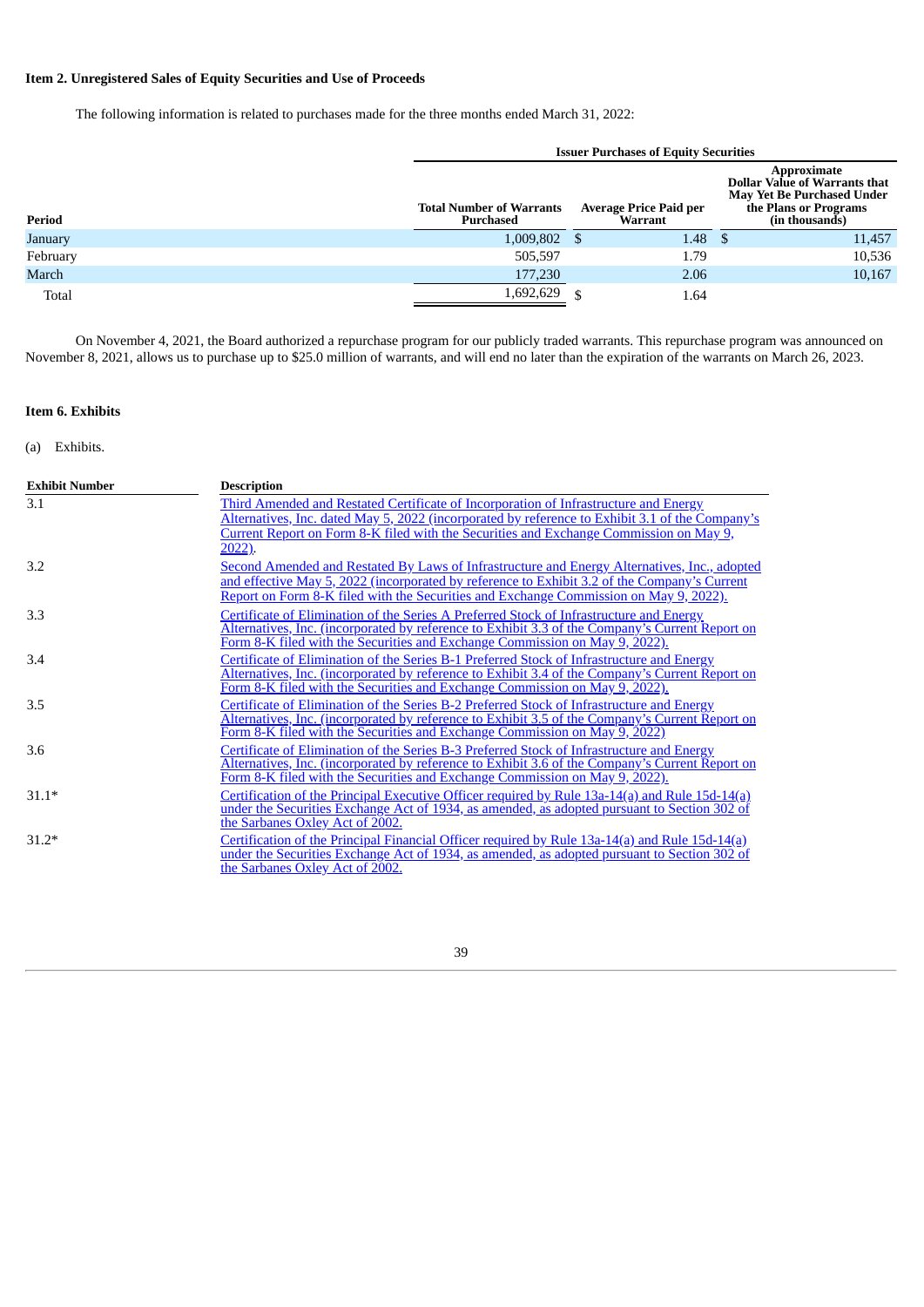## Item 2. Unregistered Sales of Equity Securities and Use of Proceeds

The following information is related to purchases made for the three months ended March 31, 2022:

| | Issuer Purchases of Equity Securities | | |
|---|---|---|---|
| **Period** | **Total Number of Warrants Purchased** | **Average Price Paid per Warrant** | **Approximate Dollar Value of Warrants that May Yet Be Purchased Under the Plans or Programs (in thousands)** |
| January | 1,009,802 | $ 1.48 | $ 11,457 |
| February | 505,597 | 1.79 | 10,536 |
| March | 177,230 | 2.06 | 10,167 |
| Total | 1,692,629 | $ 1.64 | |

On November 4, 2021, the Board authorized a repurchase program for our publicly traded warrants. This repurchase program was announced on November 8, 2021, allows us to purchase up to $25.0 million of warrants, and will end no later than the expiration of the warrants on March 26, 2023.

## Item 6. Exhibits

(a) Exhibits.

| Exhibit Number | Description |
|---|---|
| 3.1 | Third Amended and Restated Certificate of Incorporation of Infrastructure and Energy Alternatives, Inc. dated May 5, 2022 (incorporated by reference to Exhibit 3.1 of the Company's Current Report on Form 8-K filed with the Securities and Exchange Commission on May 9, 2022). |
| 3.2 | Second Amended and Restated By Laws of Infrastructure and Energy Alternatives, Inc., adopted and effective May 5, 2022 (incorporated by reference to Exhibit 3.2 of the Company's Current Report on Form 8-K filed with the Securities and Exchange Commission on May 9, 2022). |
| 3.3 | Certificate of Elimination of the Series A Preferred Stock of Infrastructure and Energy Alternatives, Inc. (incorporated by reference to Exhibit 3.3 of the Company's Current Report on Form 8-K filed with the Securities and Exchange Commission on May 9, 2022). |
| 3.4 | Certificate of Elimination of the Series B-1 Preferred Stock of Infrastructure and Energy Alternatives, Inc. (incorporated by reference to Exhibit 3.4 of the Company's Current Report on Form 8-K filed with the Securities and Exchange Commission on May 9, 2022). |
| 3.5 | Certificate of Elimination of the Series B-2 Preferred Stock of Infrastructure and Energy Alternatives, Inc. (incorporated by reference to Exhibit 3.5 of the Company's Current Report on Form 8-K filed with the Securities and Exchange Commission on May 9, 2022) |
| 3.6 | Certificate of Elimination of the Series B-3 Preferred Stock of Infrastructure and Energy Alternatives, Inc. (incorporated by reference to Exhibit 3.6 of the Company's Current Report on Form 8-K filed with the Securities and Exchange Commission on May 9, 2022). |
| 31.1* | Certification of the Principal Executive Officer required by Rule 13a-14(a) and Rule 15d-14(a) under the Securities Exchange Act of 1934, as amended, as adopted pursuant to Section 302 of the Sarbanes Oxley Act of 2002. |
| 31.2* | Certification of the Principal Financial Officer required by Rule 13a-14(a) and Rule 15d-14(a) under the Securities Exchange Act of 1934, as amended, as adopted pursuant to Section 302 of the Sarbanes Oxley Act of 2002. |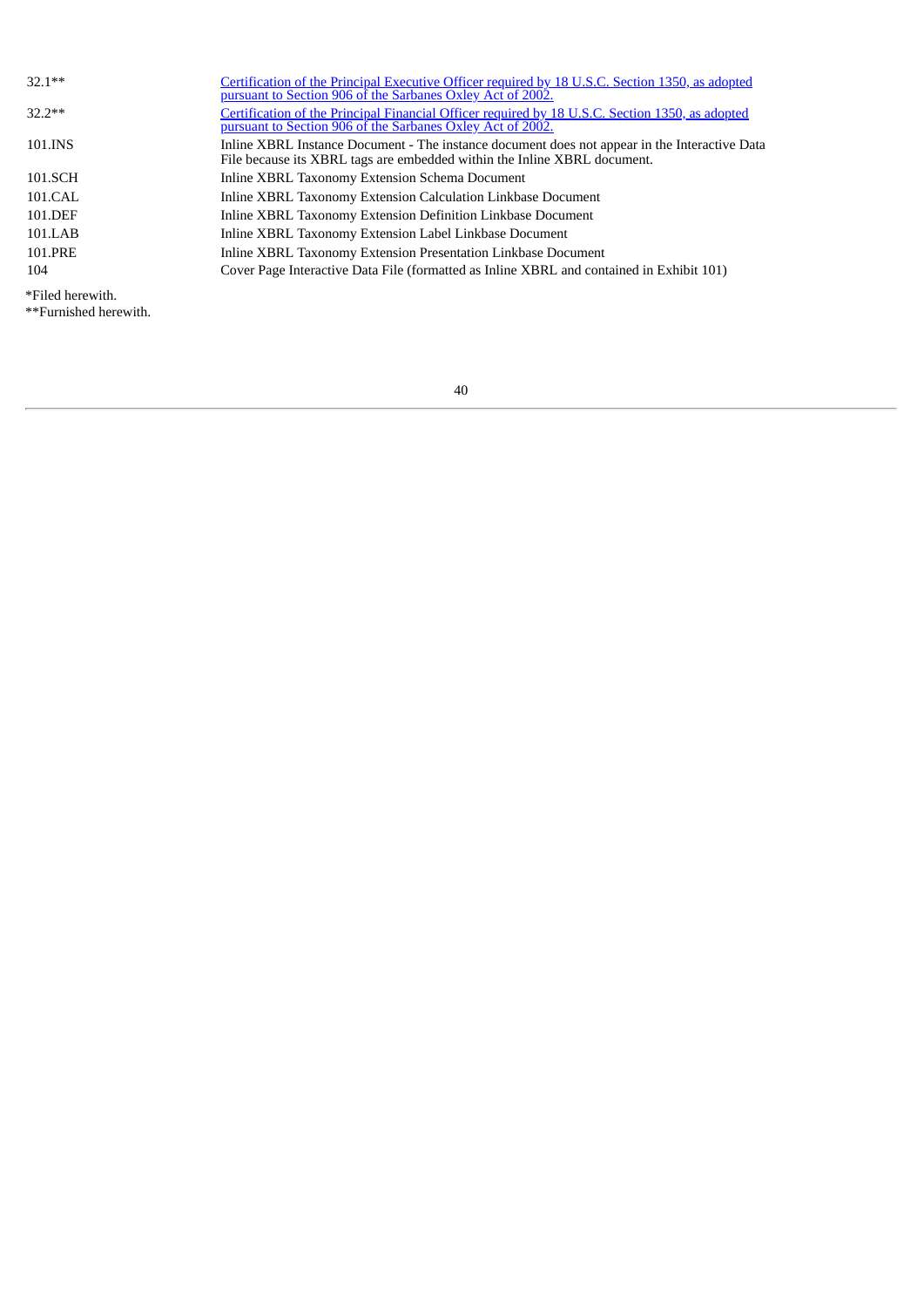| | |
|---|---|
| 32.1** | Certification of the Principal Executive Officer required by 18 U.S.C. Section 1350, as adopted pursuant to Section 906 of the Sarbanes Oxley Act of 2002. |
| 32.2** | Certification of the Principal Financial Officer required by 18 U.S.C. Section 1350, as adopted pursuant to Section 906 of the Sarbanes Oxley Act of 2002. |
| 101.INS | Inline XBRL Instance Document - The instance document does not appear in the Interactive Data File because its XBRL tags are embedded within the Inline XBRL document. |
| 101.SCH | Inline XBRL Taxonomy Extension Schema Document |
| 101.CAL | Inline XBRL Taxonomy Extension Calculation Linkbase Document |
| 101.DEF | Inline XBRL Taxonomy Extension Definition Linkbase Document |
| 101.LAB | Inline XBRL Taxonomy Extension Label Linkbase Document |
| 101.PRE | Inline XBRL Taxonomy Extension Presentation Linkbase Document |
| 104 | Cover Page Interactive Data File (formatted as Inline XBRL and contained in Exhibit 101) |

*Filed herewith.
**Furnished herewith.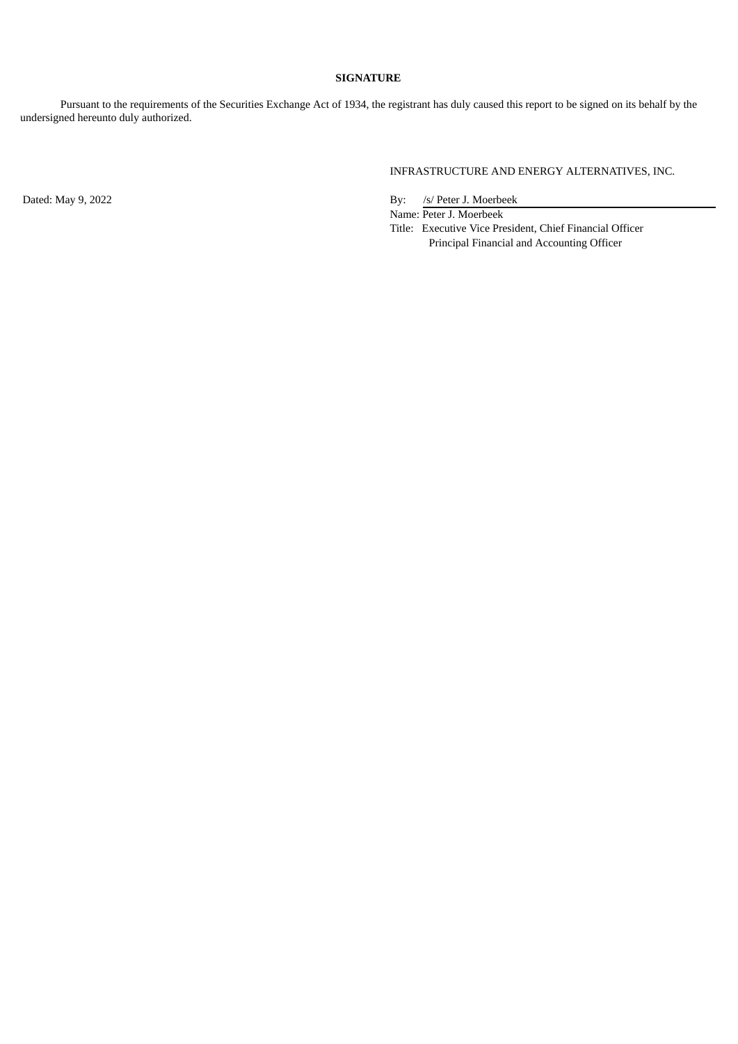**SIGNATURE**

Pursuant to the requirements of the Securities Exchange Act of 1934, the registrant has duly caused this report to be signed on its behalf by the undersigned hereunto duly authorized.

INFRASTRUCTURE AND ENERGY ALTERNATIVES, INC.

Dated: May 9, 2022

By: /s/ Peter J. Moerbeek
Name: Peter J. Moerbeek
Title: Executive Vice President, Chief Financial Officer
Principal Financial and Accounting Officer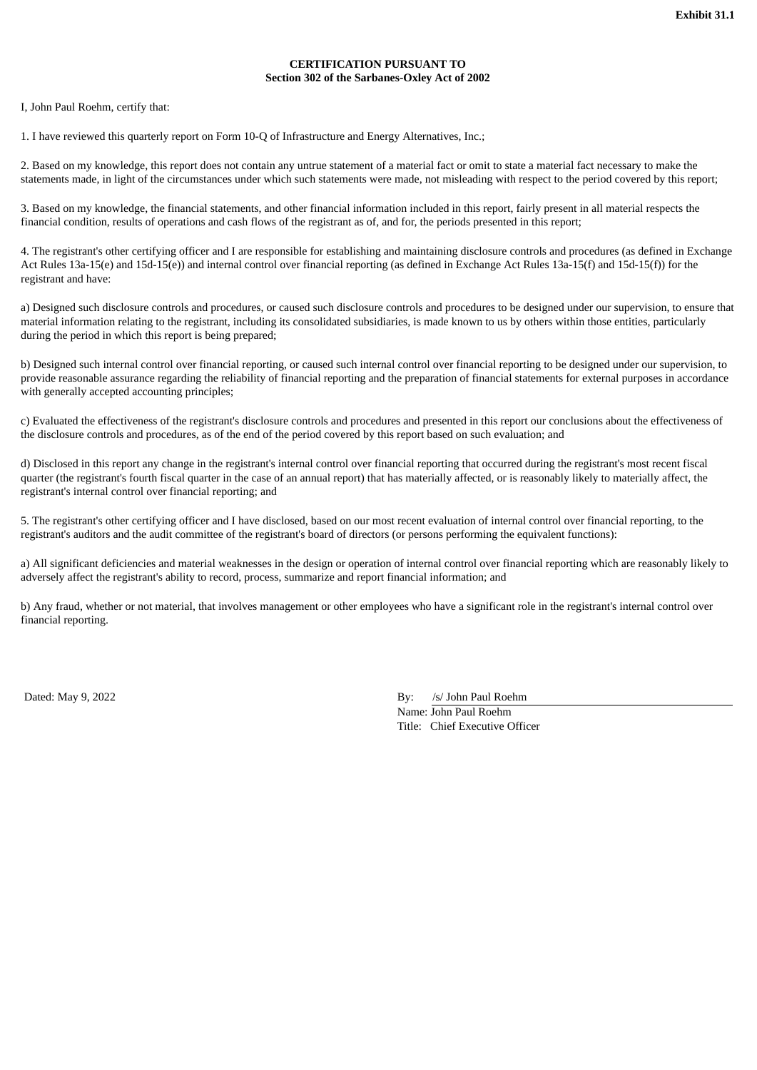**Exhibit 31.1**

**CERTIFICATION PURSUANT TO**
**Section 302 of the Sarbanes-Oxley Act of 2002**

I, John Paul Roehm, certify that:

1. I have reviewed this quarterly report on Form 10-Q of Infrastructure and Energy Alternatives, Inc.;

2. Based on my knowledge, this report does not contain any untrue statement of a material fact or omit to state a material fact necessary to make the statements made, in light of the circumstances under which such statements were made, not misleading with respect to the period covered by this report;

3. Based on my knowledge, the financial statements, and other financial information included in this report, fairly present in all material respects the financial condition, results of operations and cash flows of the registrant as of, and for, the periods presented in this report;

4. The registrant's other certifying officer and I are responsible for establishing and maintaining disclosure controls and procedures (as defined in Exchange Act Rules 13a-15(e) and 15d-15(e)) and internal control over financial reporting (as defined in Exchange Act Rules 13a-15(f) and 15d-15(f)) for the registrant and have:

a) Designed such disclosure controls and procedures, or caused such disclosure controls and procedures to be designed under our supervision, to ensure that material information relating to the registrant, including its consolidated subsidiaries, is made known to us by others within those entities, particularly during the period in which this report is being prepared;

b) Designed such internal control over financial reporting, or caused such internal control over financial reporting to be designed under our supervision, to provide reasonable assurance regarding the reliability of financial reporting and the preparation of financial statements for external purposes in accordance with generally accepted accounting principles;

c) Evaluated the effectiveness of the registrant's disclosure controls and procedures and presented in this report our conclusions about the effectiveness of the disclosure controls and procedures, as of the end of the period covered by this report based on such evaluation; and

d) Disclosed in this report any change in the registrant's internal control over financial reporting that occurred during the registrant's most recent fiscal quarter (the registrant's fourth fiscal quarter in the case of an annual report) that has materially affected, or is reasonably likely to materially affect, the registrant's internal control over financial reporting; and

5. The registrant's other certifying officer and I have disclosed, based on our most recent evaluation of internal control over financial reporting, to the registrant's auditors and the audit committee of the registrant's board of directors (or persons performing the equivalent functions):

a) All significant deficiencies and material weaknesses in the design or operation of internal control over financial reporting which are reasonably likely to adversely affect the registrant's ability to record, process, summarize and report financial information; and

b) Any fraud, whether or not material, that involves management or other employees who have a significant role in the registrant's internal control over financial reporting.

Dated: May 9, 2022

By: /s/ John Paul Roehm
Name: John Paul Roehm
Title: Chief Executive Officer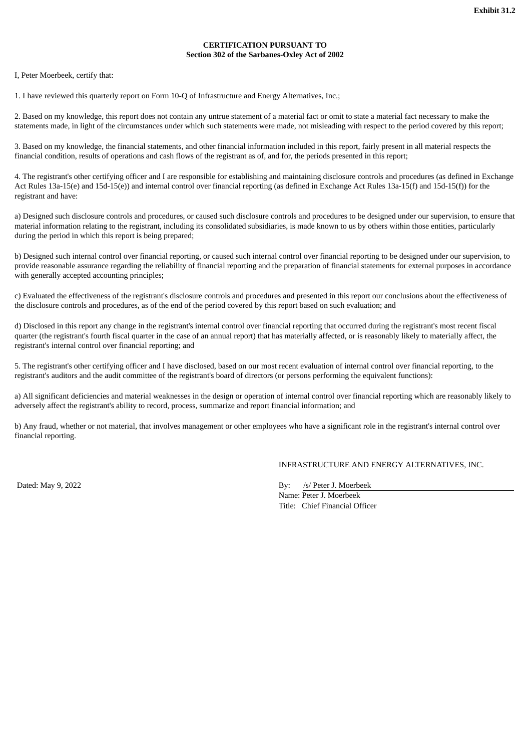**Exhibit 31.2**

**CERTIFICATION PURSUANT TO**
**Section 302 of the Sarbanes-Oxley Act of 2002**

I, Peter Moerbeek, certify that:

1. I have reviewed this quarterly report on Form 10-Q of Infrastructure and Energy Alternatives, Inc.;

2. Based on my knowledge, this report does not contain any untrue statement of a material fact or omit to state a material fact necessary to make the statements made, in light of the circumstances under which such statements were made, not misleading with respect to the period covered by this report;

3. Based on my knowledge, the financial statements, and other financial information included in this report, fairly present in all material respects the financial condition, results of operations and cash flows of the registrant as of, and for, the periods presented in this report;

4. The registrant's other certifying officer and I are responsible for establishing and maintaining disclosure controls and procedures (as defined in Exchange Act Rules 13a-15(e) and 15d-15(e)) and internal control over financial reporting (as defined in Exchange Act Rules 13a-15(f) and 15d-15(f)) for the registrant and have:

a) Designed such disclosure controls and procedures, or caused such disclosure controls and procedures to be designed under our supervision, to ensure that material information relating to the registrant, including its consolidated subsidiaries, is made known to us by others within those entities, particularly during the period in which this report is being prepared;

b) Designed such internal control over financial reporting, or caused such internal control over financial reporting to be designed under our supervision, to provide reasonable assurance regarding the reliability of financial reporting and the preparation of financial statements for external purposes in accordance with generally accepted accounting principles;

c) Evaluated the effectiveness of the registrant's disclosure controls and procedures and presented in this report our conclusions about the effectiveness of the disclosure controls and procedures, as of the end of the period covered by this report based on such evaluation; and

d) Disclosed in this report any change in the registrant's internal control over financial reporting that occurred during the registrant's most recent fiscal quarter (the registrant's fourth fiscal quarter in the case of an annual report) that has materially affected, or is reasonably likely to materially affect, the registrant's internal control over financial reporting; and

5. The registrant's other certifying officer and I have disclosed, based on our most recent evaluation of internal control over financial reporting, to the registrant's auditors and the audit committee of the registrant's board of directors (or persons performing the equivalent functions):

a) All significant deficiencies and material weaknesses in the design or operation of internal control over financial reporting which are reasonably likely to adversely affect the registrant's ability to record, process, summarize and report financial information; and

b) Any fraud, whether or not material, that involves management or other employees who have a significant role in the registrant's internal control over financial reporting.

INFRASTRUCTURE AND ENERGY ALTERNATIVES, INC.

Dated: May 9, 2022

By: /s/ Peter J. Moerbeek
Name: Peter J. Moerbeek
Title: Chief Financial Officer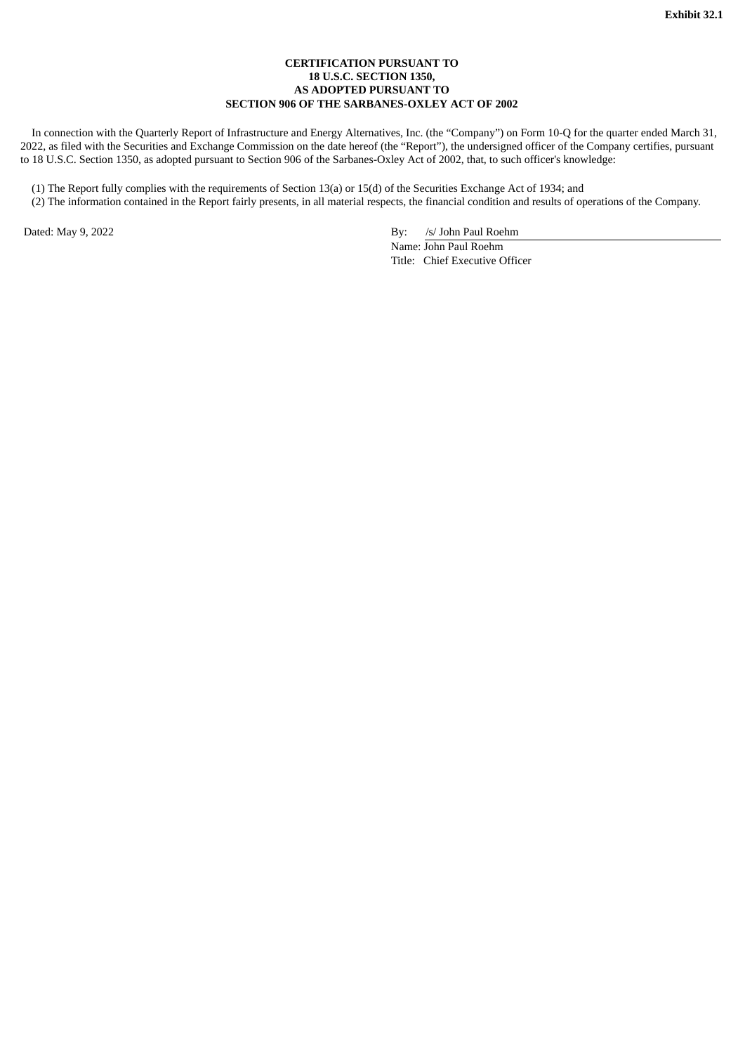**Exhibit 32.1**

**CERTIFICATION PURSUANT TO
18 U.S.C. SECTION 1350,
AS ADOPTED PURSUANT TO
SECTION 906 OF THE SARBANES-OXLEY ACT OF 2002**

In connection with the Quarterly Report of Infrastructure and Energy Alternatives, Inc. (the "Company") on Form 10-Q for the quarter ended March 31, 2022, as filed with the Securities and Exchange Commission on the date hereof (the "Report"), the undersigned officer of the Company certifies, pursuant to 18 U.S.C. Section 1350, as adopted pursuant to Section 906 of the Sarbanes-Oxley Act of 2002, that, to such officer's knowledge:

(1) The Report fully complies with the requirements of Section 13(a) or 15(d) of the Securities Exchange Act of 1934; and
(2) The information contained in the Report fairly presents, in all material respects, the financial condition and results of operations of the Company.

Dated: May 9, 2022

By: /s/ John Paul Roehm
Name: John Paul Roehm
Title: Chief Executive Officer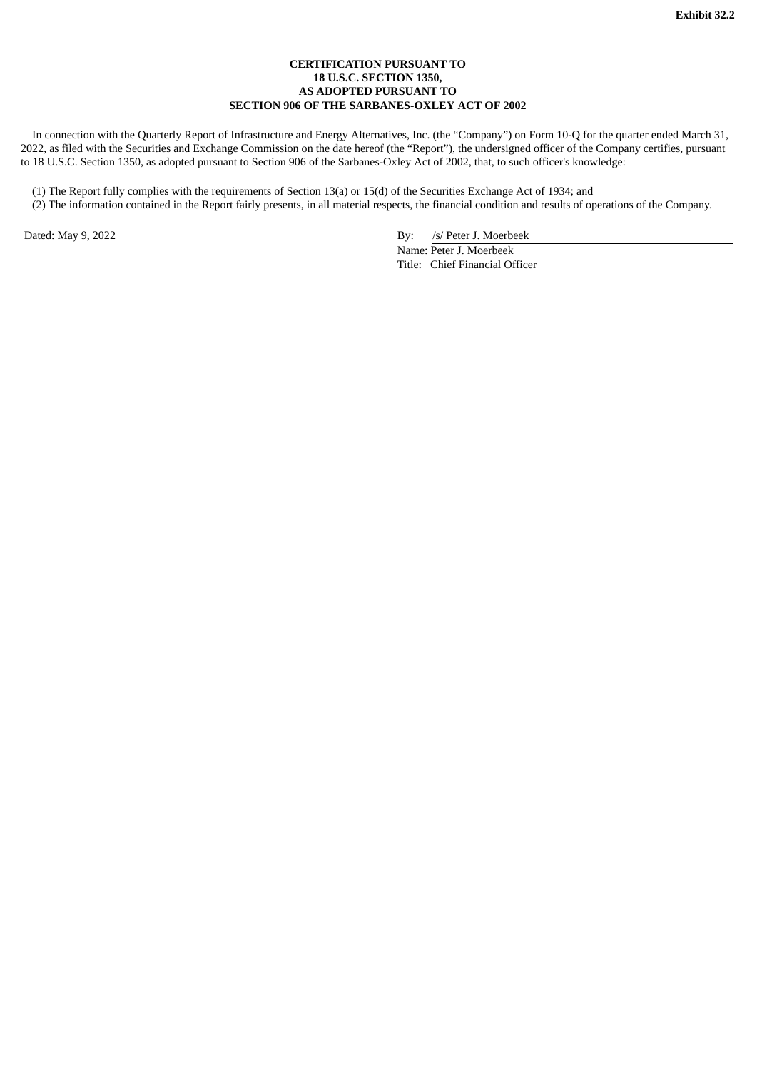**Exhibit 32.2**

**CERTIFICATION PURSUANT TO**
**18 U.S.C. SECTION 1350,**
**AS ADOPTED PURSUANT TO**
**SECTION 906 OF THE SARBANES-OXLEY ACT OF 2002**

In connection with the Quarterly Report of Infrastructure and Energy Alternatives, Inc. (the "Company") on Form 10-Q for the quarter ended March 31, 2022, as filed with the Securities and Exchange Commission on the date hereof (the "Report"), the undersigned officer of the Company certifies, pursuant to 18 U.S.C. Section 1350, as adopted pursuant to Section 906 of the Sarbanes-Oxley Act of 2002, that, to such officer's knowledge:

(1) The Report fully complies with the requirements of Section 13(a) or 15(d) of the Securities Exchange Act of 1934; and
(2) The information contained in the Report fairly presents, in all material respects, the financial condition and results of operations of the Company.

Dated: May 9, 2022

By: /s/ Peter J. Moerbeek
Name: Peter J. Moerbeek
Title: Chief Financial Officer